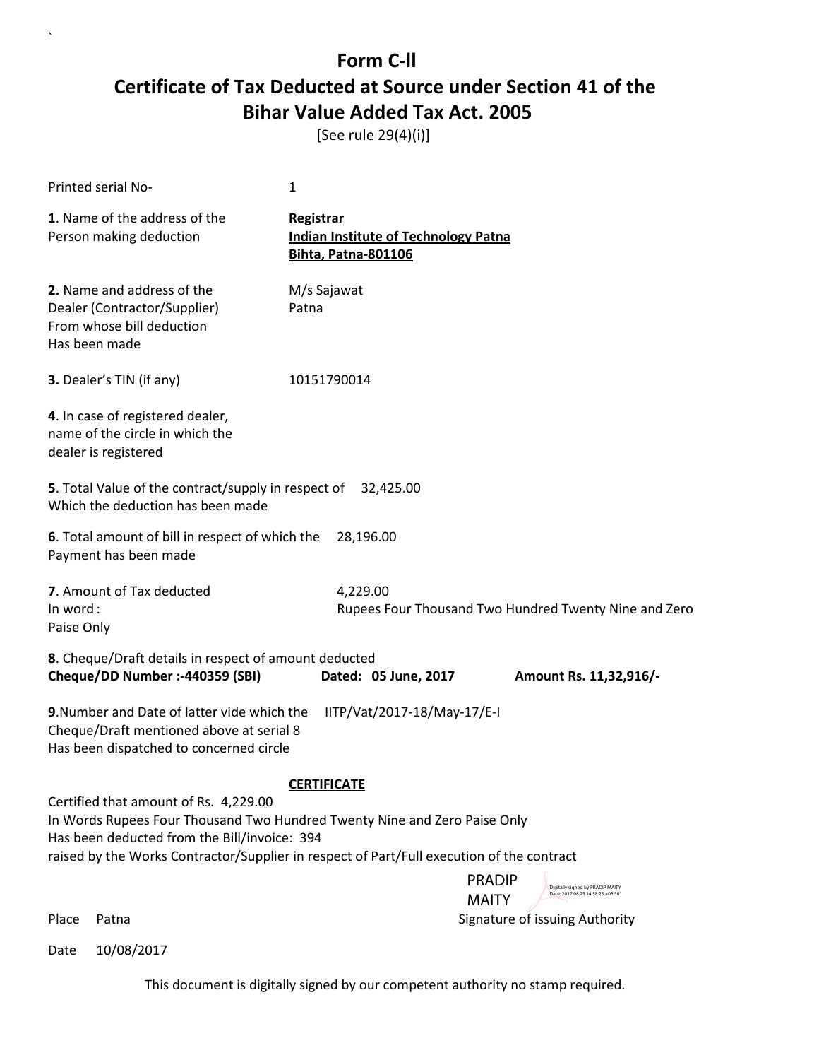# Form C-ll

## Certificate of Tax Deducted at Source under Section 41 of the Bihar Value Added Tax Act. 2005

[See rule 29(4)(i)]

Printed serial No- 1

**1**. Name of the address of the Person making deduction

**Registrar**
**Indian Institute of Technology Patna**
**Bihta, Patna-801106**

**2.** Name and address of the Dealer (Contractor/Supplier) From whose bill deduction Has been made

M/s Sajawat
Patna

**3.** Dealer's TIN (if any) 10151790014

**4**. In case of registered dealer, name of the circle in which the dealer is registered

**5**. Total Value of the contract/supply in respect of Which the deduction has been made 32,425.00

**6**. Total amount of bill in respect of which the Payment has been made 28,196.00

**7**. Amount of Tax deducted 4,229.00
In word : Rupees Four Thousand Two Hundred Twenty Nine and Zero Paise Only

**8**. Cheque/Draft details in respect of amount deducted
**Cheque/DD Number :-440359 (SBI)** **Dated: 05 June, 2017** **Amount Rs. 11,32,916/-**

**9**.Number and Date of latter vide which the Cheque/Draft mentioned above at serial 8 Has been dispatched to concerned circle IITP/Vat/2017-18/May-17/E-I

**CERTIFICATE**

Certified that amount of Rs. 4,229.00
In Words Rupees Four Thousand Two Hundred Twenty Nine and Zero Paise Only
Has been deducted from the Bill/invoice: 394
raised by the Works Contractor/Supplier in respect of Part/Full execution of the contract

PRADIP MAITY
Digitally signed by PRADIP MAITY
Date: 2017.08.25 14:58:23 +05'30'

Place Patna Signature of issuing Authority

Date 10/08/2017

This document is digitally signed by our competent authority no stamp required.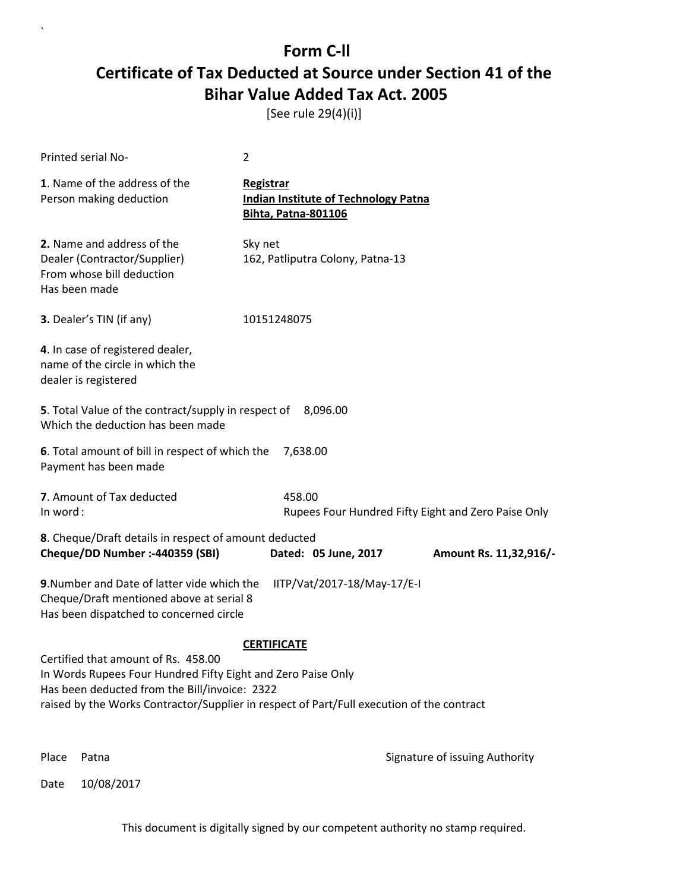# Form C-ll

# Certificate of Tax Deducted at Source under Section 41 of the Bihar Value Added Tax Act. 2005

[See rule 29(4)(i)]

Printed serial No- 2

**1**. Name of the address of the Person making deduction

**Registrar**
**Indian Institute of Technology Patna**
**Bihta, Patna-801106**

**2.** Name and address of the Dealer (Contractor/Supplier) From whose bill deduction Has been made

Sky net
162, Patliputra Colony, Patna-13

**3.** Dealer's TIN (if any) 10151248075

**4**. In case of registered dealer, name of the circle in which the dealer is registered

**5**. Total Value of the contract/supply in respect of Which the deduction has been made 8,096.00

**6**. Total amount of bill in respect of which the Payment has been made 7,638.00

**7**. Amount of Tax deducted 458.00
In word : Rupees Four Hundred Fifty Eight and Zero Paise Only

**8**. Cheque/Draft details in respect of amount deducted
**Cheque/DD Number :-440359 (SBI)** **Dated: 05 June, 2017** **Amount Rs. 11,32,916/-**

**9**.Number and Date of latter vide which the Cheque/Draft mentioned above at serial 8 Has been dispatched to concerned circle IITP/Vat/2017-18/May-17/E-I

**CERTIFICATE**

Certified that amount of Rs. 458.00
In Words Rupees Four Hundred Fifty Eight and Zero Paise Only
Has been deducted from the Bill/invoice: 2322
raised by the Works Contractor/Supplier in respect of Part/Full execution of the contract

Place Patna

Signature of issuing Authority

Date 10/08/2017

This document is digitally signed by our competent authority no stamp required.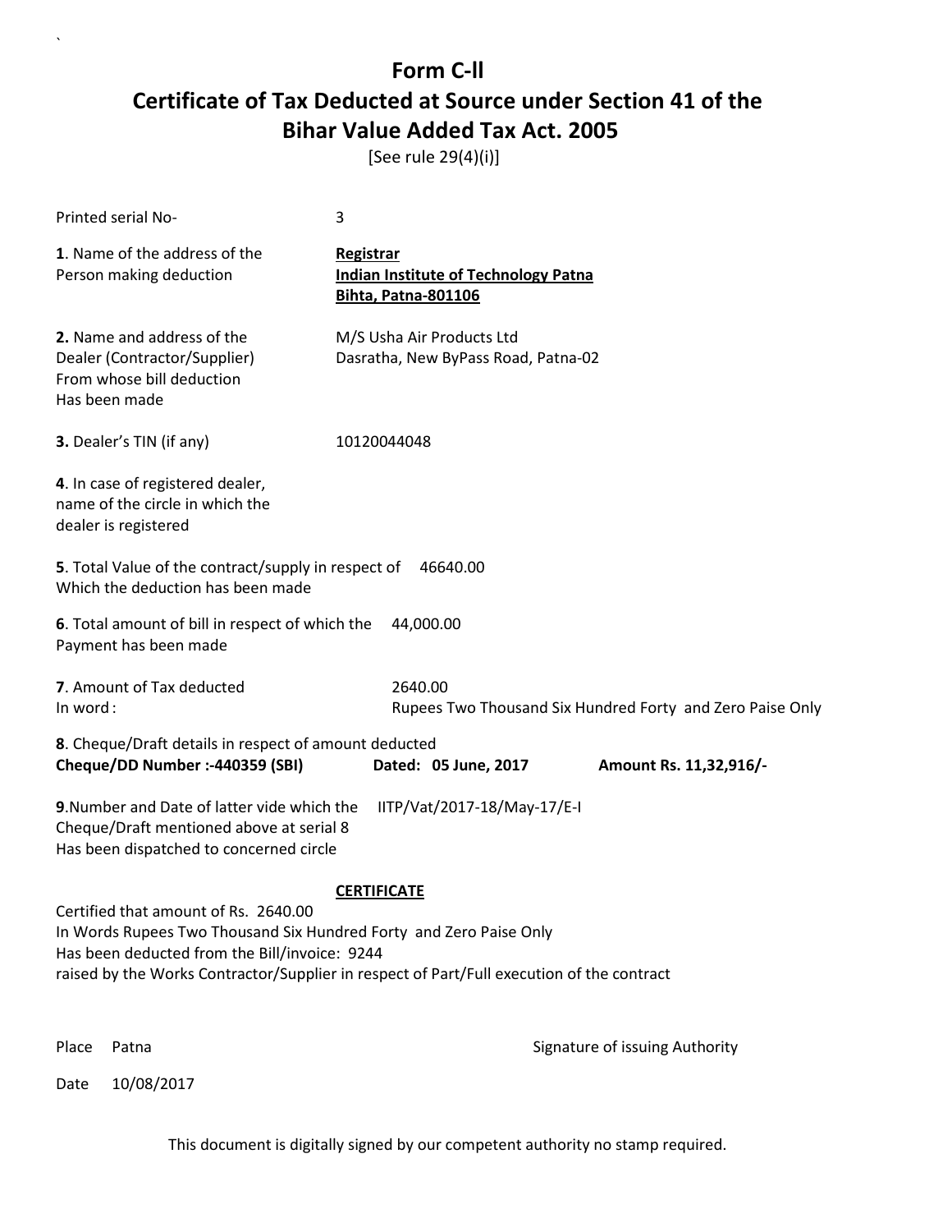# Form C-ll

## Certificate of Tax Deducted at Source under Section 41 of the Bihar Value Added Tax Act. 2005

[See rule 29(4)(i)]

Printed serial No- 3

**1**. Name of the address of the Person making deduction

**Registrar**
**Indian Institute of Technology Patna**
**Bihta, Patna-801106**

**2.** Name and address of the Dealer (Contractor/Supplier) From whose bill deduction Has been made

M/S Usha Air Products Ltd
Dasratha, New ByPass Road, Patna-02

**3.** Dealer's TIN (if any) 10120044048

**4**. In case of registered dealer, name of the circle in which the dealer is registered

**5**. Total Value of the contract/supply in respect of Which the deduction has been made 46640.00

**6**. Total amount of bill in respect of which the Payment has been made 44,000.00

**7**. Amount of Tax deducted 2640.00
In word : Rupees Two Thousand Six Hundred Forty and Zero Paise Only

**8**. Cheque/Draft details in respect of amount deducted
**Cheque/DD Number :-440359 (SBI)** **Dated: 05 June, 2017** **Amount Rs. 11,32,916/-**

**9**.Number and Date of latter vide which the Cheque/Draft mentioned above at serial 8 Has been dispatched to concerned circle IITP/Vat/2017-18/May-17/E-I

**CERTIFICATE**

Certified that amount of Rs. 2640.00
In Words Rupees Two Thousand Six Hundred Forty and Zero Paise Only
Has been deducted from the Bill/invoice: 9244
raised by the Works Contractor/Supplier in respect of Part/Full execution of the contract

Place Patna

Signature of issuing Authority

Date 10/08/2017

This document is digitally signed by our competent authority no stamp required.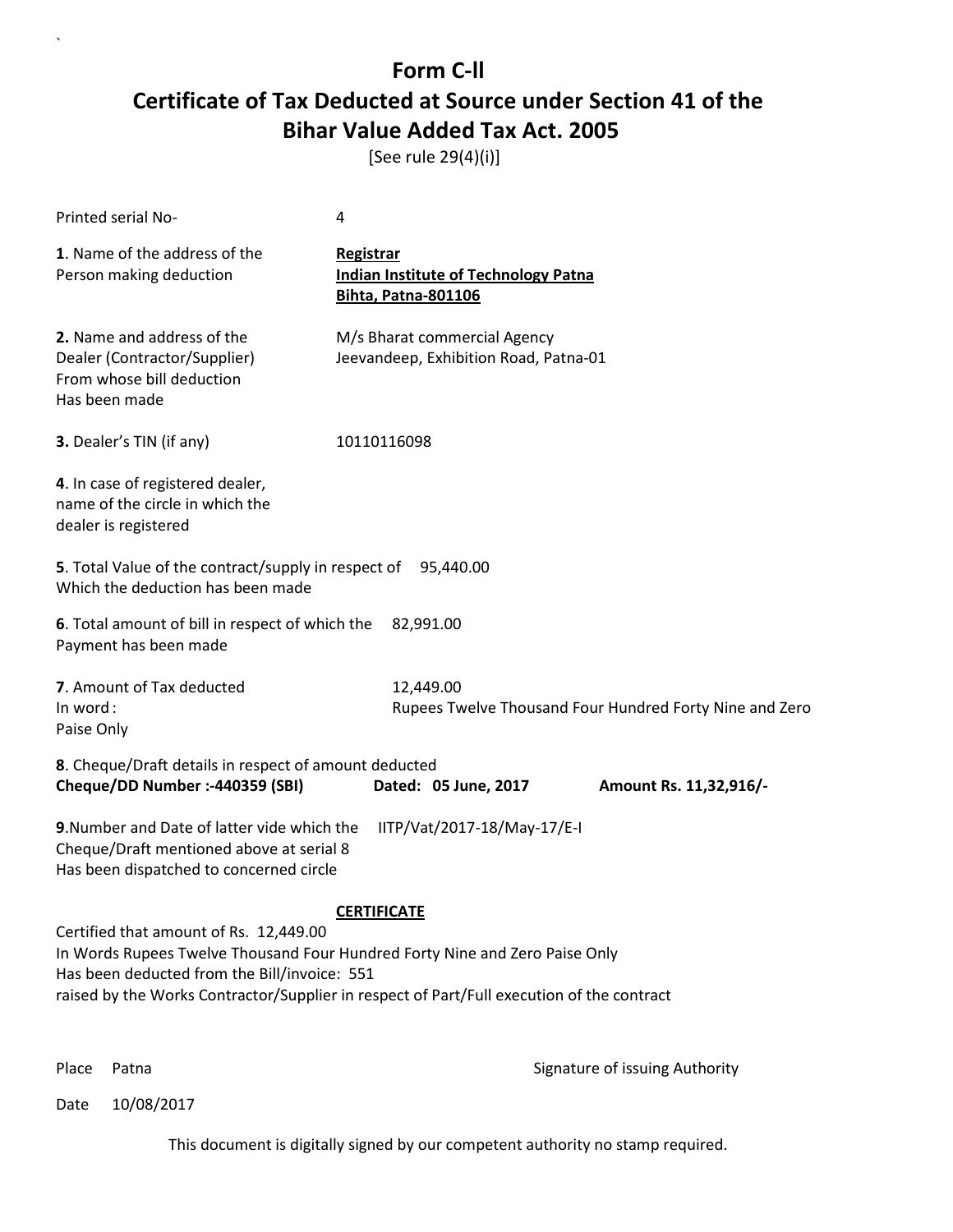# Form C-ll

## Certificate of Tax Deducted at Source under Section 41 of the Bihar Value Added Tax Act. 2005

[See rule 29(4)(i)]

Printed serial No- 4

**1**. Name of the address of the Person making deduction

**Registrar**
**Indian Institute of Technology Patna**
**Bihta, Patna-801106**

**2.** Name and address of the Dealer (Contractor/Supplier) From whose bill deduction Has been made

M/s Bharat commercial Agency
Jeevandeep, Exhibition Road, Patna-01

**3.** Dealer's TIN (if any) 10110116098

**4**. In case of registered dealer, name of the circle in which the dealer is registered

**5**. Total Value of the contract/supply in respect of Which the deduction has been made 95,440.00

**6**. Total amount of bill in respect of which the Payment has been made 82,991.00

**7**. Amount of Tax deducted 12,449.00
In word : Rupees Twelve Thousand Four Hundred Forty Nine and Zero Paise Only

**8**. Cheque/Draft details in respect of amount deducted
**Cheque/DD Number :-440359 (SBI)** **Dated: 05 June, 2017** **Amount Rs. 11,32,916/-**

**9**.Number and Date of latter vide which the Cheque/Draft mentioned above at serial 8 Has been dispatched to concerned circle IITP/Vat/2017-18/May-17/E-I

**CERTIFICATE**

Certified that amount of Rs. 12,449.00
In Words Rupees Twelve Thousand Four Hundred Forty Nine and Zero Paise Only
Has been deducted from the Bill/invoice: 551
raised by the Works Contractor/Supplier in respect of Part/Full execution of the contract

Place Patna

Signature of issuing Authority

Date 10/08/2017

This document is digitally signed by our competent authority no stamp required.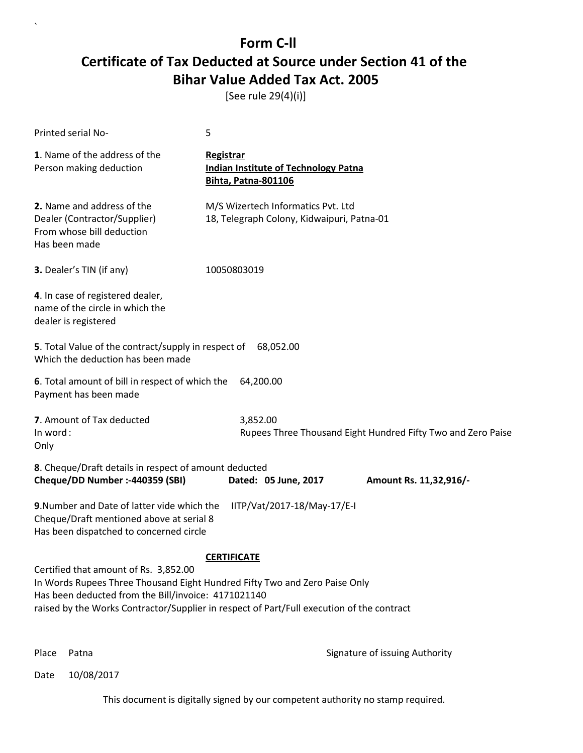# Form C-ll

## Certificate of Tax Deducted at Source under Section 41 of the Bihar Value Added Tax Act. 2005

[See rule 29(4)(i)]

Printed serial No- 5

**1**. Name of the address of the Person making deduction

**Registrar**
**Indian Institute of Technology Patna**
**Bihta, Patna-801106**

**2.** Name and address of the Dealer (Contractor/Supplier) From whose bill deduction Has been made

M/S Wizertech Informatics Pvt. Ltd
18, Telegraph Colony, Kidwaipuri, Patna-01

**3.** Dealer's TIN (if any) 10050803019

**4**. In case of registered dealer, name of the circle in which the dealer is registered

**5**. Total Value of the contract/supply in respect of Which the deduction has been made 68,052.00

**6**. Total amount of bill in respect of which the Payment has been made 64,200.00

**7**. Amount of Tax deducted 3,852.00
In word : Rupees Three Thousand Eight Hundred Fifty Two and Zero Paise Only

**8**. Cheque/Draft details in respect of amount deducted
**Cheque/DD Number :-440359 (SBI)** **Dated: 05 June, 2017** **Amount Rs. 11,32,916/-**

**9**.Number and Date of latter vide which the Cheque/Draft mentioned above at serial 8 Has been dispatched to concerned circle IITP/Vat/2017-18/May-17/E-I

**CERTIFICATE**

Certified that amount of Rs. 3,852.00
In Words Rupees Three Thousand Eight Hundred Fifty Two and Zero Paise Only
Has been deducted from the Bill/invoice: 4171021140
raised by the Works Contractor/Supplier in respect of Part/Full execution of the contract

Place Patna

Signature of issuing Authority

Date 10/08/2017

This document is digitally signed by our competent authority no stamp required.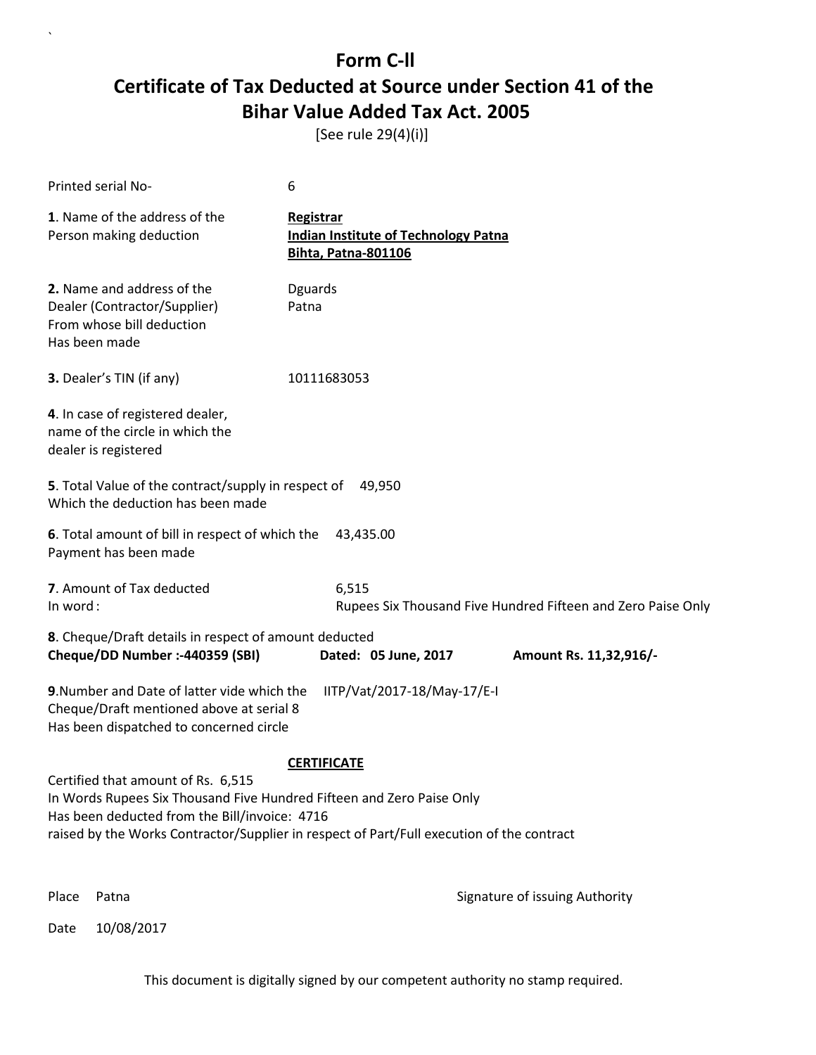# Form C-ll

# Certificate of Tax Deducted at Source under Section 41 of the Bihar Value Added Tax Act. 2005

[See rule 29(4)(i)]

Printed serial No- 6

**1**. Name of the address of the Person making deduction

**Registrar**
**Indian Institute of Technology Patna**
**Bihta, Patna-801106**

**2.** Name and address of the Dealer (Contractor/Supplier) From whose bill deduction Has been made

Dguards
Patna

**3.** Dealer's TIN (if any) 10111683053

**4**. In case of registered dealer, name of the circle in which the dealer is registered

**5**. Total Value of the contract/supply in respect of Which the deduction has been made 49,950

**6**. Total amount of bill in respect of which the Payment has been made 43,435.00

**7**. Amount of Tax deducted 6,515
In word : Rupees Six Thousand Five Hundred Fifteen and Zero Paise Only

**8**. Cheque/Draft details in respect of amount deducted
**Cheque/DD Number :-440359 (SBI)** **Dated: 05 June, 2017** **Amount Rs. 11,32,916/-**

**9**.Number and Date of latter vide which the Cheque/Draft mentioned above at serial 8 Has been dispatched to concerned circle IITP/Vat/2017-18/May-17/E-I

**CERTIFICATE**

Certified that amount of Rs. 6,515
In Words Rupees Six Thousand Five Hundred Fifteen and Zero Paise Only
Has been deducted from the Bill/invoice: 4716
raised by the Works Contractor/Supplier in respect of Part/Full execution of the contract

Place Patna

Signature of issuing Authority

Date 10/08/2017

This document is digitally signed by our competent authority no stamp required.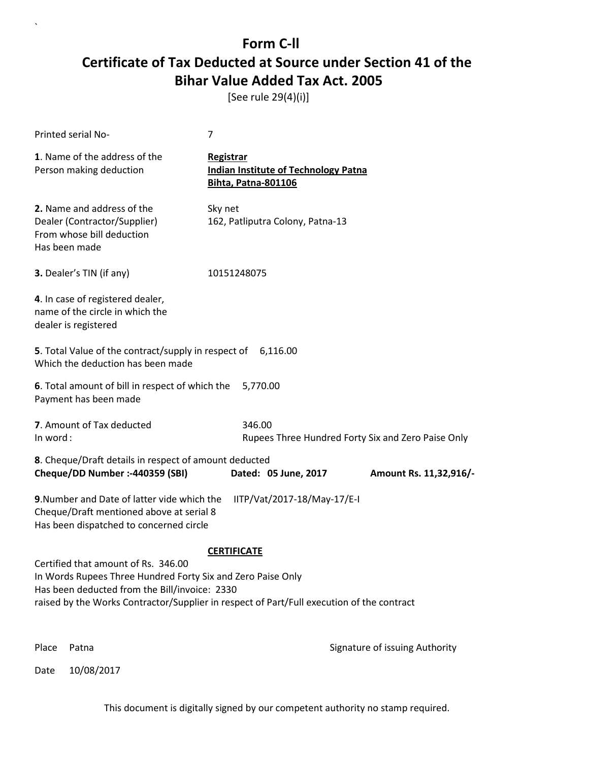# Form C-ll
# Certificate of Tax Deducted at Source under Section 41 of the Bihar Value Added Tax Act. 2005

[See rule 29(4)(i)]

Printed serial No- 7

**1**. Name of the address of the Person making deduction

**Registrar**
**Indian Institute of Technology Patna**
**Bihta, Patna-801106**

**2.** Name and address of the Dealer (Contractor/Supplier) From whose bill deduction Has been made

Sky net
162, Patliputra Colony, Patna-13

**3.** Dealer's TIN (if any) 10151248075

**4**. In case of registered dealer, name of the circle in which the dealer is registered

**5**. Total Value of the contract/supply in respect of Which the deduction has been made 6,116.00

**6**. Total amount of bill in respect of which the Payment has been made 5,770.00

**7**. Amount of Tax deducted 346.00
In word : Rupees Three Hundred Forty Six and Zero Paise Only

**8**. Cheque/Draft details in respect of amount deducted
**Cheque/DD Number :-440359 (SBI)** **Dated: 05 June, 2017** **Amount Rs. 11,32,916/-**

**9**.Number and Date of latter vide which the Cheque/Draft mentioned above at serial 8 Has been dispatched to concerned circle IITP/Vat/2017-18/May-17/E-I

**CERTIFICATE**

Certified that amount of Rs. 346.00
In Words Rupees Three Hundred Forty Six and Zero Paise Only
Has been deducted from the Bill/invoice: 2330
raised by the Works Contractor/Supplier in respect of Part/Full execution of the contract

Place Patna

Date 10/08/2017

Signature of issuing Authority

This document is digitally signed by our competent authority no stamp required.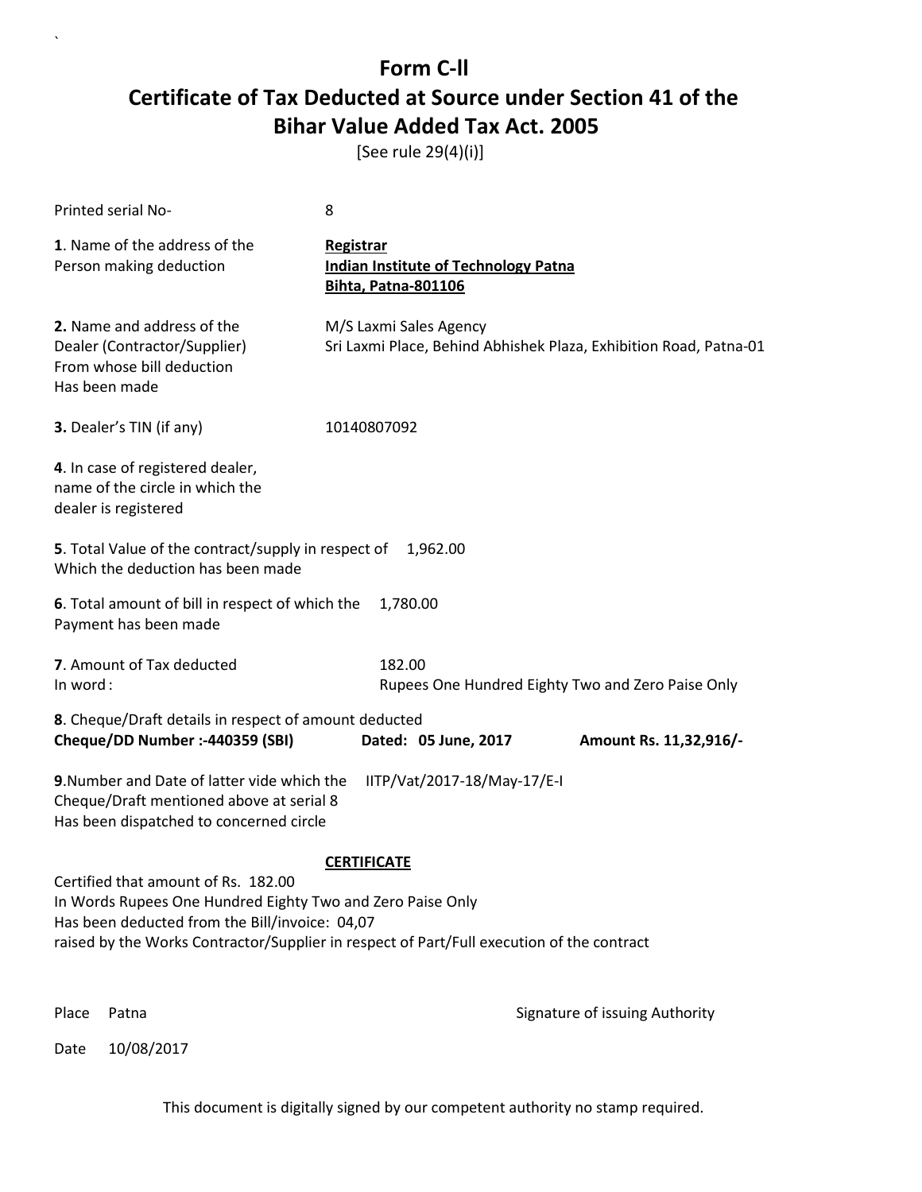# Form C-ll

# Certificate of Tax Deducted at Source under Section 41 of the Bihar Value Added Tax Act. 2005

[See rule 29(4)(i)]

Printed serial No- 8

**1**. Name of the address of the Person making deduction

**Registrar**
**Indian Institute of Technology Patna**
**Bihta, Patna-801106**

**2.** Name and address of the Dealer (Contractor/Supplier) From whose bill deduction Has been made

M/S Laxmi Sales Agency
Sri Laxmi Place, Behind Abhishek Plaza, Exhibition Road, Patna-01

**3.** Dealer's TIN (if any) 10140807092

**4**. In case of registered dealer, name of the circle in which the dealer is registered

**5**. Total Value of the contract/supply in respect of Which the deduction has been made 1,962.00

**6**. Total amount of bill in respect of which the Payment has been made 1,780.00

**7**. Amount of Tax deducted 182.00
In word : Rupees One Hundred Eighty Two and Zero Paise Only

**8**. Cheque/Draft details in respect of amount deducted
**Cheque/DD Number :-440359 (SBI)** **Dated: 05 June, 2017** **Amount Rs. 11,32,916/-**

**9**.Number and Date of latter vide which the Cheque/Draft mentioned above at serial 8 Has been dispatched to concerned circle IITP/Vat/2017-18/May-17/E-I

**CERTIFICATE**

Certified that amount of Rs. 182.00
In Words Rupees One Hundred Eighty Two and Zero Paise Only
Has been deducted from the Bill/invoice: 04,07
raised by the Works Contractor/Supplier in respect of Part/Full execution of the contract

Place Patna

Signature of issuing Authority

Date 10/08/2017

This document is digitally signed by our competent authority no stamp required.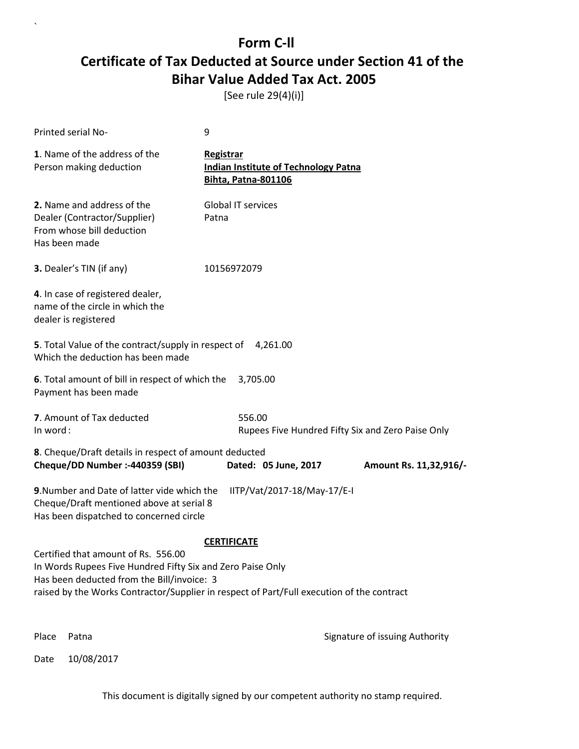# Form C-ll

# Certificate of Tax Deducted at Source under Section 41 of the Bihar Value Added Tax Act. 2005

[See rule 29(4)(i)]

Printed serial No- 9

**1**. Name of the address of the Person making deduction

**Registrar**
**Indian Institute of Technology Patna**
**Bihta, Patna-801106**

**2.** Name and address of the Dealer (Contractor/Supplier) From whose bill deduction Has been made

Global IT services
Patna

**3.** Dealer's TIN (if any) 10156972079

**4**. In case of registered dealer, name of the circle in which the dealer is registered

**5**. Total Value of the contract/supply in respect of Which the deduction has been made 4,261.00

**6**. Total amount of bill in respect of which the Payment has been made 3,705.00

**7**. Amount of Tax deducted 556.00
In word : Rupees Five Hundred Fifty Six and Zero Paise Only

**8**. Cheque/Draft details in respect of amount deducted
**Cheque/DD Number :-440359 (SBI)** **Dated: 05 June, 2017** **Amount Rs. 11,32,916/-**

**9**.Number and Date of latter vide which the Cheque/Draft mentioned above at serial 8 Has been dispatched to concerned circle IITP/Vat/2017-18/May-17/E-I

**CERTIFICATE**

Certified that amount of Rs. 556.00
In Words Rupees Five Hundred Fifty Six and Zero Paise Only
Has been deducted from the Bill/invoice: 3
raised by the Works Contractor/Supplier in respect of Part/Full execution of the contract

Place Patna

Signature of issuing Authority

Date 10/08/2017

This document is digitally signed by our competent authority no stamp required.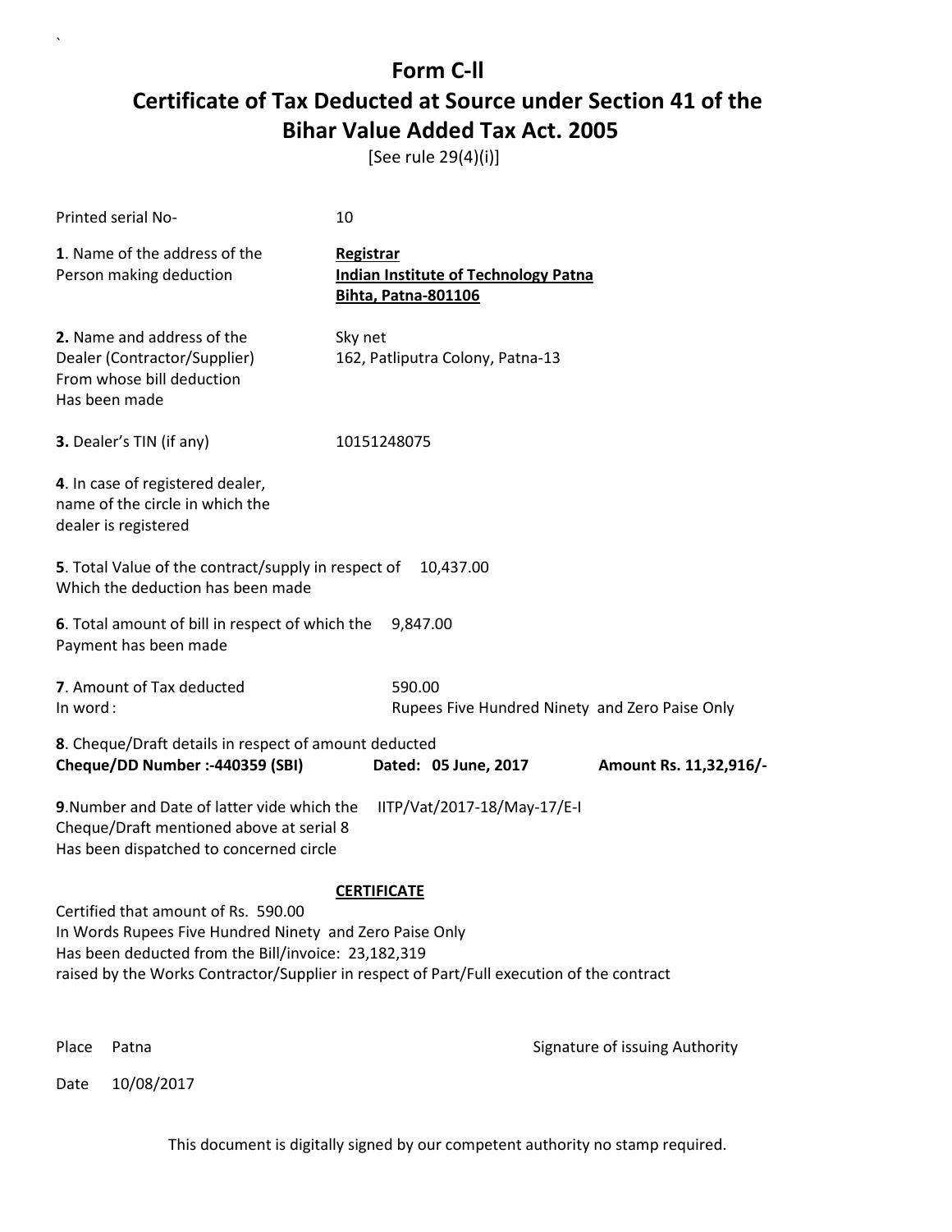# Form C-ll

# Certificate of Tax Deducted at Source under Section 41 of the Bihar Value Added Tax Act. 2005

[See rule 29(4)(i)]

Printed serial No- 10

**1**. Name of the address of the Person making deduction

**Registrar**
**Indian Institute of Technology Patna**
**Bihta, Patna-801106**

**2.** Name and address of the Dealer (Contractor/Supplier) From whose bill deduction Has been made

Sky net
162, Patliputra Colony, Patna-13

**3.** Dealer's TIN (if any) 10151248075

**4**. In case of registered dealer, name of the circle in which the dealer is registered

**5**. Total Value of the contract/supply in respect of Which the deduction has been made 10,437.00

**6**. Total amount of bill in respect of which the Payment has been made 9,847.00

**7**. Amount of Tax deducted 590.00
In word : Rupees Five Hundred Ninety and Zero Paise Only

**8**. Cheque/Draft details in respect of amount deducted
**Cheque/DD Number :-440359 (SBI)** **Dated: 05 June, 2017** **Amount Rs. 11,32,916/-**

**9**.Number and Date of latter vide which the Cheque/Draft mentioned above at serial 8 Has been dispatched to concerned circle IITP/Vat/2017-18/May-17/E-I

**CERTIFICATE**

Certified that amount of Rs. 590.00
In Words Rupees Five Hundred Ninety and Zero Paise Only
Has been deducted from the Bill/invoice: 23,182,319
raised by the Works Contractor/Supplier in respect of Part/Full execution of the contract

Place Patna

Signature of issuing Authority

Date 10/08/2017

This document is digitally signed by our competent authority no stamp required.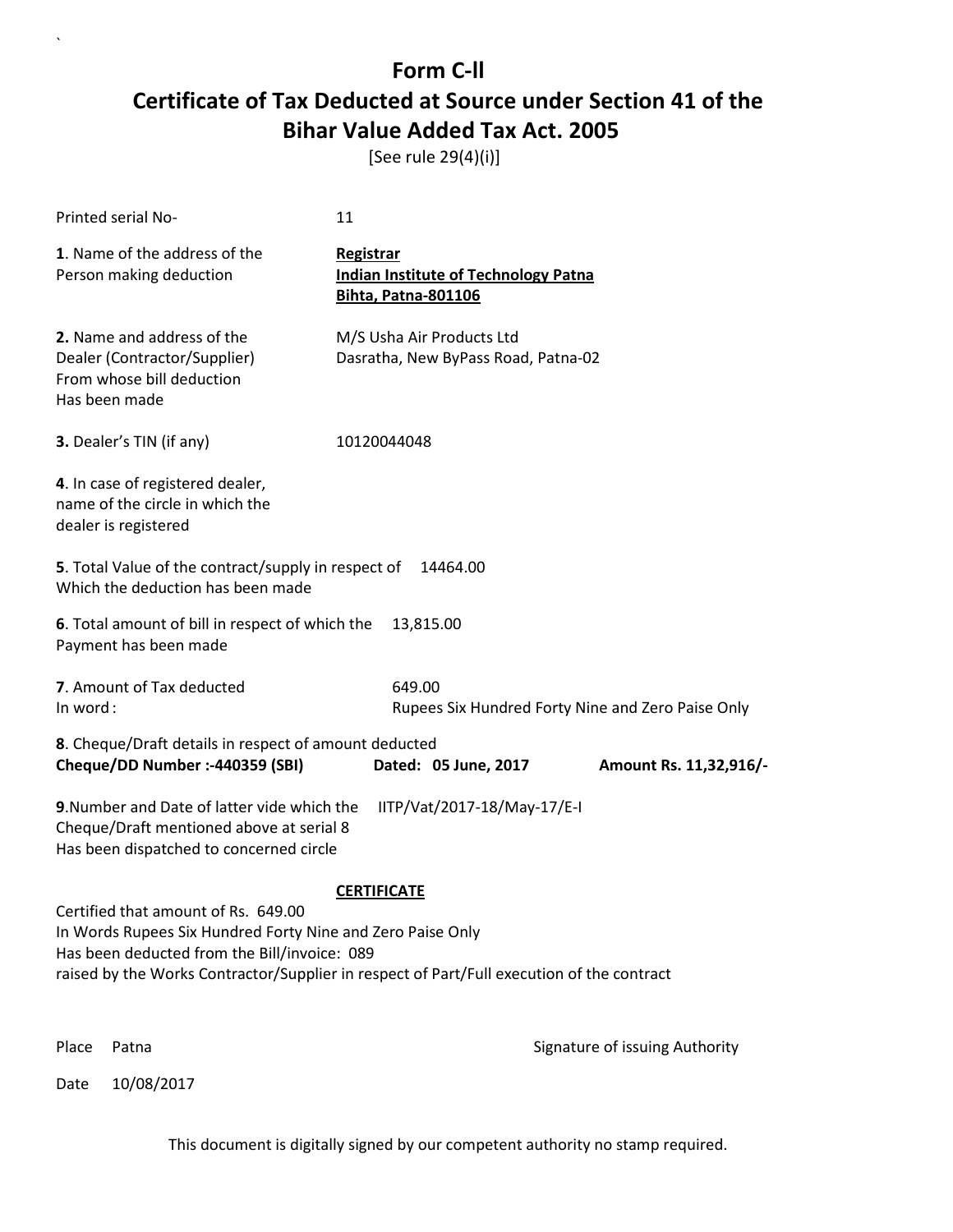# Form C-ll
# Certificate of Tax Deducted at Source under Section 41 of the Bihar Value Added Tax Act. 2005

[See rule 29(4)(i)]

Printed serial No- 11

**1**. Name of the address of the Person making deduction

**Registrar**
**Indian Institute of Technology Patna**
**Bihta, Patna-801106**

**2.** Name and address of the Dealer (Contractor/Supplier) From whose bill deduction Has been made

M/S Usha Air Products Ltd
Dasratha, New ByPass Road, Patna-02

**3.** Dealer's TIN (if any) 10120044048

**4**. In case of registered dealer, name of the circle in which the dealer is registered

**5**. Total Value of the contract/supply in respect of Which the deduction has been made 14464.00

**6**. Total amount of bill in respect of which the Payment has been made 13,815.00

**7**. Amount of Tax deducted 649.00
In word : Rupees Six Hundred Forty Nine and Zero Paise Only

**8**. Cheque/Draft details in respect of amount deducted
**Cheque/DD Number :-440359 (SBI)** **Dated: 05 June, 2017** **Amount Rs. 11,32,916/-**

**9**.Number and Date of latter vide which the Cheque/Draft mentioned above at serial 8 Has been dispatched to concerned circle IITP/Vat/2017-18/May-17/E-I

**CERTIFICATE**

Certified that amount of Rs. 649.00
In Words Rupees Six Hundred Forty Nine and Zero Paise Only
Has been deducted from the Bill/invoice: 089
raised by the Works Contractor/Supplier in respect of Part/Full execution of the contract

Place Patna

Signature of issuing Authority

Date 10/08/2017

This document is digitally signed by our competent authority no stamp required.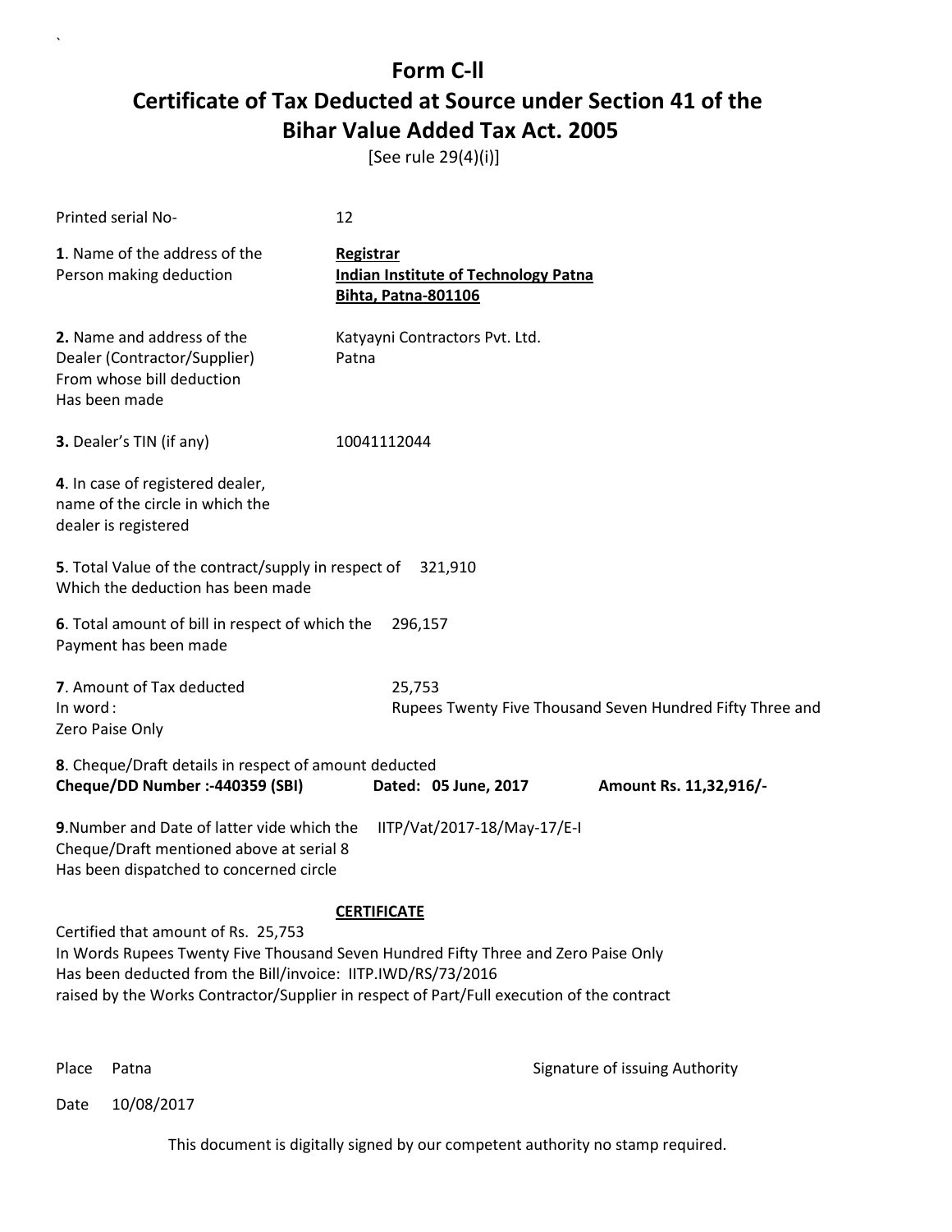# Form C-ll
# Certificate of Tax Deducted at Source under Section 41 of the Bihar Value Added Tax Act. 2005

[See rule 29(4)(i)]

Printed serial No- 12

**1**. Name of the address of the Person making deduction

**Registrar**
**Indian Institute of Technology Patna**
**Bihta, Patna-801106**

**2.** Name and address of the Dealer (Contractor/Supplier) From whose bill deduction Has been made

Katyayni Contractors Pvt. Ltd.
Patna

**3.** Dealer's TIN (if any) 10041112044

**4**. In case of registered dealer, name of the circle in which the dealer is registered

**5**. Total Value of the contract/supply in respect of Which the deduction has been made 321,910

**6**. Total amount of bill in respect of which the Payment has been made 296,157

**7**. Amount of Tax deducted 25,753
In word : Rupees Twenty Five Thousand Seven Hundred Fifty Three and Zero Paise Only

**8**. Cheque/Draft details in respect of amount deducted
**Cheque/DD Number :-440359 (SBI)** **Dated: 05 June, 2017** **Amount Rs. 11,32,916/-**

**9**.Number and Date of latter vide which the Cheque/Draft mentioned above at serial 8 Has been dispatched to concerned circle IITP/Vat/2017-18/May-17/E-I

**CERTIFICATE**

Certified that amount of Rs. 25,753
In Words Rupees Twenty Five Thousand Seven Hundred Fifty Three and Zero Paise Only
Has been deducted from the Bill/invoice: IITP.IWD/RS/73/2016
raised by the Works Contractor/Supplier in respect of Part/Full execution of the contract

Place Patna

Signature of issuing Authority

Date 10/08/2017

This document is digitally signed by our competent authority no stamp required.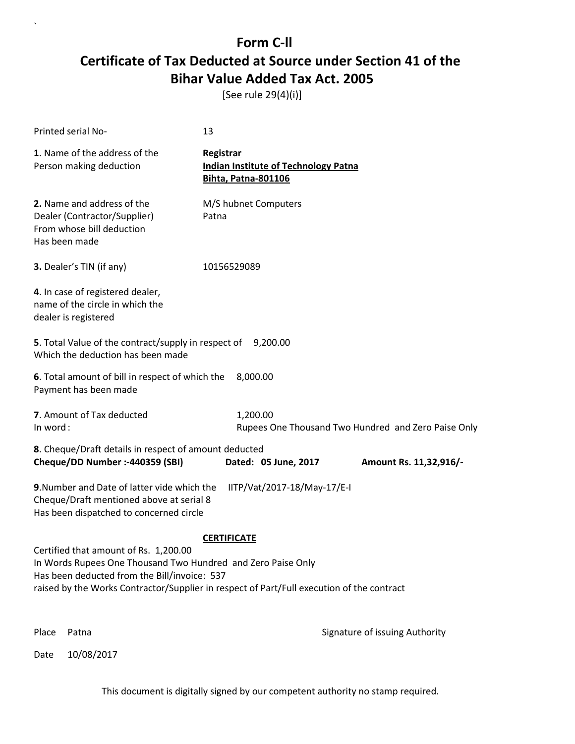# Form C-ll

# Certificate of Tax Deducted at Source under Section 41 of the Bihar Value Added Tax Act. 2005

[See rule 29(4)(i)]

Printed serial No- 13

**1**. Name of the address of the Person making deduction

**Registrar**
**Indian Institute of Technology Patna**
**Bihta, Patna-801106**

**2.** Name and address of the Dealer (Contractor/Supplier) From whose bill deduction Has been made

M/S hubnet Computers
Patna

**3.** Dealer's TIN (if any) 10156529089

**4**. In case of registered dealer, name of the circle in which the dealer is registered

**5**. Total Value of the contract/supply in respect of Which the deduction has been made 9,200.00

**6**. Total amount of bill in respect of which the Payment has been made 8,000.00

**7**. Amount of Tax deducted 1,200.00
In word : Rupees One Thousand Two Hundred and Zero Paise Only

**8**. Cheque/Draft details in respect of amount deducted
**Cheque/DD Number :-440359 (SBI)** **Dated: 05 June, 2017** **Amount Rs. 11,32,916/-**

**9**.Number and Date of latter vide which the Cheque/Draft mentioned above at serial 8 Has been dispatched to concerned circle IITP/Vat/2017-18/May-17/E-I

**CERTIFICATE**

Certified that amount of Rs. 1,200.00
In Words Rupees One Thousand Two Hundred and Zero Paise Only
Has been deducted from the Bill/invoice: 537
raised by the Works Contractor/Supplier in respect of Part/Full execution of the contract

Place Patna

Signature of issuing Authority

Date 10/08/2017

This document is digitally signed by our competent authority no stamp required.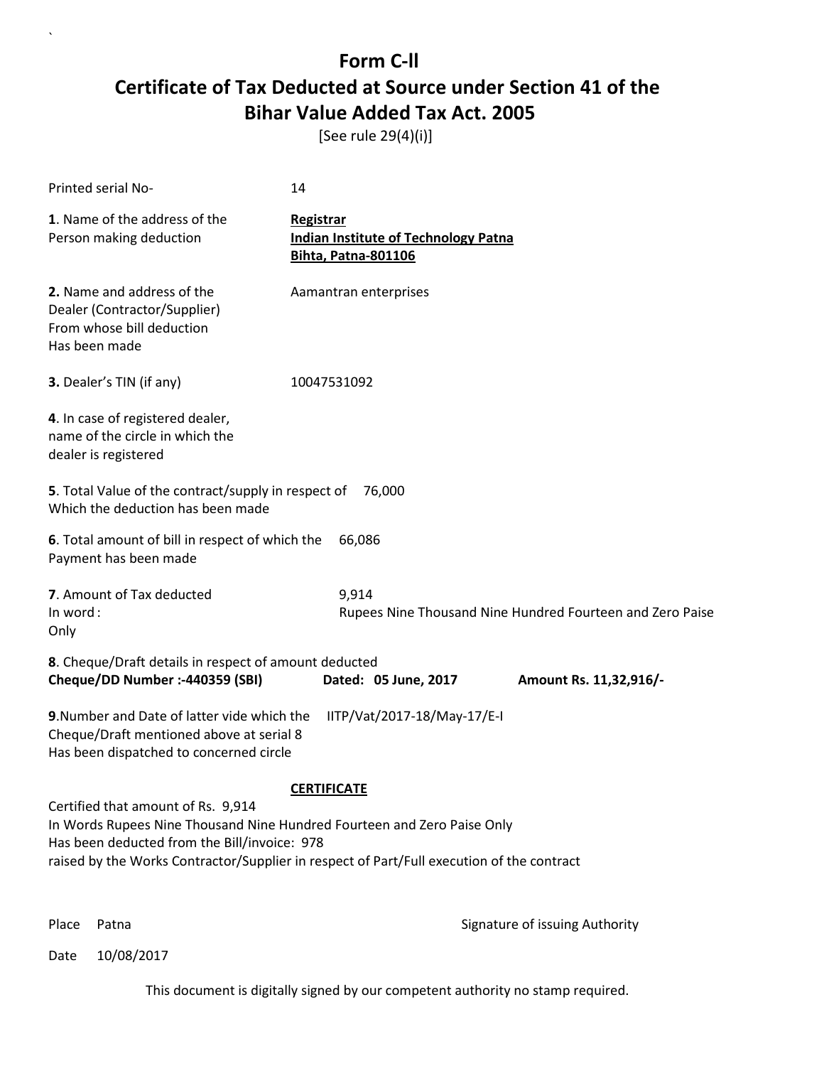# Form C-ll

# Certificate of Tax Deducted at Source under Section 41 of the Bihar Value Added Tax Act. 2005

[See rule 29(4)(i)]

Printed serial No- 14

**1**. Name of the address of the Person making deduction

**Registrar**
**Indian Institute of Technology Patna**
**Bihta, Patna-801106**

**2.** Name and address of the Dealer (Contractor/Supplier) From whose bill deduction Has been made

Aamantran enterprises

**3.** Dealer's TIN (if any) 10047531092

**4**. In case of registered dealer, name of the circle in which the dealer is registered

**5**. Total Value of the contract/supply in respect of Which the deduction has been made 76,000

**6**. Total amount of bill in respect of which the Payment has been made 66,086

**7**. Amount of Tax deducted 9,914
In word : Rupees Nine Thousand Nine Hundred Fourteen and Zero Paise
Only

**8**. Cheque/Draft details in respect of amount deducted
**Cheque/DD Number :-440359 (SBI)** **Dated: 05 June, 2017** **Amount Rs. 11,32,916/-**

**9**.Number and Date of latter vide which the Cheque/Draft mentioned above at serial 8 Has been dispatched to concerned circle IITP/Vat/2017-18/May-17/E-I

**CERTIFICATE**

Certified that amount of Rs. 9,914
In Words Rupees Nine Thousand Nine Hundred Fourteen and Zero Paise Only
Has been deducted from the Bill/invoice: 978
raised by the Works Contractor/Supplier in respect of Part/Full execution of the contract

Place Patna Signature of issuing Authority

Date 10/08/2017

This document is digitally signed by our competent authority no stamp required.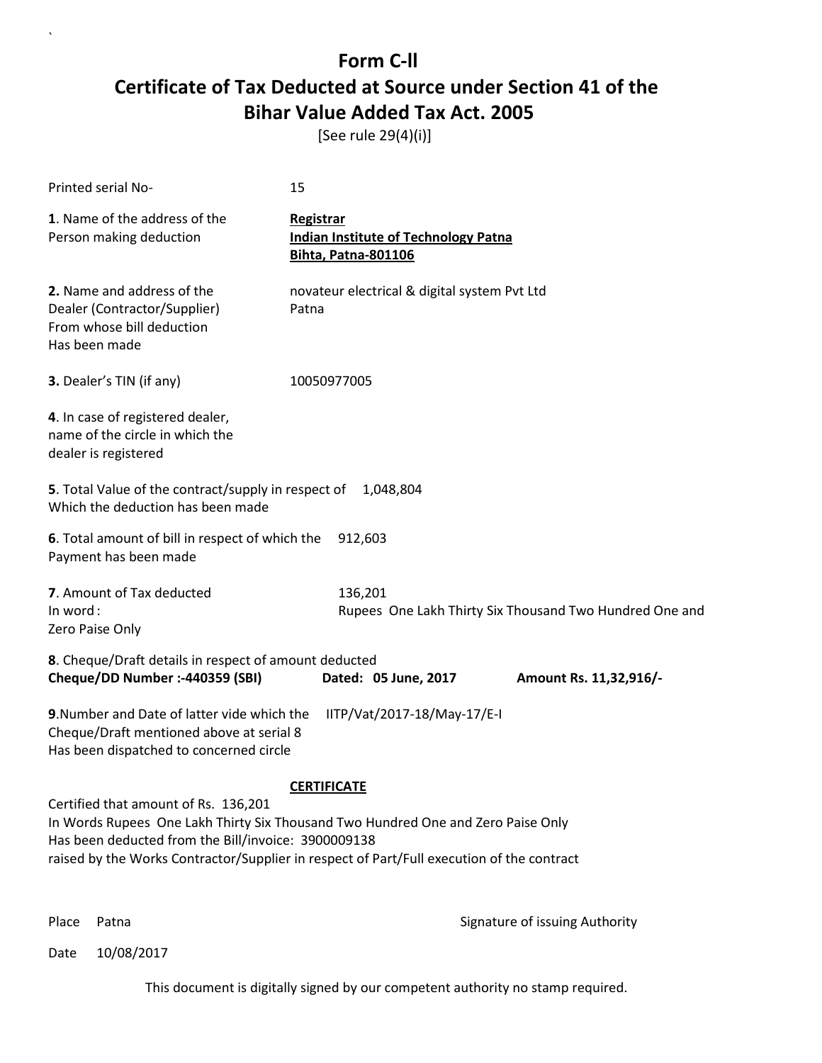# Form C-ll

## Certificate of Tax Deducted at Source under Section 41 of the Bihar Value Added Tax Act. 2005

[See rule 29(4)(i)]

Printed serial No- 15

**1**. Name of the address of the Person making deduction

**Registrar**
**Indian Institute of Technology Patna**
**Bihta, Patna-801106**

**2.** Name and address of the Dealer (Contractor/Supplier) From whose bill deduction Has been made

novateur electrical & digital system Pvt Ltd
Patna

**3.** Dealer's TIN (if any) 10050977005

**4**. In case of registered dealer, name of the circle in which the dealer is registered

**5**. Total Value of the contract/supply in respect of Which the deduction has been made 1,048,804

**6**. Total amount of bill in respect of which the Payment has been made 912,603

**7**. Amount of Tax deducted 136,201
In word : Rupees One Lakh Thirty Six Thousand Two Hundred One and Zero Paise Only

**8**. Cheque/Draft details in respect of amount deducted
**Cheque/DD Number :-440359 (SBI)** **Dated: 05 June, 2017** **Amount Rs. 11,32,916/-**

**9**.Number and Date of latter vide which the Cheque/Draft mentioned above at serial 8 Has been dispatched to concerned circle IITP/Vat/2017-18/May-17/E-I

**CERTIFICATE**

Certified that amount of Rs. 136,201
In Words Rupees One Lakh Thirty Six Thousand Two Hundred One and Zero Paise Only
Has been deducted from the Bill/invoice: 3900009138
raised by the Works Contractor/Supplier in respect of Part/Full execution of the contract

Place Patna

Signature of issuing Authority

Date 10/08/2017

This document is digitally signed by our competent authority no stamp required.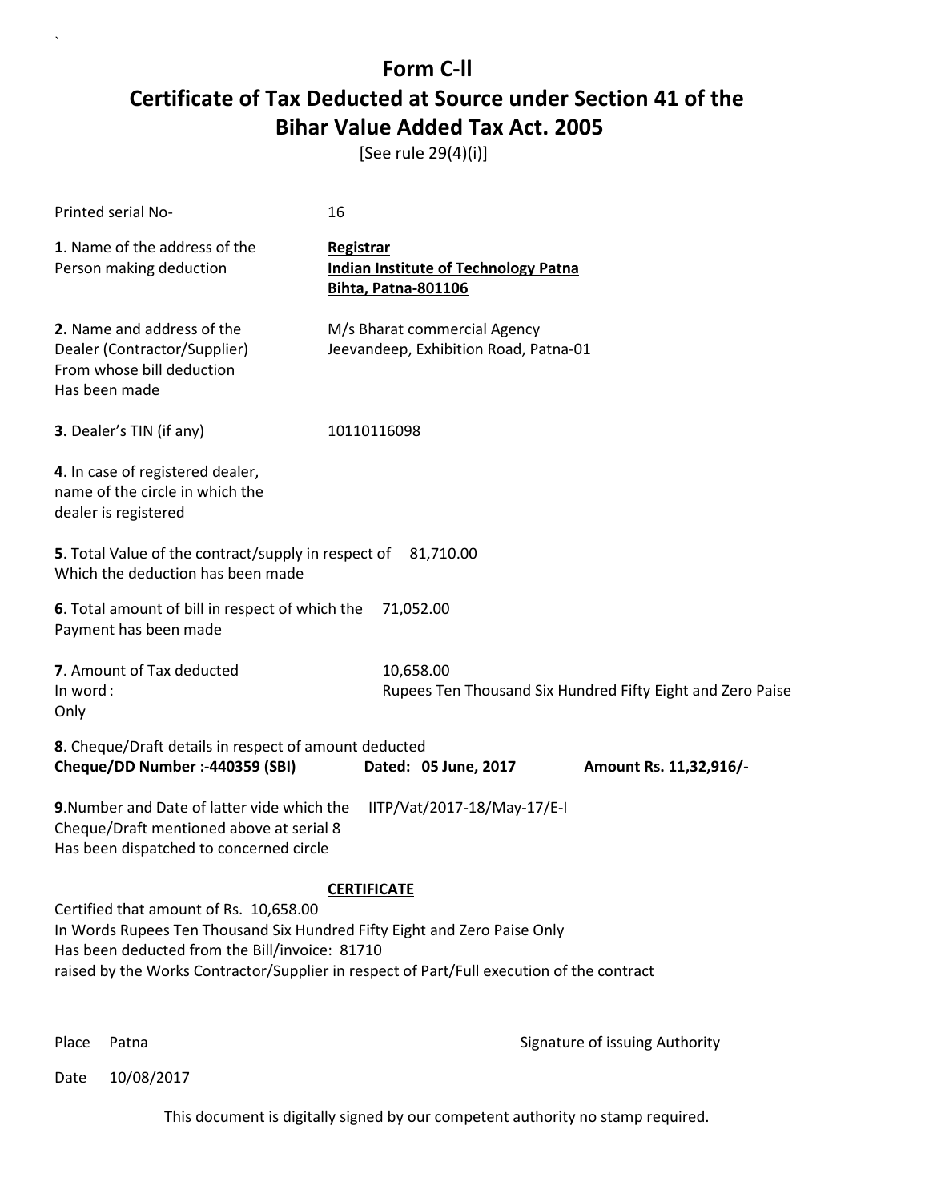# Form C-ll

## Certificate of Tax Deducted at Source under Section 41 of the Bihar Value Added Tax Act. 2005

[See rule 29(4)(i)]

Printed serial No- 16

**1**. Name of the address of the Person making deduction

**Registrar**
**Indian Institute of Technology Patna**
**Bihta, Patna-801106**

**2.** Name and address of the Dealer (Contractor/Supplier) From whose bill deduction Has been made

M/s Bharat commercial Agency
Jeevandeep, Exhibition Road, Patna-01

**3.** Dealer's TIN (if any) 10110116098

**4**. In case of registered dealer, name of the circle in which the dealer is registered

**5**. Total Value of the contract/supply in respect of Which the deduction has been made 81,710.00

**6**. Total amount of bill in respect of which the Payment has been made 71,052.00

**7**. Amount of Tax deducted 10,658.00
In word : Rupees Ten Thousand Six Hundred Fifty Eight and Zero Paise Only

**8**. Cheque/Draft details in respect of amount deducted
**Cheque/DD Number :-440359 (SBI)** **Dated: 05 June, 2017** **Amount Rs. 11,32,916/-**

**9**.Number and Date of latter vide which the Cheque/Draft mentioned above at serial 8 Has been dispatched to concerned circle IITP/Vat/2017-18/May-17/E-I

**CERTIFICATE**

Certified that amount of Rs. 10,658.00
In Words Rupees Ten Thousand Six Hundred Fifty Eight and Zero Paise Only
Has been deducted from the Bill/invoice: 81710
raised by the Works Contractor/Supplier in respect of Part/Full execution of the contract

Place Patna

Signature of issuing Authority

Date 10/08/2017

This document is digitally signed by our competent authority no stamp required.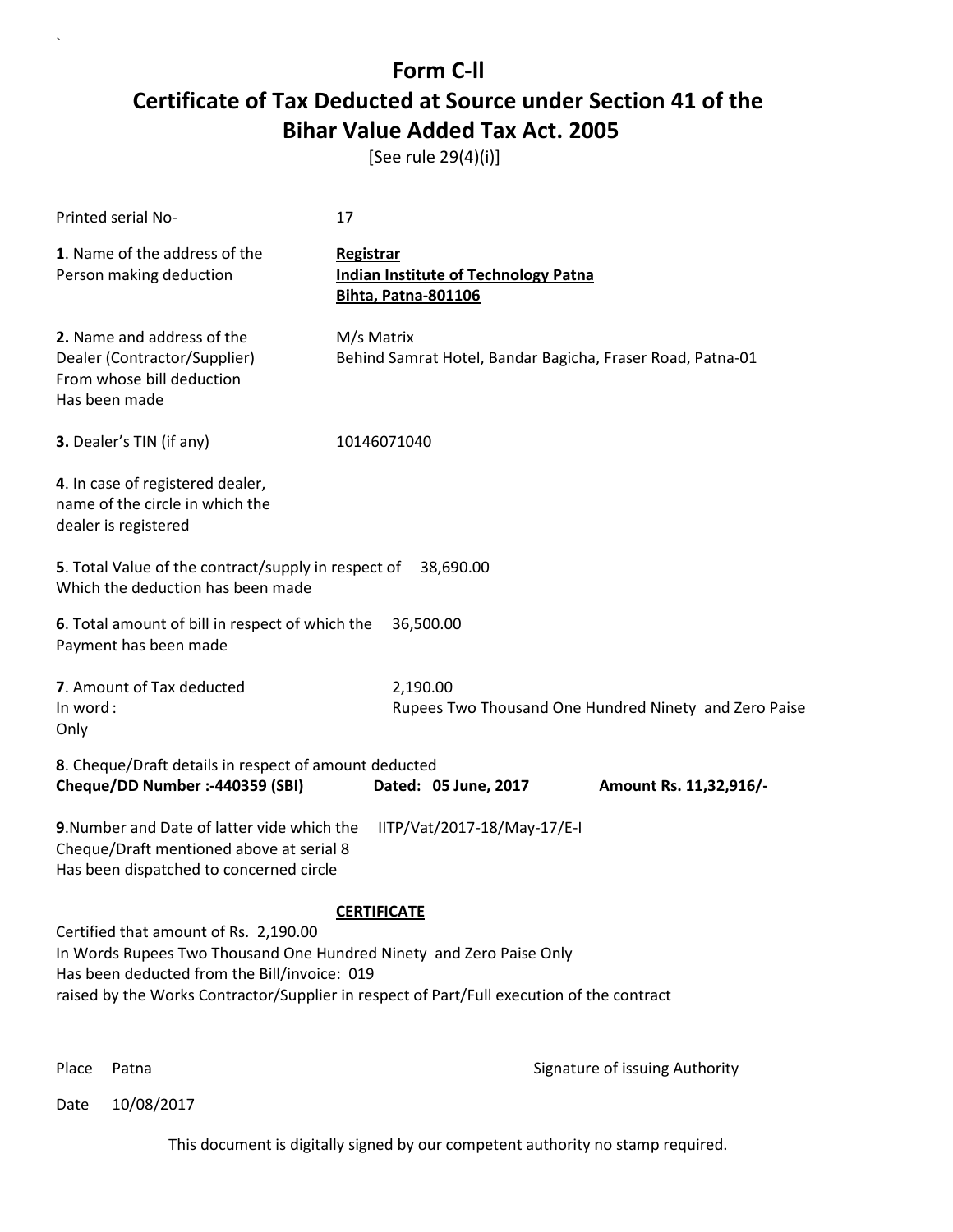# Form C-ll

# Certificate of Tax Deducted at Source under Section 41 of the Bihar Value Added Tax Act. 2005

[See rule 29(4)(i)]

Printed serial No- 17

**1**. Name of the address of the Person making deduction

**Registrar**
**Indian Institute of Technology Patna**
**Bihta, Patna-801106**

**2.** Name and address of the Dealer (Contractor/Supplier) From whose bill deduction Has been made

M/s Matrix
Behind Samrat Hotel, Bandar Bagicha, Fraser Road, Patna-01

**3.** Dealer's TIN (if any) 10146071040

**4**. In case of registered dealer, name of the circle in which the dealer is registered

**5**. Total Value of the contract/supply in respect of Which the deduction has been made 38,690.00

**6**. Total amount of bill in respect of which the Payment has been made 36,500.00

**7**. Amount of Tax deducted 2,190.00
In word : Rupees Two Thousand One Hundred Ninety and Zero Paise Only

**8**. Cheque/Draft details in respect of amount deducted
**Cheque/DD Number :-440359 (SBI)** **Dated: 05 June, 2017** **Amount Rs. 11,32,916/-**

**9**.Number and Date of latter vide which the Cheque/Draft mentioned above at serial 8 Has been dispatched to concerned circle IITP/Vat/2017-18/May-17/E-I

**CERTIFICATE**

Certified that amount of Rs. 2,190.00
In Words Rupees Two Thousand One Hundred Ninety and Zero Paise Only
Has been deducted from the Bill/invoice: 019
raised by the Works Contractor/Supplier in respect of Part/Full execution of the contract

Place Patna

Signature of issuing Authority

Date 10/08/2017

This document is digitally signed by our competent authority no stamp required.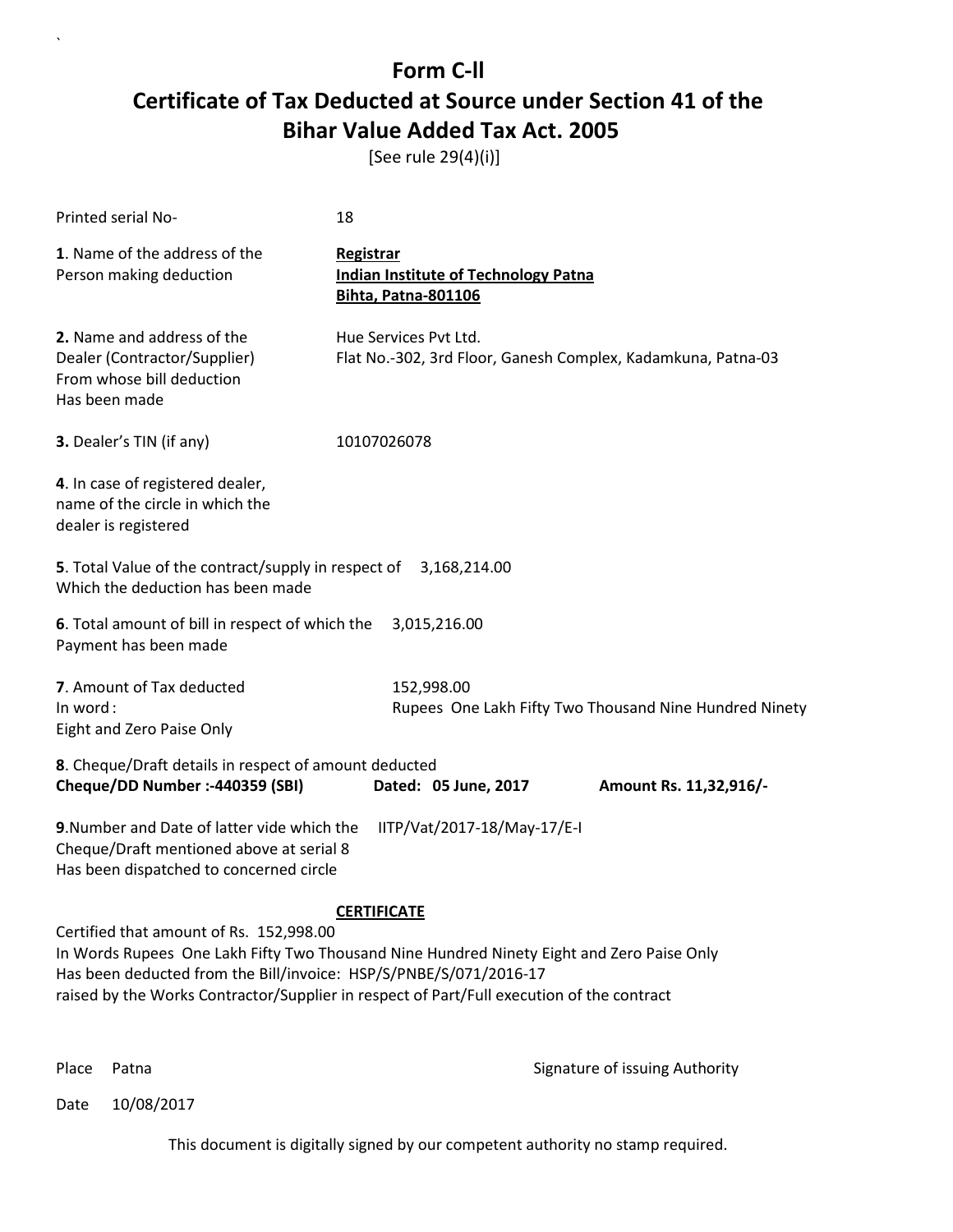# Form C-ll

# Certificate of Tax Deducted at Source under Section 41 of the Bihar Value Added Tax Act. 2005

[See rule 29(4)(i)]

Printed serial No- 18

**1**. Name of the address of the Person making deduction

**Registrar**
**Indian Institute of Technology Patna**
**Bihta, Patna-801106**

**2.** Name and address of the Dealer (Contractor/Supplier) From whose bill deduction Has been made

Hue Services Pvt Ltd.
Flat No.-302, 3rd Floor, Ganesh Complex, Kadamkuna, Patna-03

**3.** Dealer's TIN (if any) 10107026078

**4**. In case of registered dealer, name of the circle in which the dealer is registered

**5**. Total Value of the contract/supply in respect of Which the deduction has been made 3,168,214.00

**6**. Total amount of bill in respect of which the Payment has been made 3,015,216.00

**7**. Amount of Tax deducted 152,998.00
In word : Rupees One Lakh Fifty Two Thousand Nine Hundred Ninety Eight and Zero Paise Only

**8**. Cheque/Draft details in respect of amount deducted
**Cheque/DD Number :-440359 (SBI)** **Dated: 05 June, 2017** **Amount Rs. 11,32,916/-**

**9**.Number and Date of latter vide which the Cheque/Draft mentioned above at serial 8 Has been dispatched to concerned circle IITP/Vat/2017-18/May-17/E-I

**CERTIFICATE**

Certified that amount of Rs. 152,998.00
In Words Rupees One Lakh Fifty Two Thousand Nine Hundred Ninety Eight and Zero Paise Only
Has been deducted from the Bill/invoice: HSP/S/PNBE/S/071/2016-17
raised by the Works Contractor/Supplier in respect of Part/Full execution of the contract

Place Patna

Signature of issuing Authority

Date 10/08/2017

This document is digitally signed by our competent authority no stamp required.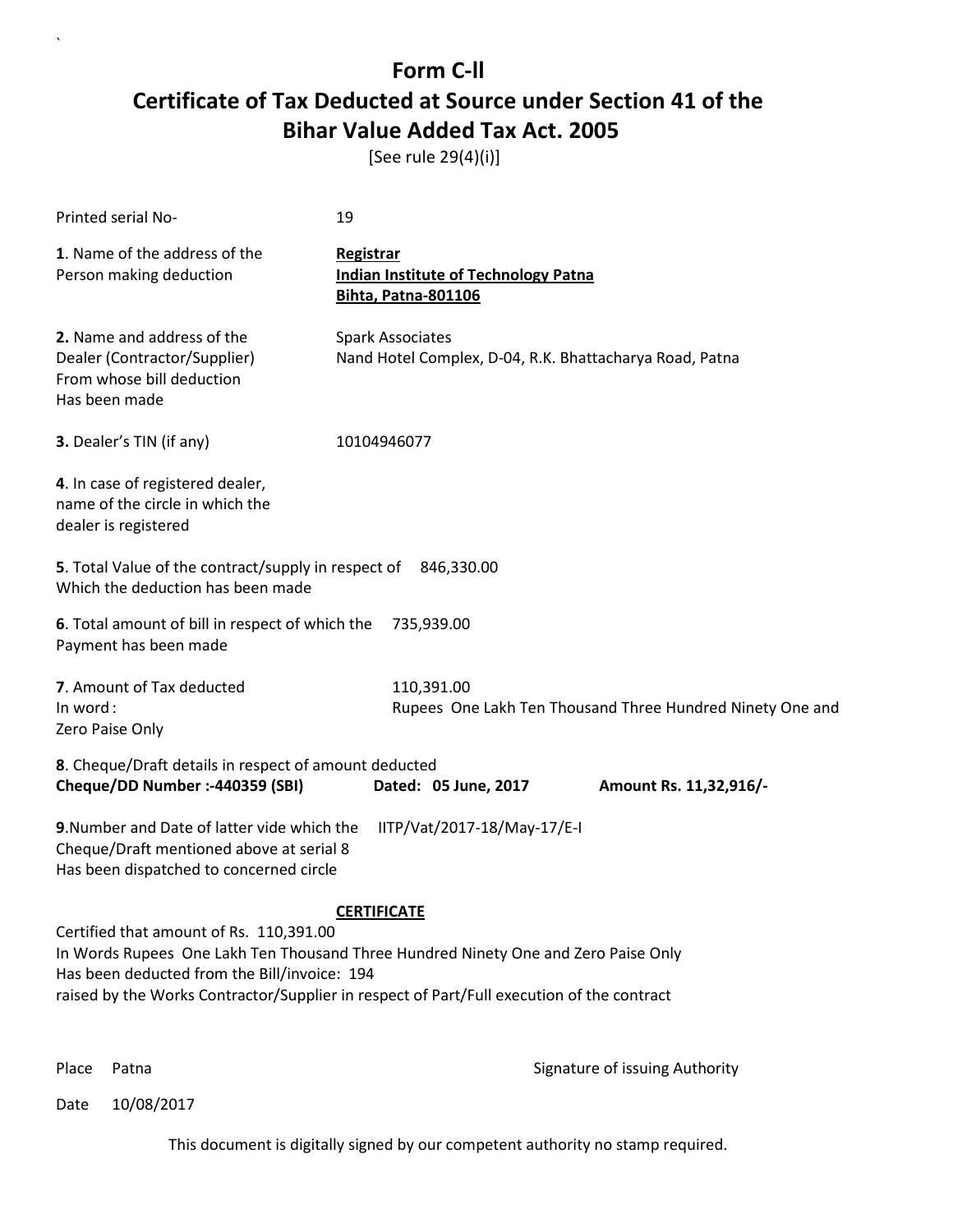# Form C-ll

## Certificate of Tax Deducted at Source under Section 41 of the Bihar Value Added Tax Act. 2005

[See rule 29(4)(i)]

Printed serial No- 19

**1**. Name of the address of the Person making deduction

**Registrar**
**Indian Institute of Technology Patna**
**Bihta, Patna-801106**

**2.** Name and address of the Dealer (Contractor/Supplier) From whose bill deduction Has been made

Spark Associates
Nand Hotel Complex, D-04, R.K. Bhattacharya Road, Patna

**3.** Dealer's TIN (if any) 10104946077

**4**. In case of registered dealer, name of the circle in which the dealer is registered

**5**. Total Value of the contract/supply in respect of Which the deduction has been made 846,330.00

**6**. Total amount of bill in respect of which the Payment has been made 735,939.00

**7**. Amount of Tax deducted 110,391.00
In word : Rupees One Lakh Ten Thousand Three Hundred Ninety One and Zero Paise Only

**8**. Cheque/Draft details in respect of amount deducted
**Cheque/DD Number :-440359 (SBI)** **Dated: 05 June, 2017** **Amount Rs. 11,32,916/-**

**9**.Number and Date of latter vide which the Cheque/Draft mentioned above at serial 8 Has been dispatched to concerned circle IITP/Vat/2017-18/May-17/E-I

**CERTIFICATE**

Certified that amount of Rs. 110,391.00
In Words Rupees One Lakh Ten Thousand Three Hundred Ninety One and Zero Paise Only
Has been deducted from the Bill/invoice: 194
raised by the Works Contractor/Supplier in respect of Part/Full execution of the contract

Place Patna

Signature of issuing Authority

Date 10/08/2017

This document is digitally signed by our competent authority no stamp required.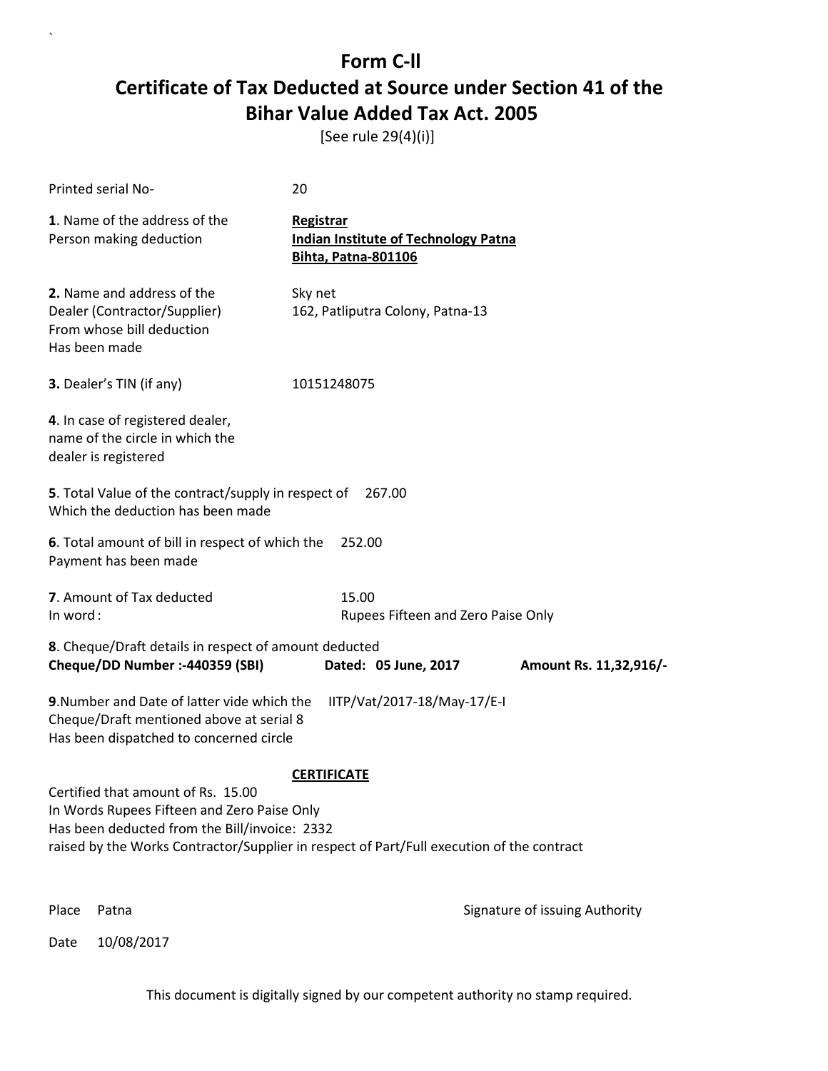# Form C-II

# Certificate of Tax Deducted at Source under Section 41 of the Bihar Value Added Tax Act. 2005

[See rule 29(4)(i)]

Printed serial No- 20

**1**. Name of the address of the Person making deduction

**Registrar**
**Indian Institute of Technology Patna**
**Bihta, Patna-801106**

**2.** Name and address of the Dealer (Contractor/Supplier) From whose bill deduction Has been made

Sky net
162, Patliputra Colony, Patna-13

**3.** Dealer's TIN (if any) 10151248075

**4**. In case of registered dealer, name of the circle in which the dealer is registered

**5**. Total Value of the contract/supply in respect of Which the deduction has been made 267.00

**6**. Total amount of bill in respect of which the Payment has been made 252.00

**7**. Amount of Tax deducted 15.00
In word : Rupees Fifteen and Zero Paise Only

**8**. Cheque/Draft details in respect of amount deducted
**Cheque/DD Number :-440359 (SBI)** **Dated: 05 June, 2017** **Amount Rs. 11,32,916/-**

**9**.Number and Date of latter vide which the Cheque/Draft mentioned above at serial 8 Has been dispatched to concerned circle IITP/Vat/2017-18/May-17/E-I

**CERTIFICATE**

Certified that amount of Rs. 15.00
In Words Rupees Fifteen and Zero Paise Only
Has been deducted from the Bill/invoice: 2332
raised by the Works Contractor/Supplier in respect of Part/Full execution of the contract

Place Patna

Signature of issuing Authority

Date 10/08/2017

This document is digitally signed by our competent authority no stamp required.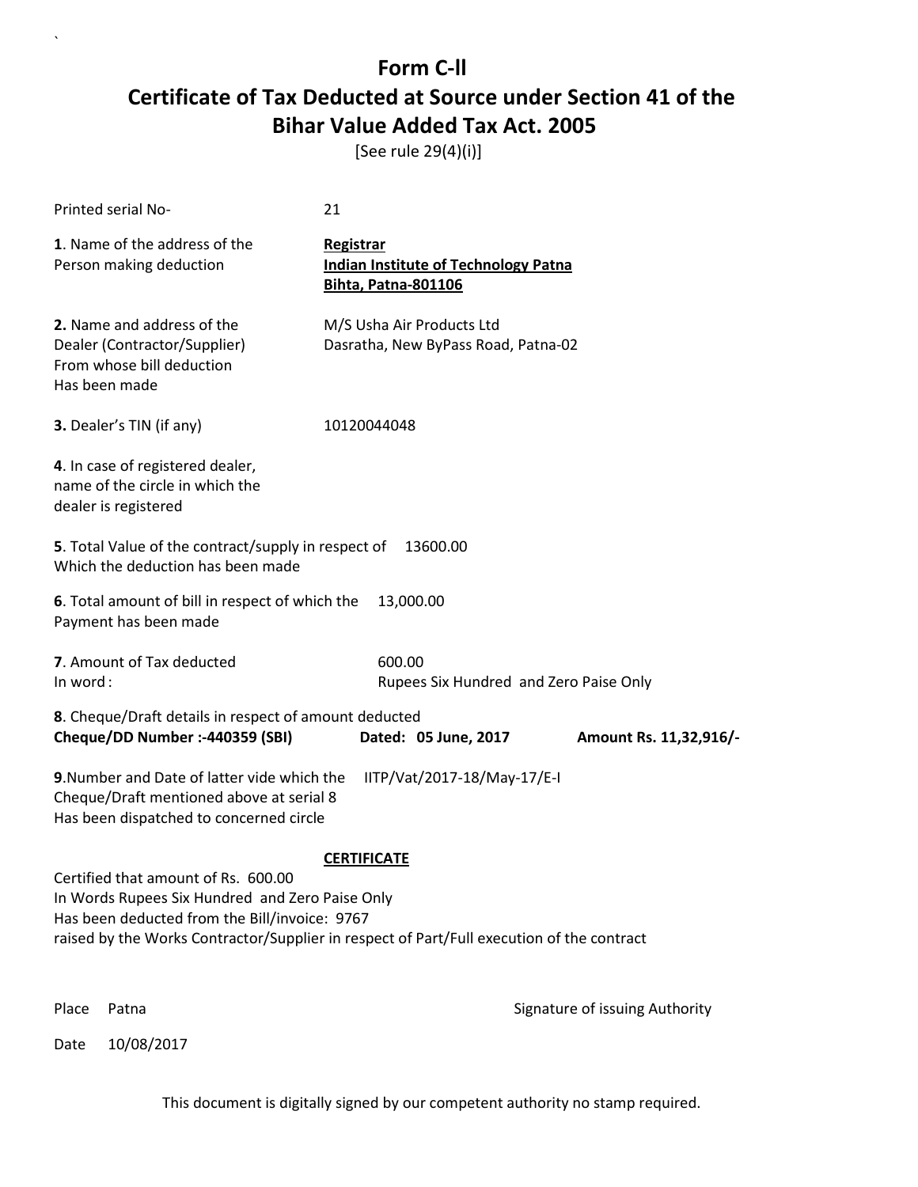# Form C-ll

## Certificate of Tax Deducted at Source under Section 41 of the Bihar Value Added Tax Act. 2005

[See rule 29(4)(i)]

Printed serial No- 21

**1**. Name of the address of the Person making deduction

**Registrar**
**Indian Institute of Technology Patna**
**Bihta, Patna-801106**

**2.** Name and address of the Dealer (Contractor/Supplier) From whose bill deduction Has been made

M/S Usha Air Products Ltd
Dasratha, New ByPass Road, Patna-02

**3.** Dealer's TIN (if any) 10120044048

**4**. In case of registered dealer, name of the circle in which the dealer is registered

**5**. Total Value of the contract/supply in respect of Which the deduction has been made 13600.00

**6**. Total amount of bill in respect of which the Payment has been made 13,000.00

**7**. Amount of Tax deducted 600.00
In word : Rupees Six Hundred and Zero Paise Only

**8**. Cheque/Draft details in respect of amount deducted
**Cheque/DD Number :-440359 (SBI)** **Dated: 05 June, 2017** **Amount Rs. 11,32,916/-**

**9**.Number and Date of latter vide which the Cheque/Draft mentioned above at serial 8 Has been dispatched to concerned circle IITP/Vat/2017-18/May-17/E-I

**CERTIFICATE**

Certified that amount of Rs. 600.00
In Words Rupees Six Hundred and Zero Paise Only
Has been deducted from the Bill/invoice: 9767
raised by the Works Contractor/Supplier in respect of Part/Full execution of the contract

Place Patna

Signature of issuing Authority

Date 10/08/2017

This document is digitally signed by our competent authority no stamp required.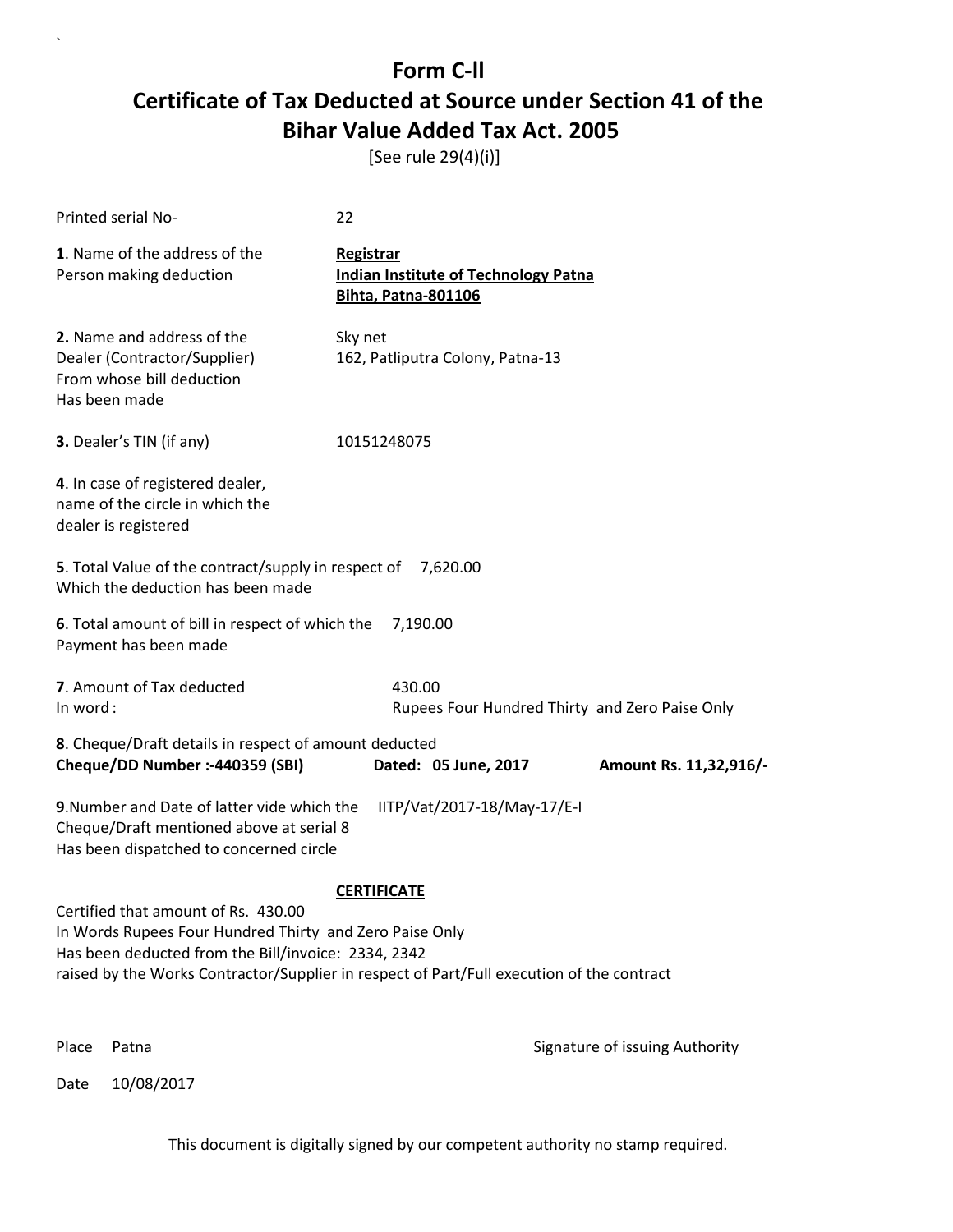# Form C-ll

## Certificate of Tax Deducted at Source under Section 41 of the Bihar Value Added Tax Act. 2005

[See rule 29(4)(i)]

Printed serial No- 22

**1**. Name of the address of the Person making deduction

**Registrar**
**Indian Institute of Technology Patna**
**Bihta, Patna-801106**

**2.** Name and address of the Dealer (Contractor/Supplier) From whose bill deduction Has been made

Sky net
162, Patliputra Colony, Patna-13

**3.** Dealer's TIN (if any) 10151248075

**4**. In case of registered dealer, name of the circle in which the dealer is registered

**5**. Total Value of the contract/supply in respect of Which the deduction has been made 7,620.00

**6**. Total amount of bill in respect of which the Payment has been made 7,190.00

**7**. Amount of Tax deducted 430.00
In word : Rupees Four Hundred Thirty and Zero Paise Only

**8**. Cheque/Draft details in respect of amount deducted
**Cheque/DD Number :-440359 (SBI)** **Dated: 05 June, 2017** **Amount Rs. 11,32,916/-**

**9**.Number and Date of latter vide which the Cheque/Draft mentioned above at serial 8 Has been dispatched to concerned circle IITP/Vat/2017-18/May-17/E-I

**CERTIFICATE**

Certified that amount of Rs. 430.00
In Words Rupees Four Hundred Thirty and Zero Paise Only
Has been deducted from the Bill/invoice: 2334, 2342
raised by the Works Contractor/Supplier in respect of Part/Full execution of the contract

Place Patna

Signature of issuing Authority

Date 10/08/2017

This document is digitally signed by our competent authority no stamp required.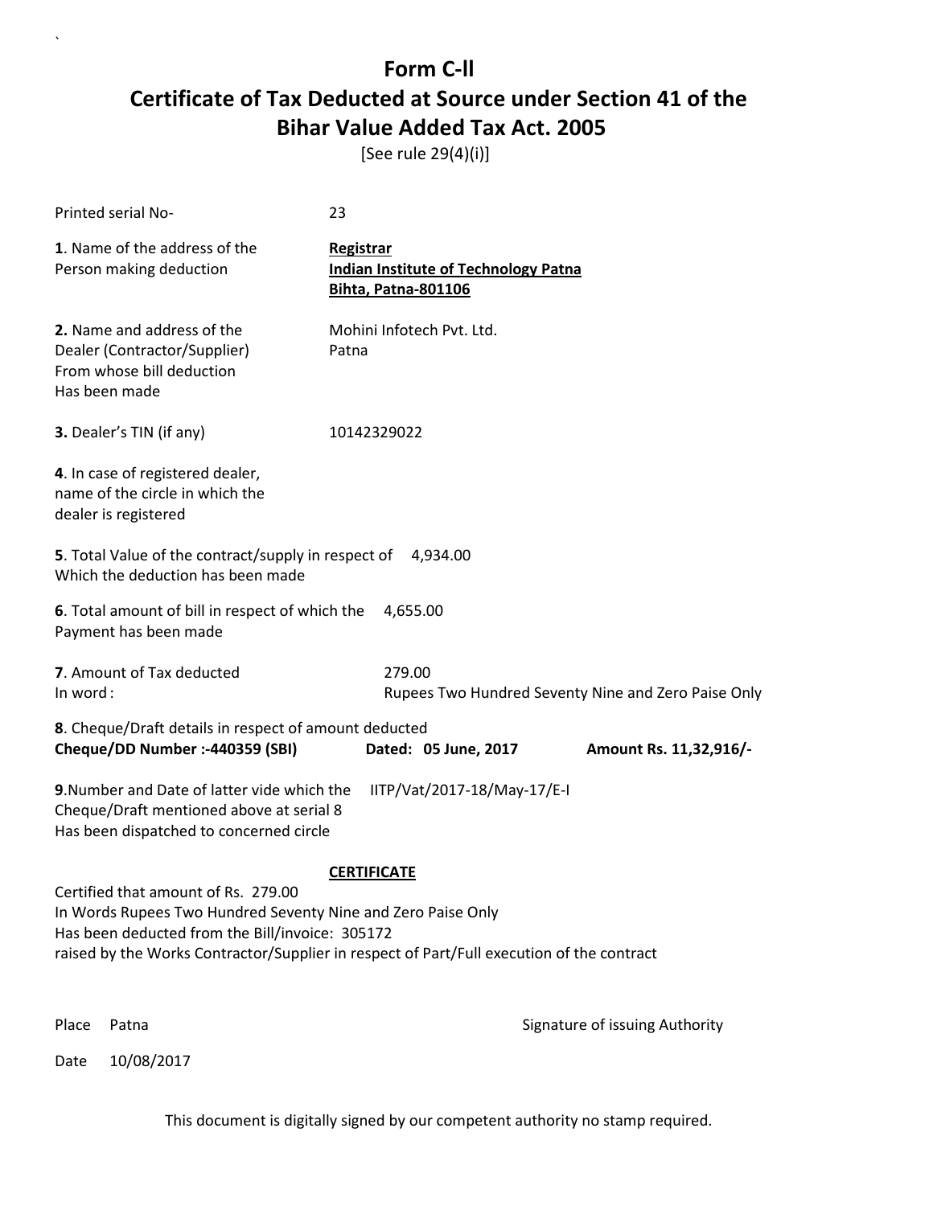# Form C-ll

# Certificate of Tax Deducted at Source under Section 41 of the Bihar Value Added Tax Act. 2005

[See rule 29(4)(i)]

Printed serial No- 23

**1**. Name of the address of the Person making deduction

**Registrar**
**Indian Institute of Technology Patna**
**Bihta, Patna-801106**

**2.** Name and address of the Dealer (Contractor/Supplier) From whose bill deduction Has been made

Mohini Infotech Pvt. Ltd.
Patna

**3.** Dealer's TIN (if any) 10142329022

**4**. In case of registered dealer, name of the circle in which the dealer is registered

**5**. Total Value of the contract/supply in respect of Which the deduction has been made 4,934.00

**6**. Total amount of bill in respect of which the Payment has been made 4,655.00

**7**. Amount of Tax deducted 279.00
In word : Rupees Two Hundred Seventy Nine and Zero Paise Only

**8**. Cheque/Draft details in respect of amount deducted
**Cheque/DD Number :-440359 (SBI)** **Dated: 05 June, 2017** **Amount Rs. 11,32,916/-**

**9**.Number and Date of latter vide which the Cheque/Draft mentioned above at serial 8 Has been dispatched to concerned circle IITP/Vat/2017-18/May-17/E-I

**CERTIFICATE**

Certified that amount of Rs. 279.00
In Words Rupees Two Hundred Seventy Nine and Zero Paise Only
Has been deducted from the Bill/invoice: 305172
raised by the Works Contractor/Supplier in respect of Part/Full execution of the contract

Place Patna

Signature of issuing Authority

Date 10/08/2017

This document is digitally signed by our competent authority no stamp required.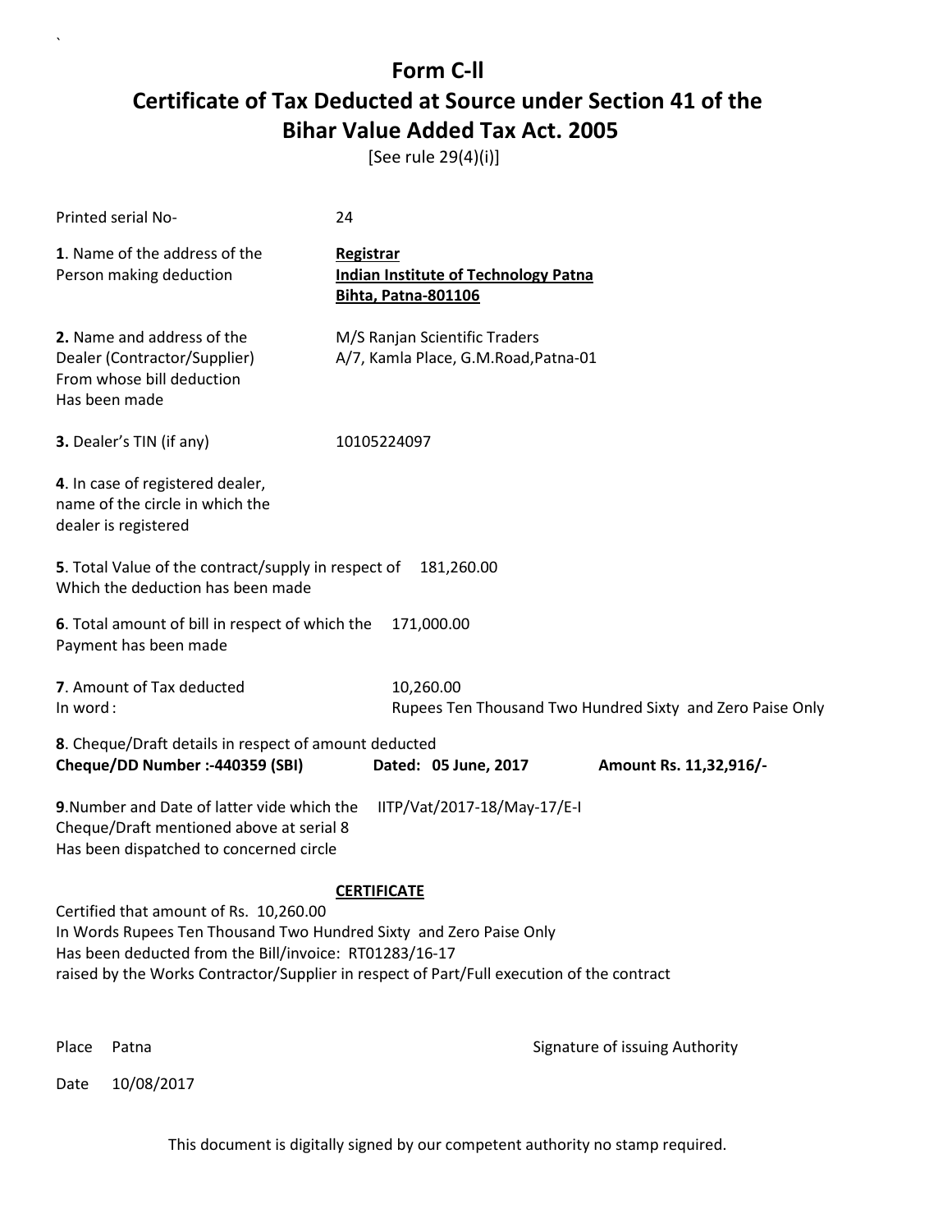# Form C-ll
# Certificate of Tax Deducted at Source under Section 41 of the Bihar Value Added Tax Act. 2005

[See rule 29(4)(i)]

Printed serial No- 24

**1**. Name of the address of the Person making deduction

**Registrar**
**Indian Institute of Technology Patna**
**Bihta, Patna-801106**

**2.** Name and address of the Dealer (Contractor/Supplier) From whose bill deduction Has been made

M/S Ranjan Scientific Traders
A/7, Kamla Place, G.M.Road,Patna-01

**3.** Dealer's TIN (if any) 10105224097

**4**. In case of registered dealer, name of the circle in which the dealer is registered

**5**. Total Value of the contract/supply in respect of Which the deduction has been made 181,260.00

**6**. Total amount of bill in respect of which the Payment has been made 171,000.00

**7**. Amount of Tax deducted 10,260.00
In word : Rupees Ten Thousand Two Hundred Sixty and Zero Paise Only

**8**. Cheque/Draft details in respect of amount deducted
**Cheque/DD Number :-440359 (SBI)** **Dated: 05 June, 2017** **Amount Rs. 11,32,916/-**

**9**.Number and Date of latter vide which the Cheque/Draft mentioned above at serial 8 Has been dispatched to concerned circle IITP/Vat/2017-18/May-17/E-I

**CERTIFICATE**

Certified that amount of Rs. 10,260.00
In Words Rupees Ten Thousand Two Hundred Sixty and Zero Paise Only
Has been deducted from the Bill/invoice: RT01283/16-17
raised by the Works Contractor/Supplier in respect of Part/Full execution of the contract

Place Patna

Signature of issuing Authority

Date 10/08/2017

This document is digitally signed by our competent authority no stamp required.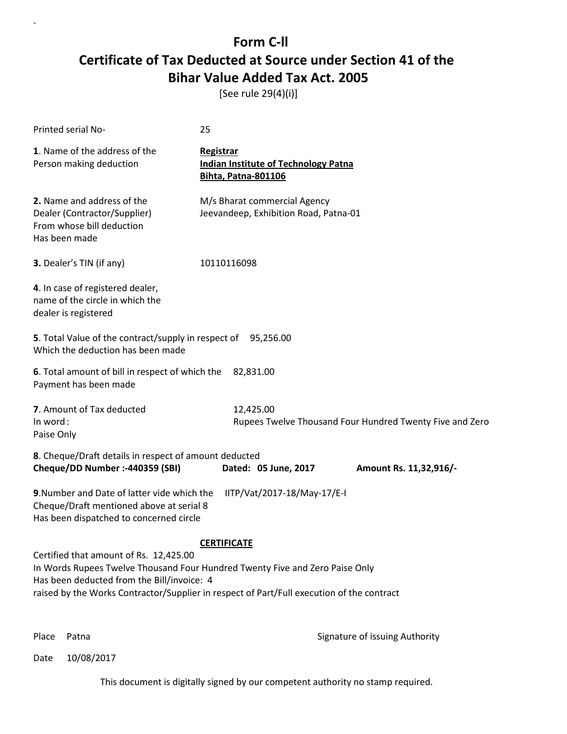# Form C-ll

## Certificate of Tax Deducted at Source under Section 41 of the Bihar Value Added Tax Act. 2005

[See rule 29(4)(i)]

Printed serial No- 25

**1**. Name of the address of the Person making deduction

**Registrar**
**Indian Institute of Technology Patna**
**Bihta, Patna-801106**

**2.** Name and address of the Dealer (Contractor/Supplier) From whose bill deduction Has been made

M/s Bharat commercial Agency
Jeevandeep, Exhibition Road, Patna-01

**3.** Dealer's TIN (if any) 10110116098

**4**. In case of registered dealer, name of the circle in which the dealer is registered

**5**. Total Value of the contract/supply in respect of Which the deduction has been made 95,256.00

**6**. Total amount of bill in respect of which the Payment has been made 82,831.00

**7**. Amount of Tax deducted 12,425.00
In word : Rupees Twelve Thousand Four Hundred Twenty Five and Zero Paise Only

**8**. Cheque/Draft details in respect of amount deducted
**Cheque/DD Number :-440359 (SBI)** **Dated: 05 June, 2017** **Amount Rs. 11,32,916/-**

**9**.Number and Date of latter vide which the Cheque/Draft mentioned above at serial 8 Has been dispatched to concerned circle IITP/Vat/2017-18/May-17/E-I

**CERTIFICATE**

Certified that amount of Rs. 12,425.00
In Words Rupees Twelve Thousand Four Hundred Twenty Five and Zero Paise Only
Has been deducted from the Bill/invoice: 4
raised by the Works Contractor/Supplier in respect of Part/Full execution of the contract

Place Patna

Signature of issuing Authority

Date 10/08/2017

This document is digitally signed by our competent authority no stamp required.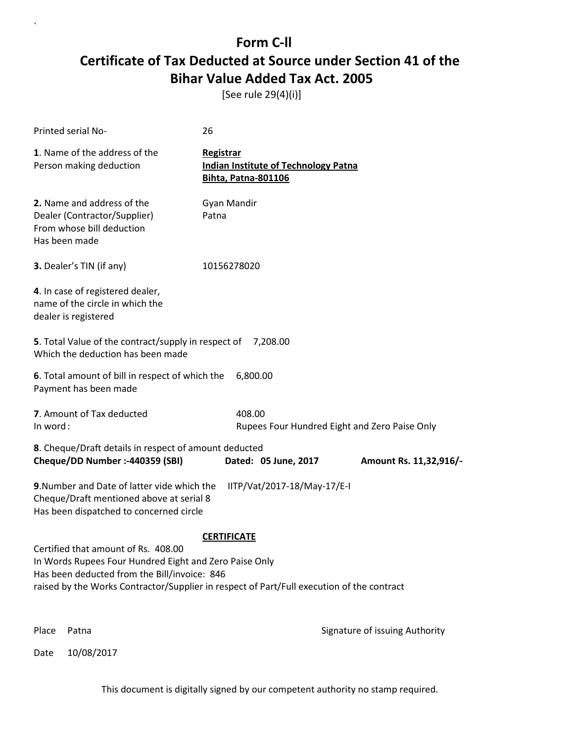# Form C-ll

# Certificate of Tax Deducted at Source under Section 41 of the Bihar Value Added Tax Act. 2005

[See rule 29(4)(i)]

Printed serial No- 26

**1**. Name of the address of the Person making deduction

**Registrar**
**Indian Institute of Technology Patna**
**Bihta, Patna-801106**

**2.** Name and address of the Dealer (Contractor/Supplier) From whose bill deduction Has been made

Gyan Mandir
Patna

**3.** Dealer's TIN (if any) 10156278020

**4**. In case of registered dealer, name of the circle in which the dealer is registered

**5**. Total Value of the contract/supply in respect of Which the deduction has been made 7,208.00

**6**. Total amount of bill in respect of which the Payment has been made 6,800.00

**7**. Amount of Tax deducted 408.00
In word : Rupees Four Hundred Eight and Zero Paise Only

**8**. Cheque/Draft details in respect of amount deducted
**Cheque/DD Number :-440359 (SBI)** **Dated: 05 June, 2017** **Amount Rs. 11,32,916/-**

**9**.Number and Date of latter vide which the Cheque/Draft mentioned above at serial 8 Has been dispatched to concerned circle IITP/Vat/2017-18/May-17/E-I

**CERTIFICATE**

Certified that amount of Rs. 408.00
In Words Rupees Four Hundred Eight and Zero Paise Only
Has been deducted from the Bill/invoice: 846
raised by the Works Contractor/Supplier in respect of Part/Full execution of the contract

Place Patna

Signature of issuing Authority

Date 10/08/2017

This document is digitally signed by our competent authority no stamp required.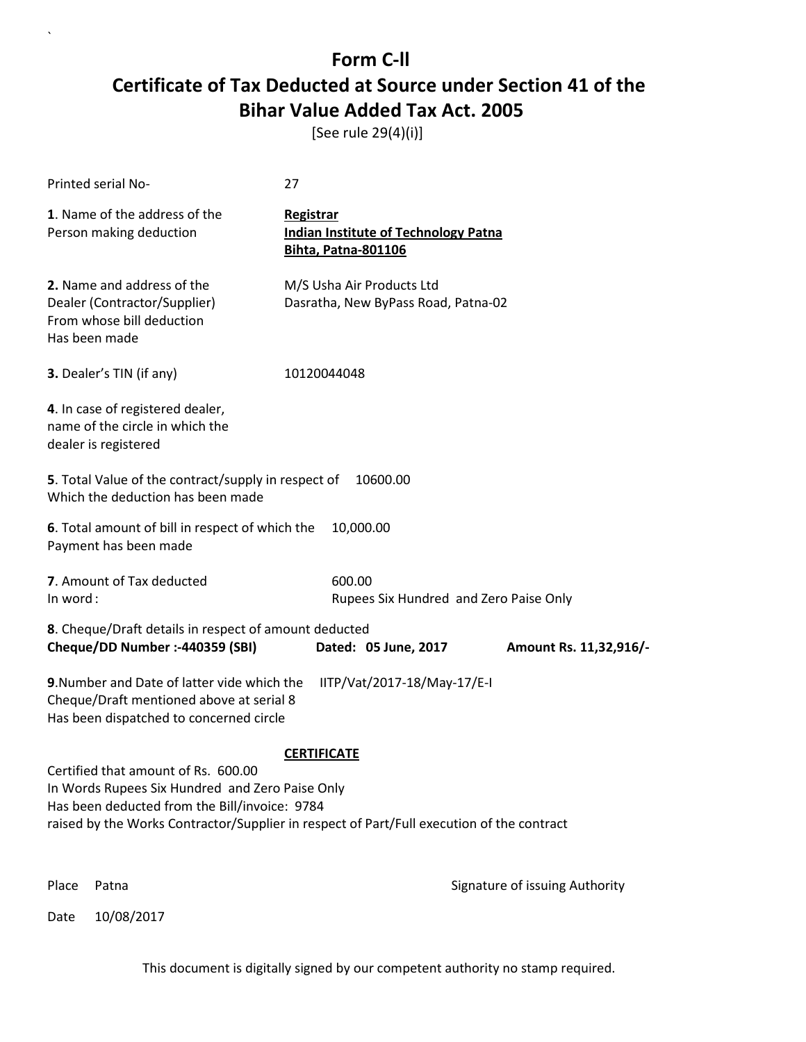# Form C-ll

## Certificate of Tax Deducted at Source under Section 41 of the Bihar Value Added Tax Act. 2005

[See rule 29(4)(i)]

Printed serial No- 27

**1**. Name of the address of the Person making deduction

**Registrar**
**Indian Institute of Technology Patna**
**Bihta, Patna-801106**

**2.** Name and address of the Dealer (Contractor/Supplier) From whose bill deduction Has been made

M/S Usha Air Products Ltd
Dasratha, New ByPass Road, Patna-02

**3.** Dealer's TIN (if any) 10120044048

**4**. In case of registered dealer, name of the circle in which the dealer is registered

**5**. Total Value of the contract/supply in respect of Which the deduction has been made 10600.00

**6**. Total amount of bill in respect of which the Payment has been made 10,000.00

**7**. Amount of Tax deducted 600.00
In word : Rupees Six Hundred and Zero Paise Only

**8**. Cheque/Draft details in respect of amount deducted
**Cheque/DD Number :-440359 (SBI)** **Dated: 05 June, 2017** **Amount Rs. 11,32,916/-**

**9**.Number and Date of latter vide which the Cheque/Draft mentioned above at serial 8 Has been dispatched to concerned circle IITP/Vat/2017-18/May-17/E-I

**CERTIFICATE**

Certified that amount of Rs. 600.00
In Words Rupees Six Hundred and Zero Paise Only
Has been deducted from the Bill/invoice: 9784
raised by the Works Contractor/Supplier in respect of Part/Full execution of the contract

Place Patna

Signature of issuing Authority

Date 10/08/2017

This document is digitally signed by our competent authority no stamp required.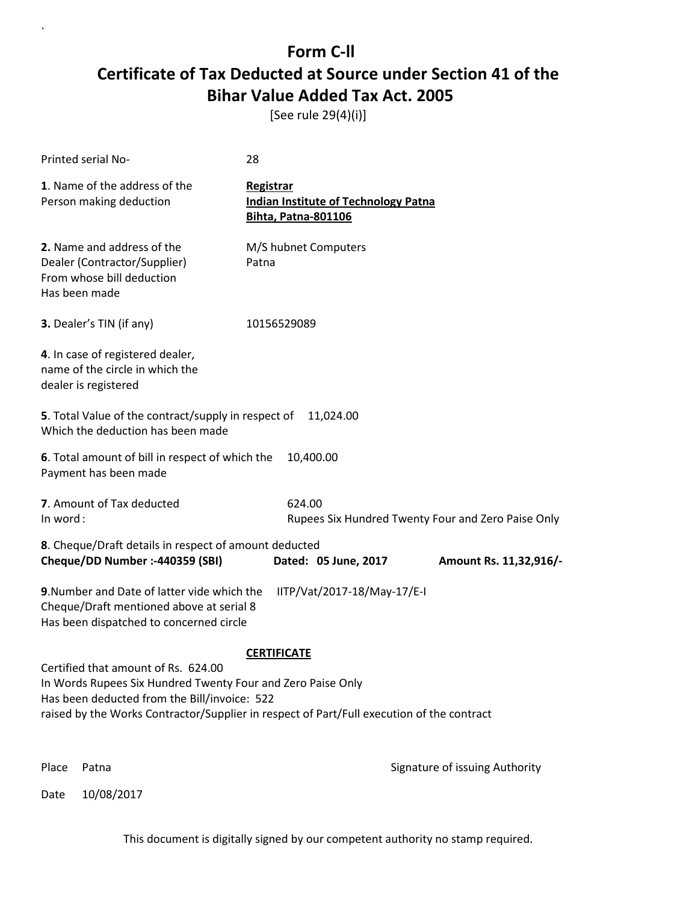# Form C-ll

## Certificate of Tax Deducted at Source under Section 41 of the Bihar Value Added Tax Act. 2005

[See rule 29(4)(i)]

Printed serial No- 28

**1**. Name of the address of the Person making deduction

**Registrar**
**Indian Institute of Technology Patna**
**Bihta, Patna-801106**

**2.** Name and address of the Dealer (Contractor/Supplier) From whose bill deduction Has been made

M/S hubnet Computers
Patna

**3.** Dealer's TIN (if any) 10156529089

**4**. In case of registered dealer, name of the circle in which the dealer is registered

**5**. Total Value of the contract/supply in respect of Which the deduction has been made 11,024.00

**6**. Total amount of bill in respect of which the Payment has been made 10,400.00

**7**. Amount of Tax deducted 624.00
In word : Rupees Six Hundred Twenty Four and Zero Paise Only

**8**. Cheque/Draft details in respect of amount deducted
**Cheque/DD Number :-440359 (SBI)** **Dated: 05 June, 2017** **Amount Rs. 11,32,916/-**

**9**.Number and Date of latter vide which the Cheque/Draft mentioned above at serial 8 Has been dispatched to concerned circle IITP/Vat/2017-18/May-17/E-I

**CERTIFICATE**

Certified that amount of Rs. 624.00
In Words Rupees Six Hundred Twenty Four and Zero Paise Only
Has been deducted from the Bill/invoice: 522
raised by the Works Contractor/Supplier in respect of Part/Full execution of the contract

Place Patna

Signature of issuing Authority

Date 10/08/2017

This document is digitally signed by our competent authority no stamp required.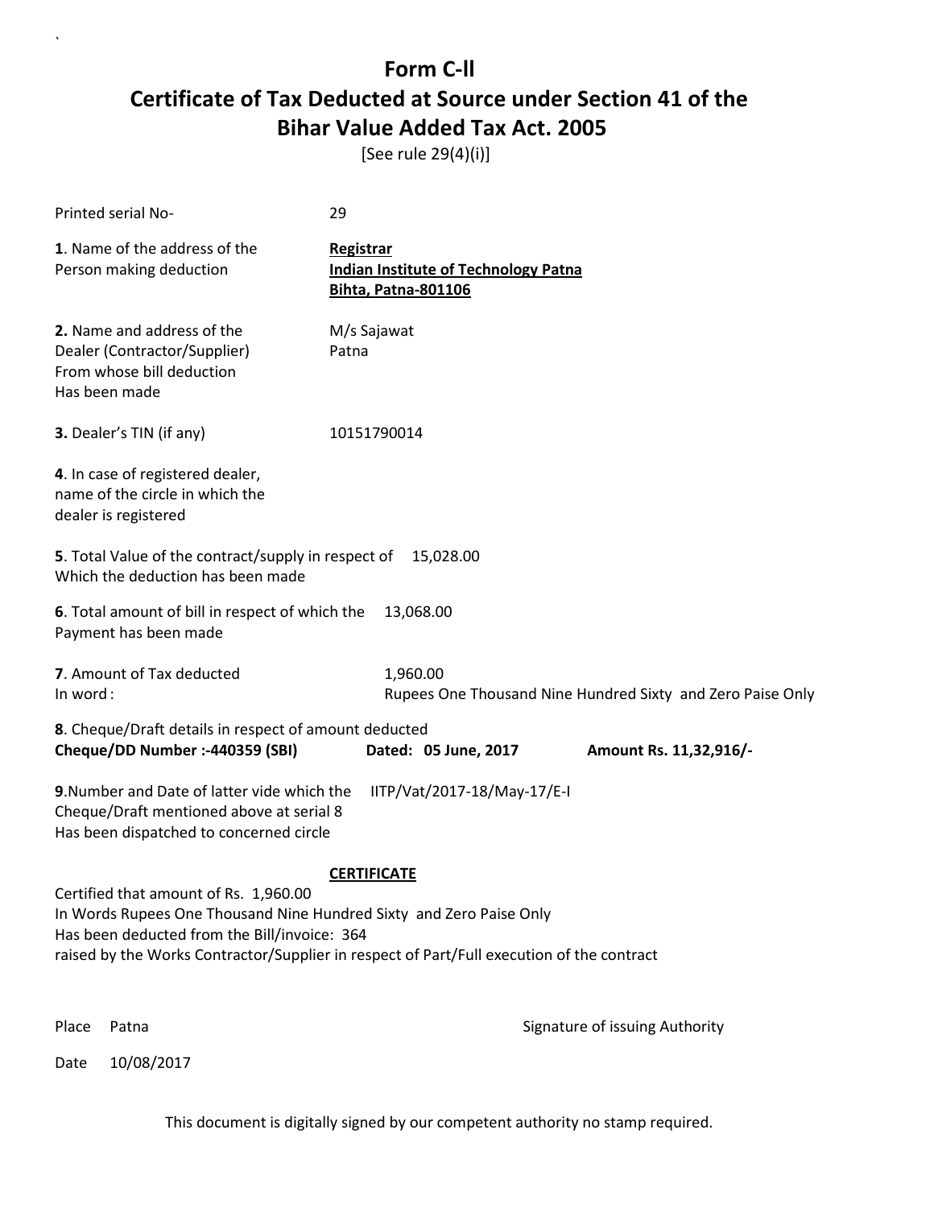# Form C-ll

# Certificate of Tax Deducted at Source under Section 41 of the Bihar Value Added Tax Act. 2005

[See rule 29(4)(i)]

Printed serial No- 29

**1**. Name of the address of the Person making deduction

**Registrar**
**Indian Institute of Technology Patna**
**Bihta, Patna-801106**

**2.** Name and address of the Dealer (Contractor/Supplier) From whose bill deduction Has been made

M/s Sajawat
Patna

**3.** Dealer's TIN (if any) 10151790014

**4**. In case of registered dealer, name of the circle in which the dealer is registered

**5**. Total Value of the contract/supply in respect of Which the deduction has been made 15,028.00

**6**. Total amount of bill in respect of which the Payment has been made 13,068.00

**7**. Amount of Tax deducted 1,960.00
In word : Rupees One Thousand Nine Hundred Sixty and Zero Paise Only

**8**. Cheque/Draft details in respect of amount deducted
**Cheque/DD Number :-440359 (SBI)** **Dated: 05 June, 2017** **Amount Rs. 11,32,916/-**

**9**.Number and Date of latter vide which the Cheque/Draft mentioned above at serial 8 Has been dispatched to concerned circle IITP/Vat/2017-18/May-17/E-I

**CERTIFICATE**

Certified that amount of Rs. 1,960.00
In Words Rupees One Thousand Nine Hundred Sixty and Zero Paise Only
Has been deducted from the Bill/invoice: 364
raised by the Works Contractor/Supplier in respect of Part/Full execution of the contract

Place Patna

Signature of issuing Authority

Date 10/08/2017

This document is digitally signed by our competent authority no stamp required.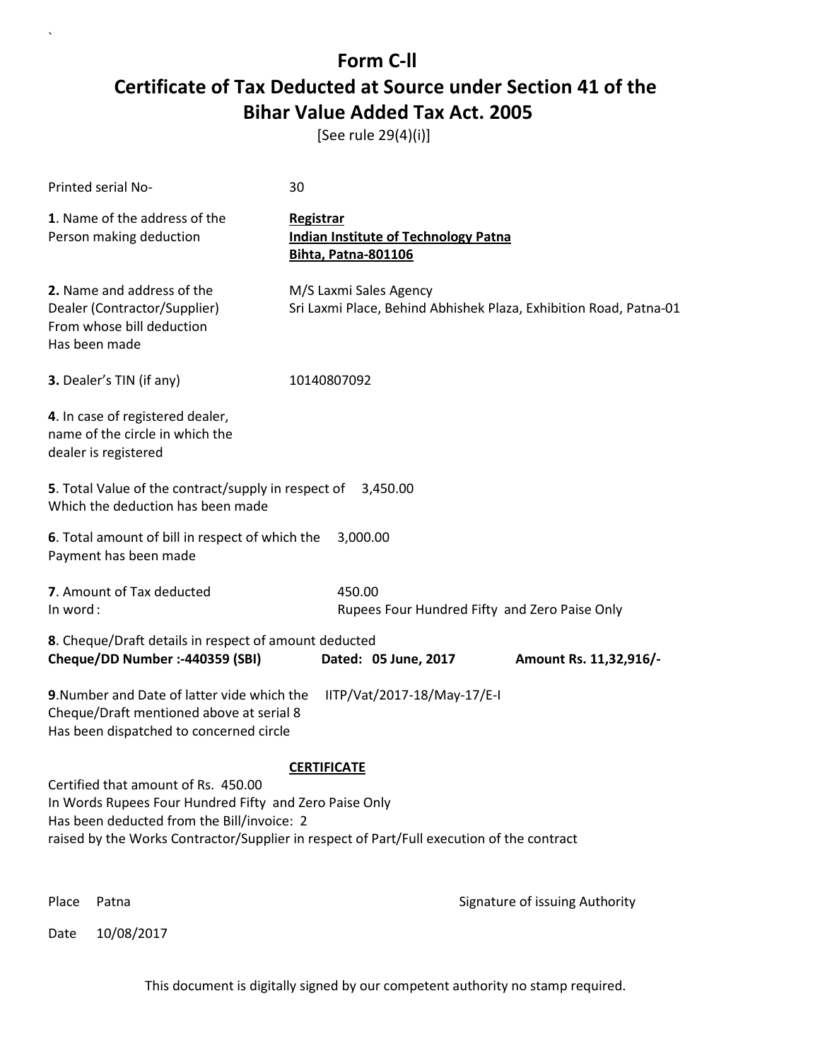# Form C-ll

## Certificate of Tax Deducted at Source under Section 41 of the Bihar Value Added Tax Act. 2005

[See rule 29(4)(i)]

Printed serial No- 30

**1**. Name of the address of the Person making deduction

**Registrar**
**Indian Institute of Technology Patna**
**Bihta, Patna-801106**

**2.** Name and address of the Dealer (Contractor/Supplier) From whose bill deduction Has been made

M/S Laxmi Sales Agency
Sri Laxmi Place, Behind Abhishek Plaza, Exhibition Road, Patna-01

**3.** Dealer's TIN (if any) 10140807092

**4**. In case of registered dealer, name of the circle in which the dealer is registered

**5**. Total Value of the contract/supply in respect of Which the deduction has been made 3,450.00

**6**. Total amount of bill in respect of which the Payment has been made 3,000.00

**7**. Amount of Tax deducted 450.00
In word : Rupees Four Hundred Fifty and Zero Paise Only

**8**. Cheque/Draft details in respect of amount deducted
**Cheque/DD Number :-440359 (SBI)** **Dated: 05 June, 2017** **Amount Rs. 11,32,916/-**

**9**.Number and Date of latter vide which the Cheque/Draft mentioned above at serial 8 Has been dispatched to concerned circle IITP/Vat/2017-18/May-17/E-I

**CERTIFICATE**

Certified that amount of Rs. 450.00
In Words Rupees Four Hundred Fifty and Zero Paise Only
Has been deducted from the Bill/invoice: 2
raised by the Works Contractor/Supplier in respect of Part/Full execution of the contract

Place Patna Signature of issuing Authority

Date 10/08/2017

This document is digitally signed by our competent authority no stamp required.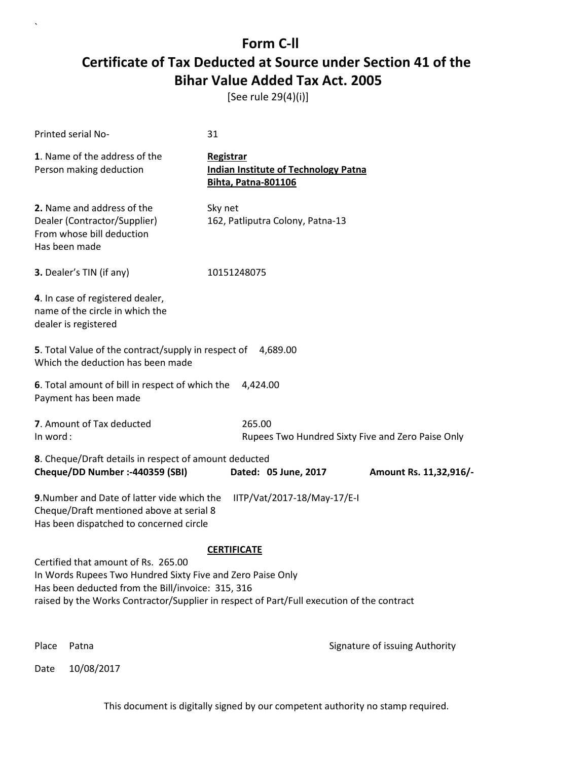# Form C-II

# Certificate of Tax Deducted at Source under Section 41 of the Bihar Value Added Tax Act. 2005

[See rule 29(4)(i)]

Printed serial No- 31

**1**. Name of the address of the Person making deduction

**Registrar**
**Indian Institute of Technology Patna**
**Bihta, Patna-801106**

**2.** Name and address of the Dealer (Contractor/Supplier) From whose bill deduction Has been made

Sky net
162, Patliputra Colony, Patna-13

**3.** Dealer's TIN (if any) 10151248075

**4**. In case of registered dealer, name of the circle in which the dealer is registered

**5**. Total Value of the contract/supply in respect of Which the deduction has been made 4,689.00

**6**. Total amount of bill in respect of which the Payment has been made 4,424.00

**7**. Amount of Tax deducted 265.00
In word : Rupees Two Hundred Sixty Five and Zero Paise Only

**8**. Cheque/Draft details in respect of amount deducted
**Cheque/DD Number :-440359 (SBI) Dated: 05 June, 2017 Amount Rs. 11,32,916/-**

**9**.Number and Date of latter vide which the Cheque/Draft mentioned above at serial 8 Has been dispatched to concerned circle IITP/Vat/2017-18/May-17/E-I

**CERTIFICATE**

Certified that amount of Rs. 265.00
In Words Rupees Two Hundred Sixty Five and Zero Paise Only
Has been deducted from the Bill/invoice: 315, 316
raised by the Works Contractor/Supplier in respect of Part/Full execution of the contract

Place Patna

Signature of issuing Authority

Date 10/08/2017

This document is digitally signed by our competent authority no stamp required.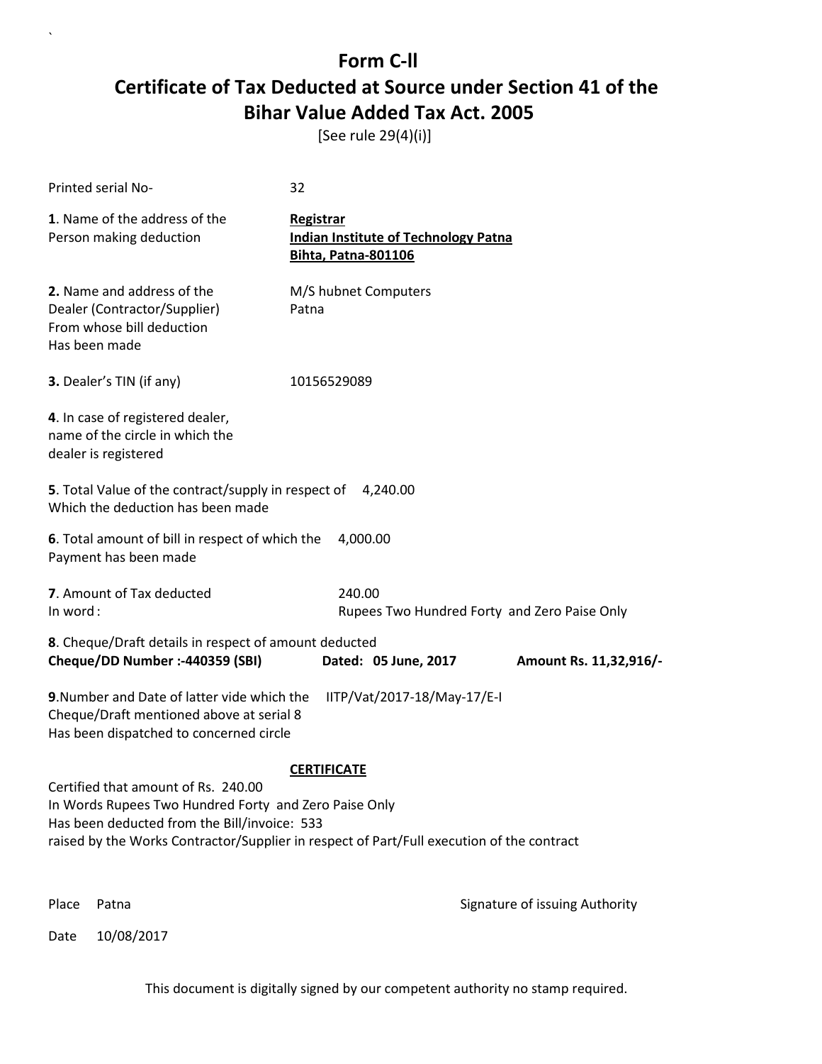# Form C-ll

# Certificate of Tax Deducted at Source under Section 41 of the Bihar Value Added Tax Act. 2005

[See rule 29(4)(i)]

Printed serial No- 32

**1**. Name of the address of the Person making deduction

**Registrar**
**Indian Institute of Technology Patna**
**Bihta, Patna-801106**

**2.** Name and address of the Dealer (Contractor/Supplier) From whose bill deduction Has been made

M/S hubnet Computers
Patna

**3.** Dealer's TIN (if any) 10156529089

**4**. In case of registered dealer, name of the circle in which the dealer is registered

**5**. Total Value of the contract/supply in respect of Which the deduction has been made 4,240.00

**6**. Total amount of bill in respect of which the Payment has been made 4,000.00

**7**. Amount of Tax deducted 240.00
In word : Rupees Two Hundred Forty and Zero Paise Only

**8**. Cheque/Draft details in respect of amount deducted
**Cheque/DD Number :-440359 (SBI)** **Dated: 05 June, 2017** **Amount Rs. 11,32,916/-**

**9**.Number and Date of latter vide which the Cheque/Draft mentioned above at serial 8 Has been dispatched to concerned circle IITP/Vat/2017-18/May-17/E-I

**CERTIFICATE**

Certified that amount of Rs. 240.00
In Words Rupees Two Hundred Forty and Zero Paise Only
Has been deducted from the Bill/invoice: 533
raised by the Works Contractor/Supplier in respect of Part/Full execution of the contract

Place Patna

Signature of issuing Authority

Date 10/08/2017

This document is digitally signed by our competent authority no stamp required.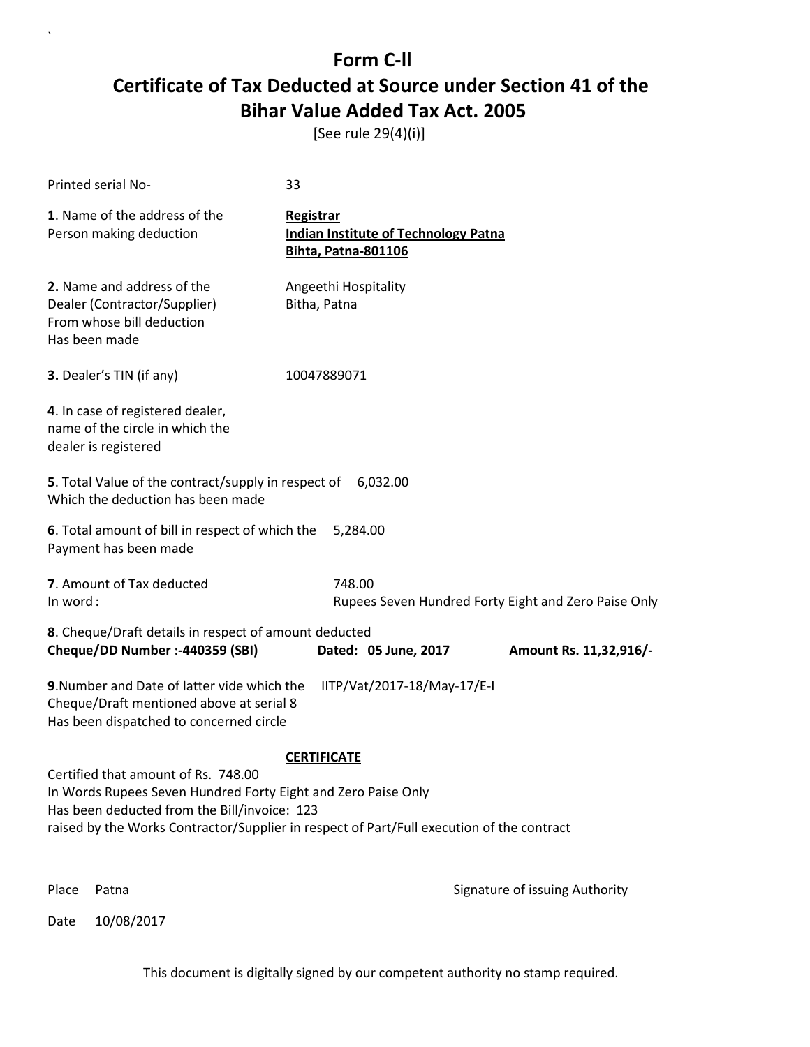# Form C-ll

# Certificate of Tax Deducted at Source under Section 41 of the Bihar Value Added Tax Act. 2005

[See rule 29(4)(i)]

Printed serial No- 33

**1**. Name of the address of the Person making deduction

**Registrar**
**Indian Institute of Technology Patna**
**Bihta, Patna-801106**

**2.** Name and address of the Dealer (Contractor/Supplier) From whose bill deduction Has been made

Angeethi Hospitality
Bitha, Patna

**3.** Dealer's TIN (if any) 10047889071

**4**. In case of registered dealer, name of the circle in which the dealer is registered

**5**. Total Value of the contract/supply in respect of Which the deduction has been made 6,032.00

**6**. Total amount of bill in respect of which the Payment has been made 5,284.00

**7**. Amount of Tax deducted 748.00
In word : Rupees Seven Hundred Forty Eight and Zero Paise Only

**8**. Cheque/Draft details in respect of amount deducted
**Cheque/DD Number :-440359 (SBI)** **Dated: 05 June, 2017** **Amount Rs. 11,32,916/-**

**9**.Number and Date of latter vide which the Cheque/Draft mentioned above at serial 8 Has been dispatched to concerned circle IITP/Vat/2017-18/May-17/E-I

**CERTIFICATE**

Certified that amount of Rs. 748.00
In Words Rupees Seven Hundred Forty Eight and Zero Paise Only
Has been deducted from the Bill/invoice: 123
raised by the Works Contractor/Supplier in respect of Part/Full execution of the contract

Place Patna

Signature of issuing Authority

Date 10/08/2017

This document is digitally signed by our competent authority no stamp required.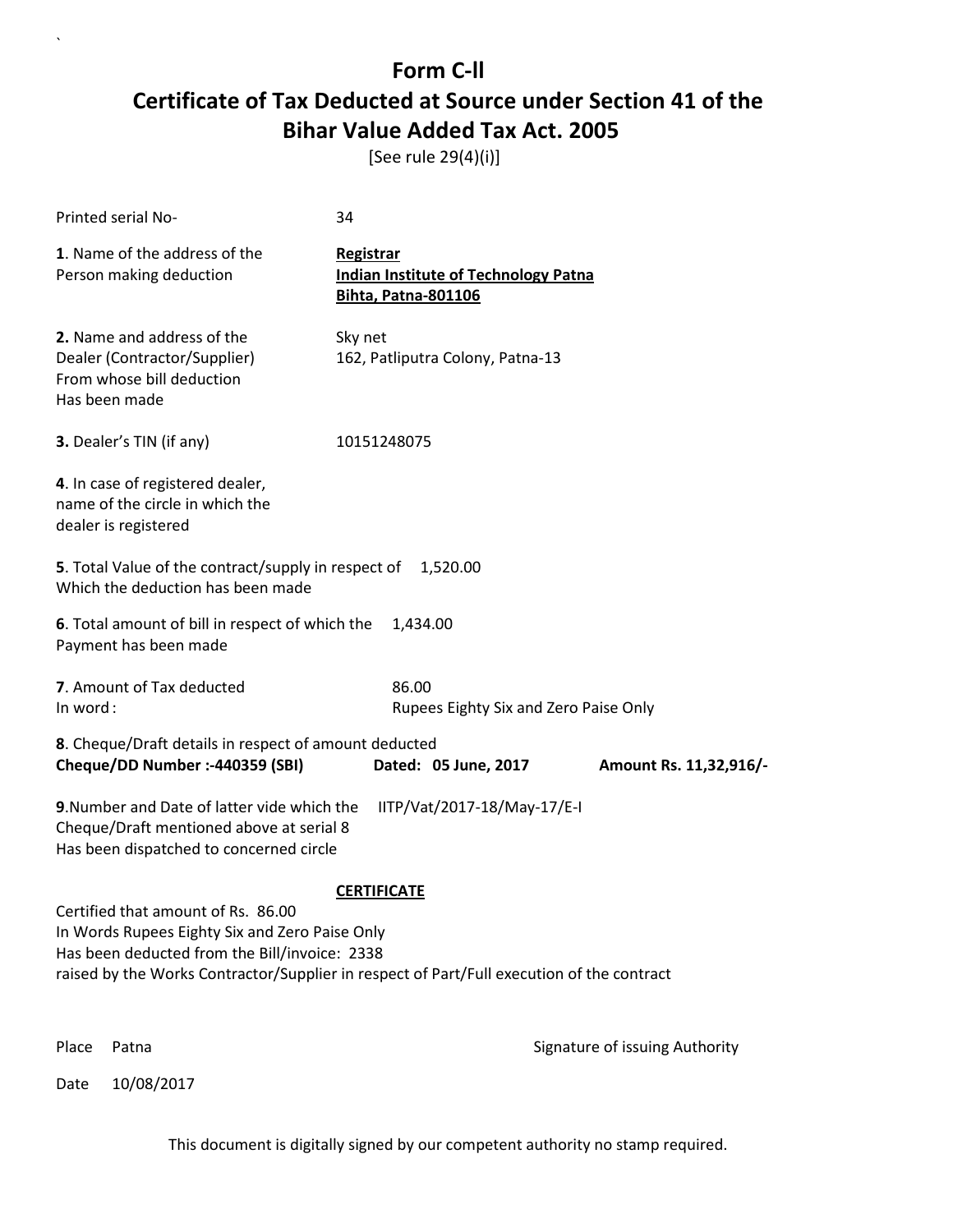# Form C-ll

# Certificate of Tax Deducted at Source under Section 41 of the Bihar Value Added Tax Act. 2005

[See rule 29(4)(i)]

Printed serial No- 34

**1**. Name of the address of the Person making deduction

**Registrar**
**Indian Institute of Technology Patna**
**Bihta, Patna-801106**

**2.** Name and address of the Dealer (Contractor/Supplier) From whose bill deduction Has been made

Sky net
162, Patliputra Colony, Patna-13

**3.** Dealer's TIN (if any) 10151248075

**4**. In case of registered dealer, name of the circle in which the dealer is registered

**5**. Total Value of the contract/supply in respect of Which the deduction has been made 1,520.00

**6**. Total amount of bill in respect of which the Payment has been made 1,434.00

**7**. Amount of Tax deducted 86.00
In word : Rupees Eighty Six and Zero Paise Only

**8**. Cheque/Draft details in respect of amount deducted
**Cheque/DD Number :-440359 (SBI)** **Dated: 05 June, 2017** **Amount Rs. 11,32,916/-**

**9**.Number and Date of latter vide which the Cheque/Draft mentioned above at serial 8 Has been dispatched to concerned circle IITP/Vat/2017-18/May-17/E-I

**CERTIFICATE**

Certified that amount of Rs. 86.00
In Words Rupees Eighty Six and Zero Paise Only
Has been deducted from the Bill/invoice: 2338
raised by the Works Contractor/Supplier in respect of Part/Full execution of the contract

Place Patna

Signature of issuing Authority

Date 10/08/2017

This document is digitally signed by our competent authority no stamp required.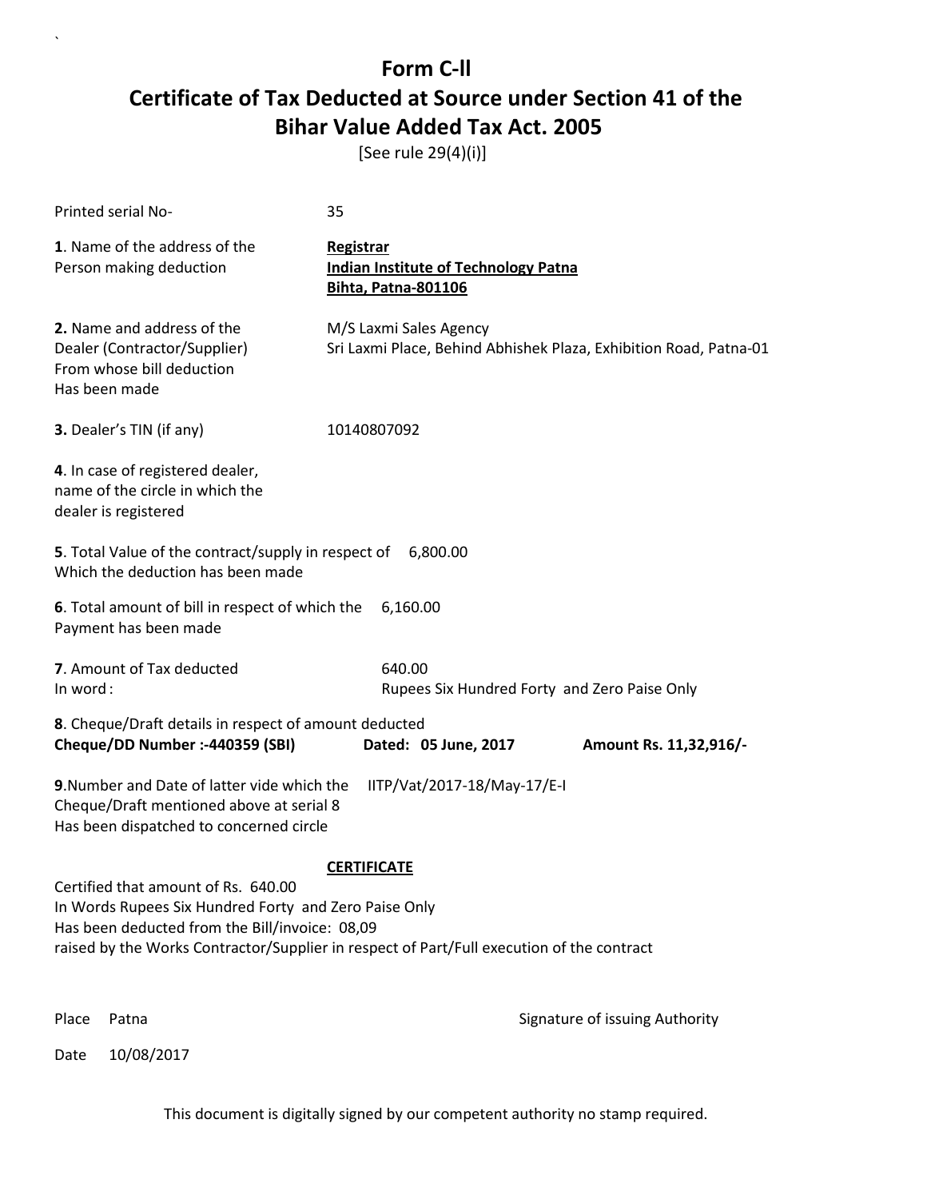# Form C-ll

# Certificate of Tax Deducted at Source under Section 41 of the Bihar Value Added Tax Act. 2005

[See rule 29(4)(i)]

Printed serial No- 35

**1**. Name of the address of the Person making deduction

**Registrar**
**Indian Institute of Technology Patna**
**Bihta, Patna-801106**

**2.** Name and address of the Dealer (Contractor/Supplier) From whose bill deduction Has been made

M/S Laxmi Sales Agency
Sri Laxmi Place, Behind Abhishek Plaza, Exhibition Road, Patna-01

**3.** Dealer's TIN (if any) 10140807092

**4**. In case of registered dealer, name of the circle in which the dealer is registered

**5**. Total Value of the contract/supply in respect of Which the deduction has been made 6,800.00

**6**. Total amount of bill in respect of which the Payment has been made 6,160.00

**7**. Amount of Tax deducted 640.00
In word : Rupees Six Hundred Forty and Zero Paise Only

**8**. Cheque/Draft details in respect of amount deducted
**Cheque/DD Number :-440359 (SBI)** **Dated: 05 June, 2017** **Amount Rs. 11,32,916/-**

**9**.Number and Date of latter vide which the Cheque/Draft mentioned above at serial 8 Has been dispatched to concerned circle IITP/Vat/2017-18/May-17/E-I

**CERTIFICATE**

Certified that amount of Rs. 640.00
In Words Rupees Six Hundred Forty and Zero Paise Only
Has been deducted from the Bill/invoice: 08,09
raised by the Works Contractor/Supplier in respect of Part/Full execution of the contract

Place Patna Signature of issuing Authority

Date 10/08/2017

This document is digitally signed by our competent authority no stamp required.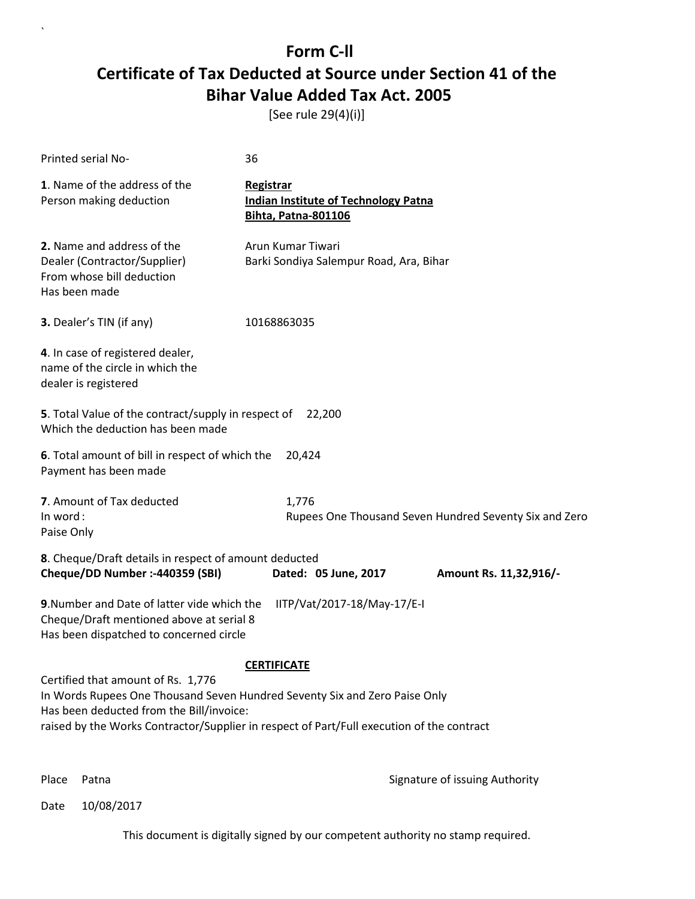# Form C-ll

## Certificate of Tax Deducted at Source under Section 41 of the Bihar Value Added Tax Act. 2005

[See rule 29(4)(i)]

Printed serial No- 36

**1**. Name of the address of the Person making deduction

**Registrar**
**Indian Institute of Technology Patna**
**Bihta, Patna-801106**

**2.** Name and address of the Dealer (Contractor/Supplier) From whose bill deduction Has been made

Arun Kumar Tiwari
Barki Sondiya Salempur Road, Ara, Bihar

**3.** Dealer's TIN (if any) 10168863035

**4**. In case of registered dealer, name of the circle in which the dealer is registered

**5**. Total Value of the contract/supply in respect of Which the deduction has been made 22,200

**6**. Total amount of bill in respect of which the Payment has been made 20,424

**7**. Amount of Tax deducted 1,776
In word : Rupees One Thousand Seven Hundred Seventy Six and Zero Paise Only

**8**. Cheque/Draft details in respect of amount deducted
**Cheque/DD Number :-440359 (SBI)** **Dated: 05 June, 2017** **Amount Rs. 11,32,916/-**

**9**.Number and Date of latter vide which the Cheque/Draft mentioned above at serial 8 Has been dispatched to concerned circle IITP/Vat/2017-18/May-17/E-I

**CERTIFICATE**

Certified that amount of Rs. 1,776
In Words Rupees One Thousand Seven Hundred Seventy Six and Zero Paise Only
Has been deducted from the Bill/invoice:
raised by the Works Contractor/Supplier in respect of Part/Full execution of the contract

Place Patna

Signature of issuing Authority

Date 10/08/2017

This document is digitally signed by our competent authority no stamp required.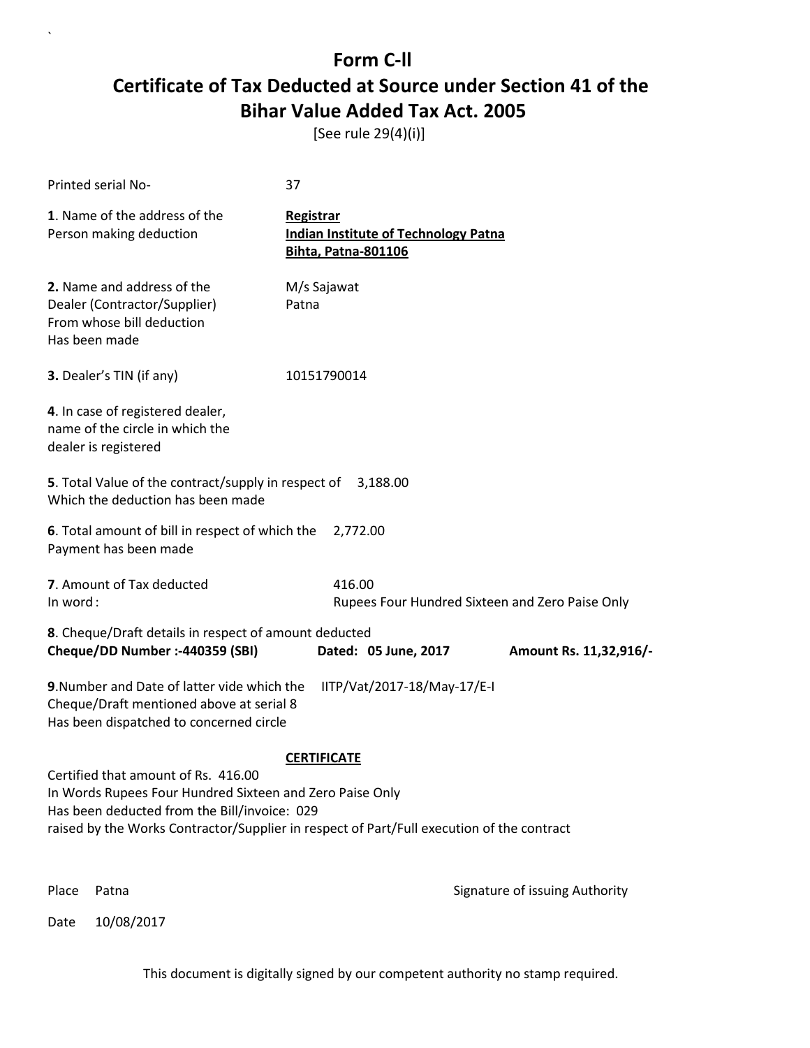# Form C-ll

## Certificate of Tax Deducted at Source under Section 41 of the Bihar Value Added Tax Act. 2005

[See rule 29(4)(i)]

Printed serial No- 37

**1**. Name of the address of the Person making deduction

**Registrar**
**Indian Institute of Technology Patna**
**Bihta, Patna-801106**

**2.** Name and address of the Dealer (Contractor/Supplier) From whose bill deduction Has been made

M/s Sajawat
Patna

**3.** Dealer's TIN (if any) 10151790014

**4**. In case of registered dealer, name of the circle in which the dealer is registered

**5**. Total Value of the contract/supply in respect of Which the deduction has been made 3,188.00

**6**. Total amount of bill in respect of which the Payment has been made 2,772.00

**7**. Amount of Tax deducted 416.00
In word : Rupees Four Hundred Sixteen and Zero Paise Only

**8**. Cheque/Draft details in respect of amount deducted
**Cheque/DD Number :-440359 (SBI)** **Dated: 05 June, 2017** **Amount Rs. 11,32,916/-**

**9**.Number and Date of latter vide which the Cheque/Draft mentioned above at serial 8 Has been dispatched to concerned circle IITP/Vat/2017-18/May-17/E-I

**CERTIFICATE**

Certified that amount of Rs. 416.00
In Words Rupees Four Hundred Sixteen and Zero Paise Only
Has been deducted from the Bill/invoice: 029
raised by the Works Contractor/Supplier in respect of Part/Full execution of the contract

Place Patna

Signature of issuing Authority

Date 10/08/2017

This document is digitally signed by our competent authority no stamp required.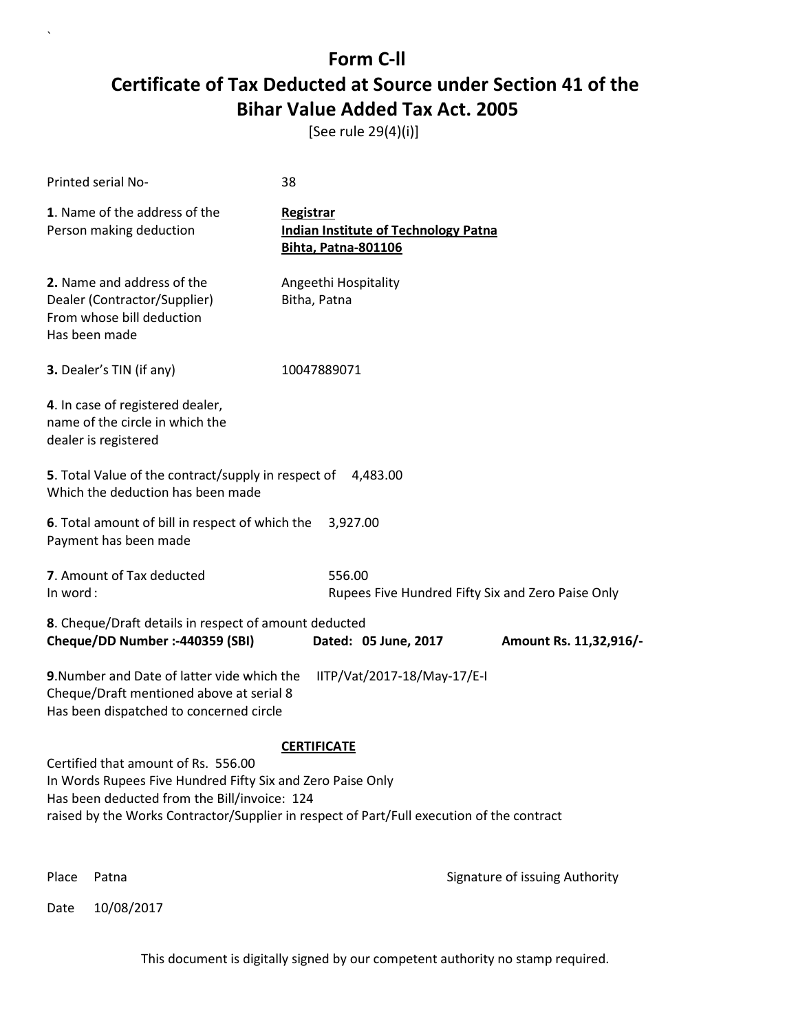# Form C-ll
# Certificate of Tax Deducted at Source under Section 41 of the Bihar Value Added Tax Act. 2005

[See rule 29(4)(i)]

Printed serial No- 38

**1**. Name of the address of the Person making deduction

**Registrar**
**Indian Institute of Technology Patna**
**Bihta, Patna-801106**

**2.** Name and address of the Dealer (Contractor/Supplier) From whose bill deduction Has been made

Angeethi Hospitality
Bitha, Patna

**3.** Dealer's TIN (if any) 10047889071

**4**. In case of registered dealer, name of the circle in which the dealer is registered

**5**. Total Value of the contract/supply in respect of Which the deduction has been made 4,483.00

**6**. Total amount of bill in respect of which the Payment has been made 3,927.00

**7**. Amount of Tax deducted 556.00
In word : Rupees Five Hundred Fifty Six and Zero Paise Only

**8**. Cheque/Draft details in respect of amount deducted
**Cheque/DD Number :-440359 (SBI)** **Dated: 05 June, 2017** **Amount Rs. 11,32,916/-**

**9**.Number and Date of latter vide which the Cheque/Draft mentioned above at serial 8 Has been dispatched to concerned circle IITP/Vat/2017-18/May-17/E-I

**CERTIFICATE**

Certified that amount of Rs. 556.00
In Words Rupees Five Hundred Fifty Six and Zero Paise Only
Has been deducted from the Bill/invoice: 124
raised by the Works Contractor/Supplier in respect of Part/Full execution of the contract

Place Patna

Signature of issuing Authority

Date 10/08/2017

This document is digitally signed by our competent authority no stamp required.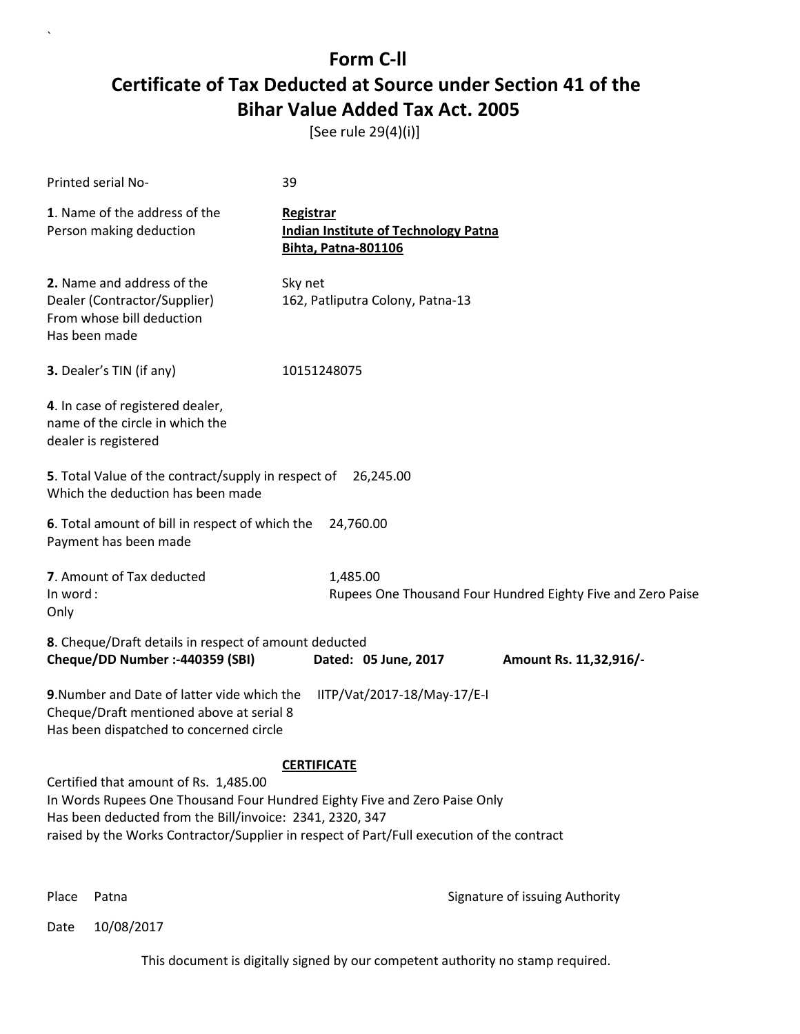# Form C-ll

## Certificate of Tax Deducted at Source under Section 41 of the Bihar Value Added Tax Act. 2005

[See rule 29(4)(i)]

Printed serial No- 39

**1**. Name of the address of the Person making deduction

**Registrar**
**Indian Institute of Technology Patna**
**Bihta, Patna-801106**

**2.** Name and address of the Dealer (Contractor/Supplier) From whose bill deduction Has been made

Sky net
162, Patliputra Colony, Patna-13

**3.** Dealer's TIN (if any) 10151248075

**4**. In case of registered dealer, name of the circle in which the dealer is registered

**5**. Total Value of the contract/supply in respect of Which the deduction has been made 26,245.00

**6**. Total amount of bill in respect of which the Payment has been made 24,760.00

**7**. Amount of Tax deducted 1,485.00
In word : Rupees One Thousand Four Hundred Eighty Five and Zero Paise Only

**8**. Cheque/Draft details in respect of amount deducted
**Cheque/DD Number :-440359 (SBI)** **Dated: 05 June, 2017** **Amount Rs. 11,32,916/-**

**9**.Number and Date of latter vide which the Cheque/Draft mentioned above at serial 8 Has been dispatched to concerned circle IITP/Vat/2017-18/May-17/E-I

**CERTIFICATE**

Certified that amount of Rs. 1,485.00
In Words Rupees One Thousand Four Hundred Eighty Five and Zero Paise Only
Has been deducted from the Bill/invoice: 2341, 2320, 347
raised by the Works Contractor/Supplier in respect of Part/Full execution of the contract

Place Patna

Signature of issuing Authority

Date 10/08/2017

This document is digitally signed by our competent authority no stamp required.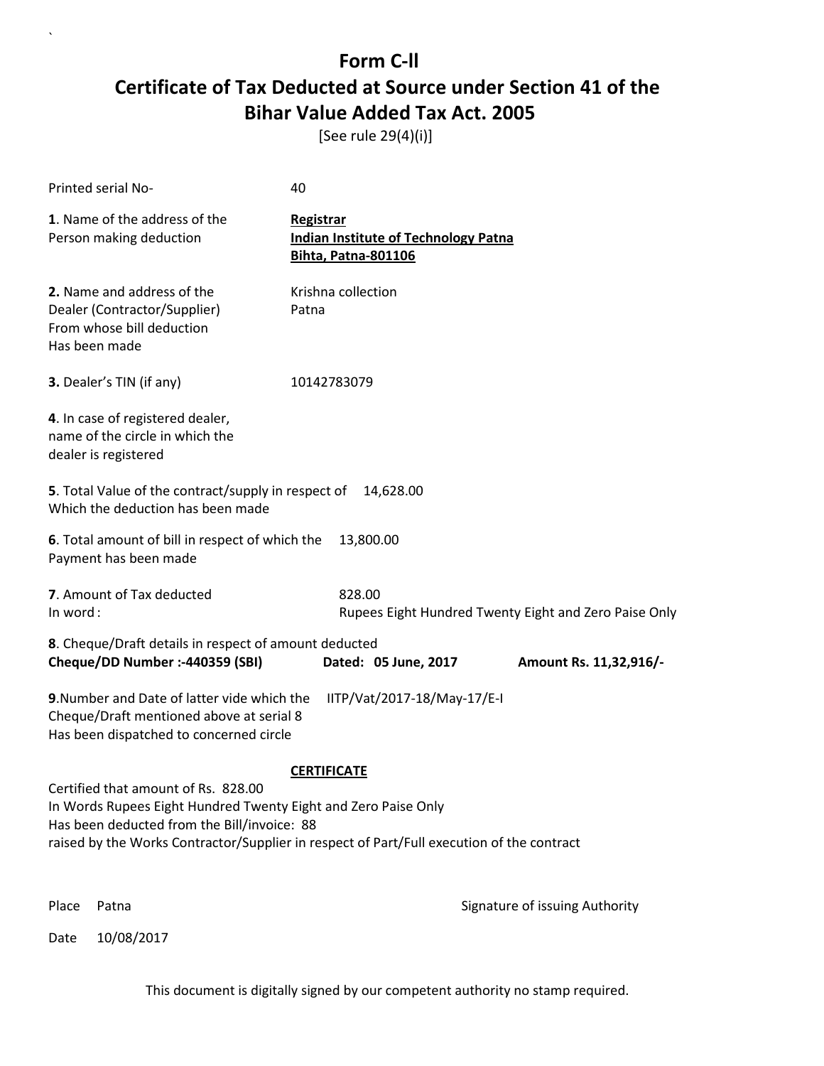# Form C-II

## Certificate of Tax Deducted at Source under Section 41 of the Bihar Value Added Tax Act. 2005

[See rule 29(4)(i)]

Printed serial No- 40

**1**. Name of the address of the Person making deduction

**Registrar**
**Indian Institute of Technology Patna**
**Bihta, Patna-801106**

**2.** Name and address of the Dealer (Contractor/Supplier) From whose bill deduction Has been made

Krishna collection
Patna

**3.** Dealer's TIN (if any) 10142783079

**4**. In case of registered dealer, name of the circle in which the dealer is registered

**5**. Total Value of the contract/supply in respect of Which the deduction has been made 14,628.00

**6**. Total amount of bill in respect of which the Payment has been made 13,800.00

**7**. Amount of Tax deducted 828.00
In word : Rupees Eight Hundred Twenty Eight and Zero Paise Only

**8**. Cheque/Draft details in respect of amount deducted
**Cheque/DD Number :-440359 (SBI)** **Dated: 05 June, 2017** **Amount Rs. 11,32,916/-**

**9**.Number and Date of latter vide which the Cheque/Draft mentioned above at serial 8 Has been dispatched to concerned circle IITP/Vat/2017-18/May-17/E-I

**CERTIFICATE**

Certified that amount of Rs. 828.00
In Words Rupees Eight Hundred Twenty Eight and Zero Paise Only
Has been deducted from the Bill/invoice: 88
raised by the Works Contractor/Supplier in respect of Part/Full execution of the contract

Place Patna

Signature of issuing Authority

Date 10/08/2017

This document is digitally signed by our competent authority no stamp required.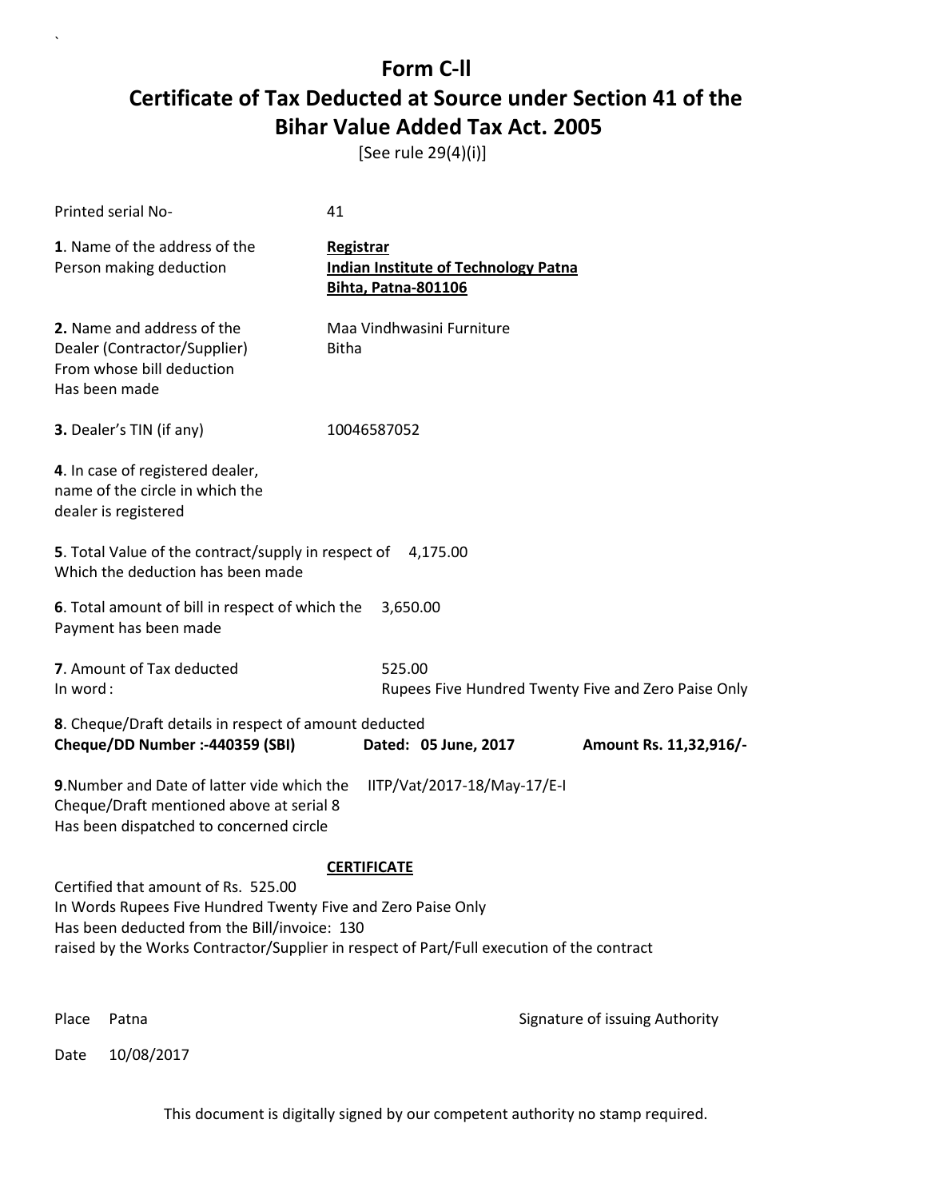# Form C-II

## Certificate of Tax Deducted at Source under Section 41 of the Bihar Value Added Tax Act. 2005

[See rule 29(4)(i)]

Printed serial No- 41

**1**. Name of the address of the Person making deduction

**Registrar**
**Indian Institute of Technology Patna**
**Bihta, Patna-801106**

**2.** Name and address of the Dealer (Contractor/Supplier) From whose bill deduction Has been made

Maa Vindhwasini Furniture
Bitha

**3.** Dealer's TIN (if any) 10046587052

**4**. In case of registered dealer, name of the circle in which the dealer is registered

**5**. Total Value of the contract/supply in respect of Which the deduction has been made 4,175.00

**6**. Total amount of bill in respect of which the Payment has been made 3,650.00

**7**. Amount of Tax deducted 525.00
In word : Rupees Five Hundred Twenty Five and Zero Paise Only

**8**. Cheque/Draft details in respect of amount deducted
**Cheque/DD Number :-440359 (SBI)** **Dated: 05 June, 2017** **Amount Rs. 11,32,916/-**

**9**.Number and Date of latter vide which the Cheque/Draft mentioned above at serial 8 Has been dispatched to concerned circle IITP/Vat/2017-18/May-17/E-I

**CERTIFICATE**

Certified that amount of Rs. 525.00
In Words Rupees Five Hundred Twenty Five and Zero Paise Only
Has been deducted from the Bill/invoice: 130
raised by the Works Contractor/Supplier in respect of Part/Full execution of the contract

Place Patna

Signature of issuing Authority

Date 10/08/2017

This document is digitally signed by our competent authority no stamp required.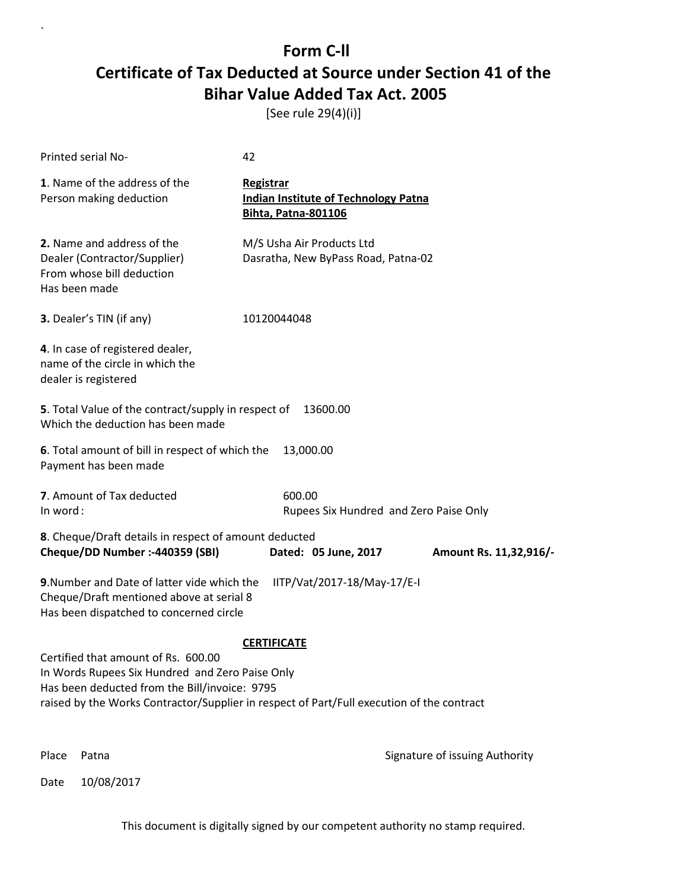# Form C-ll

## Certificate of Tax Deducted at Source under Section 41 of the Bihar Value Added Tax Act. 2005

[See rule 29(4)(i)]

Printed serial No- 42

**1**. Name of the address of the Person making deduction

**Registrar**
**Indian Institute of Technology Patna**
**Bihta, Patna-801106**

**2.** Name and address of the Dealer (Contractor/Supplier) From whose bill deduction Has been made

M/S Usha Air Products Ltd
Dasratha, New ByPass Road, Patna-02

**3.** Dealer's TIN (if any) 10120044048

**4**. In case of registered dealer, name of the circle in which the dealer is registered

**5**. Total Value of the contract/supply in respect of Which the deduction has been made 13600.00

**6**. Total amount of bill in respect of which the Payment has been made 13,000.00

**7**. Amount of Tax deducted 600.00
In word : Rupees Six Hundred and Zero Paise Only

**8**. Cheque/Draft details in respect of amount deducted
**Cheque/DD Number :-440359 (SBI)** **Dated: 05 June, 2017** **Amount Rs. 11,32,916/-**

**9**.Number and Date of latter vide which the Cheque/Draft mentioned above at serial 8 Has been dispatched to concerned circle IITP/Vat/2017-18/May-17/E-I

**CERTIFICATE**

Certified that amount of Rs. 600.00
In Words Rupees Six Hundred and Zero Paise Only
Has been deducted from the Bill/invoice: 9795
raised by the Works Contractor/Supplier in respect of Part/Full execution of the contract

Place Patna

Signature of issuing Authority

Date 10/08/2017

This document is digitally signed by our competent authority no stamp required.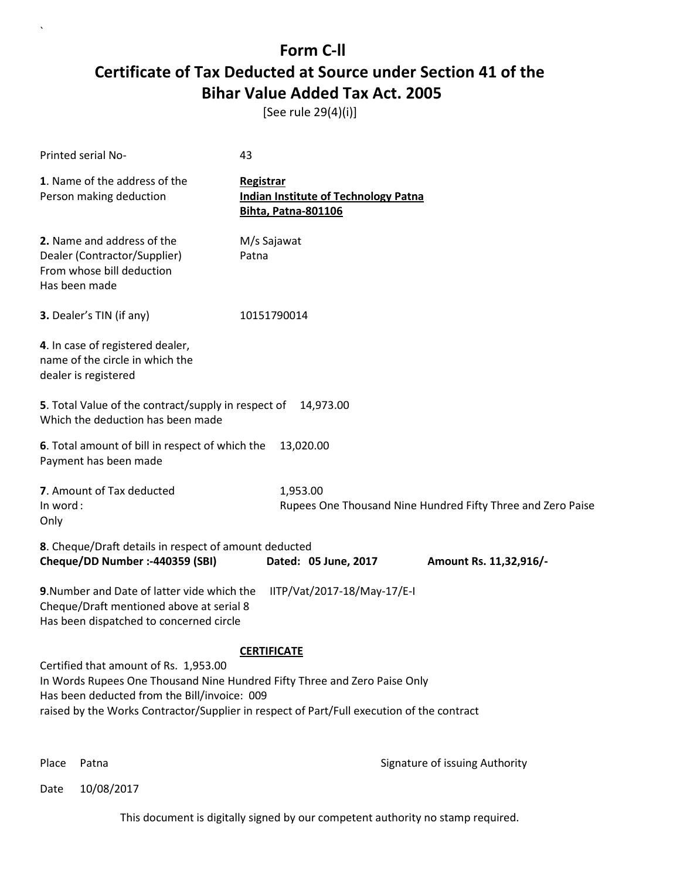# Form C-ll

## Certificate of Tax Deducted at Source under Section 41 of the Bihar Value Added Tax Act. 2005

[See rule 29(4)(i)]

Printed serial No- 43

**1**. Name of the address of the Person making deduction

**Registrar**
**Indian Institute of Technology Patna**
**Bihta, Patna-801106**

**2.** Name and address of the Dealer (Contractor/Supplier) From whose bill deduction Has been made

M/s Sajawat
Patna

**3.** Dealer's TIN (if any) 10151790014

**4**. In case of registered dealer, name of the circle in which the dealer is registered

**5**. Total Value of the contract/supply in respect of Which the deduction has been made 14,973.00

**6**. Total amount of bill in respect of which the Payment has been made 13,020.00

**7**. Amount of Tax deducted 1,953.00
In word : Rupees One Thousand Nine Hundred Fifty Three and Zero Paise Only

**8**. Cheque/Draft details in respect of amount deducted
**Cheque/DD Number :-440359 (SBI)** **Dated: 05 June, 2017** **Amount Rs. 11,32,916/-**

**9**.Number and Date of latter vide which the Cheque/Draft mentioned above at serial 8 Has been dispatched to concerned circle IITP/Vat/2017-18/May-17/E-I

**CERTIFICATE**

Certified that amount of Rs. 1,953.00
In Words Rupees One Thousand Nine Hundred Fifty Three and Zero Paise Only
Has been deducted from the Bill/invoice: 009
raised by the Works Contractor/Supplier in respect of Part/Full execution of the contract

Place Patna Signature of issuing Authority

Date 10/08/2017

This document is digitally signed by our competent authority no stamp required.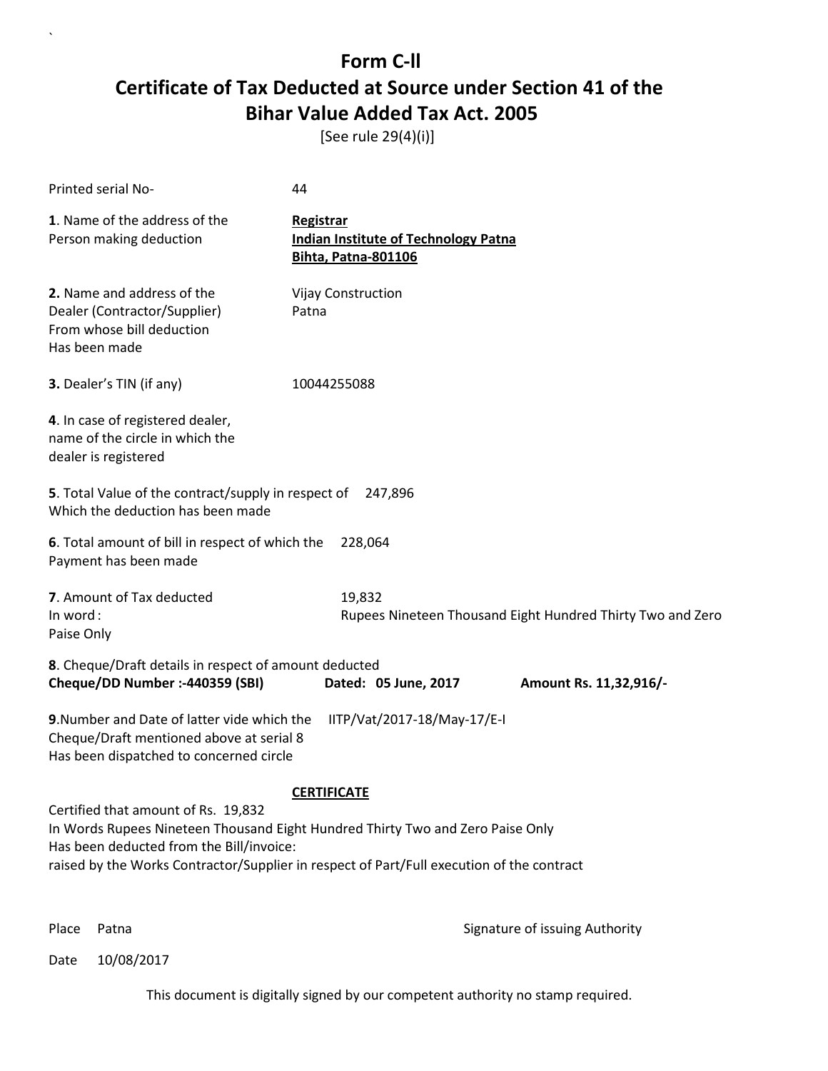# Form C-II

## Certificate of Tax Deducted at Source under Section 41 of the Bihar Value Added Tax Act. 2005

[See rule 29(4)(i)]

Printed serial No- 44

**1**. Name of the address of the Person making deduction

**Registrar**
**Indian Institute of Technology Patna**
**Bihta, Patna-801106**

**2.** Name and address of the Dealer (Contractor/Supplier) From whose bill deduction Has been made

Vijay Construction
Patna

**3.** Dealer's TIN (if any) 10044255088

**4**. In case of registered dealer, name of the circle in which the dealer is registered

**5**. Total Value of the contract/supply in respect of Which the deduction has been made 247,896

**6**. Total amount of bill in respect of which the Payment has been made 228,064

**7**. Amount of Tax deducted 19,832
In word : Rupees Nineteen Thousand Eight Hundred Thirty Two and Zero Paise Only

**8**. Cheque/Draft details in respect of amount deducted
**Cheque/DD Number :-440359 (SBI)** **Dated: 05 June, 2017** **Amount Rs. 11,32,916/-**

**9**.Number and Date of latter vide which the Cheque/Draft mentioned above at serial 8 Has been dispatched to concerned circle IITP/Vat/2017-18/May-17/E-I

**CERTIFICATE**

Certified that amount of Rs. 19,832
In Words Rupees Nineteen Thousand Eight Hundred Thirty Two and Zero Paise Only
Has been deducted from the Bill/invoice:
raised by the Works Contractor/Supplier in respect of Part/Full execution of the contract

Place Patna

Signature of issuing Authority

Date 10/08/2017

This document is digitally signed by our competent authority no stamp required.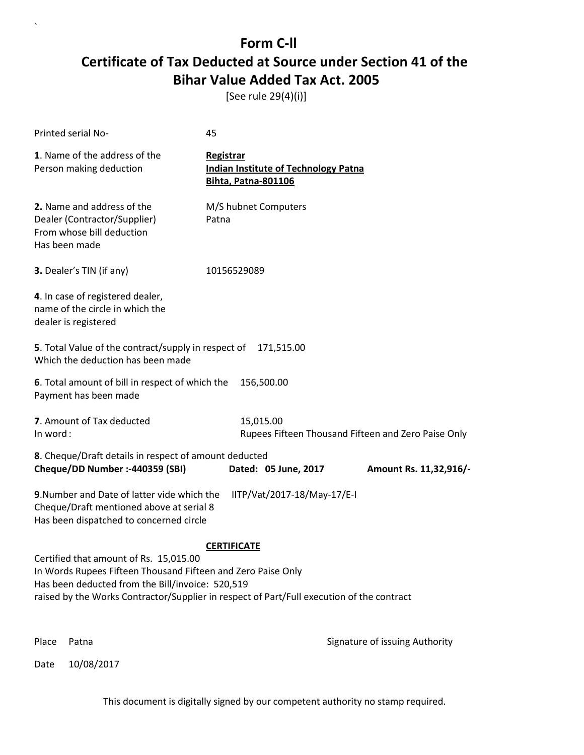# Form C-ll

# Certificate of Tax Deducted at Source under Section 41 of the Bihar Value Added Tax Act. 2005

[See rule 29(4)(i)]

Printed serial No- 45

**1**. Name of the address of the Person making deduction

**Registrar**
**Indian Institute of Technology Patna**
**Bihta, Patna-801106**

**2.** Name and address of the Dealer (Contractor/Supplier) From whose bill deduction Has been made

M/S hubnet Computers
Patna

**3.** Dealer's TIN (if any) 10156529089

**4**. In case of registered dealer, name of the circle in which the dealer is registered

**5**. Total Value of the contract/supply in respect of Which the deduction has been made 171,515.00

**6**. Total amount of bill in respect of which the Payment has been made 156,500.00

**7**. Amount of Tax deducted 15,015.00
In word : Rupees Fifteen Thousand Fifteen and Zero Paise Only

**8**. Cheque/Draft details in respect of amount deducted
**Cheque/DD Number :-440359 (SBI)** **Dated: 05 June, 2017** **Amount Rs. 11,32,916/-**

**9**.Number and Date of latter vide which the Cheque/Draft mentioned above at serial 8 Has been dispatched to concerned circle IITP/Vat/2017-18/May-17/E-I

**CERTIFICATE**

Certified that amount of Rs. 15,015.00
In Words Rupees Fifteen Thousand Fifteen and Zero Paise Only
Has been deducted from the Bill/invoice: 520,519
raised by the Works Contractor/Supplier in respect of Part/Full execution of the contract

Place Patna

Signature of issuing Authority

Date 10/08/2017

This document is digitally signed by our competent authority no stamp required.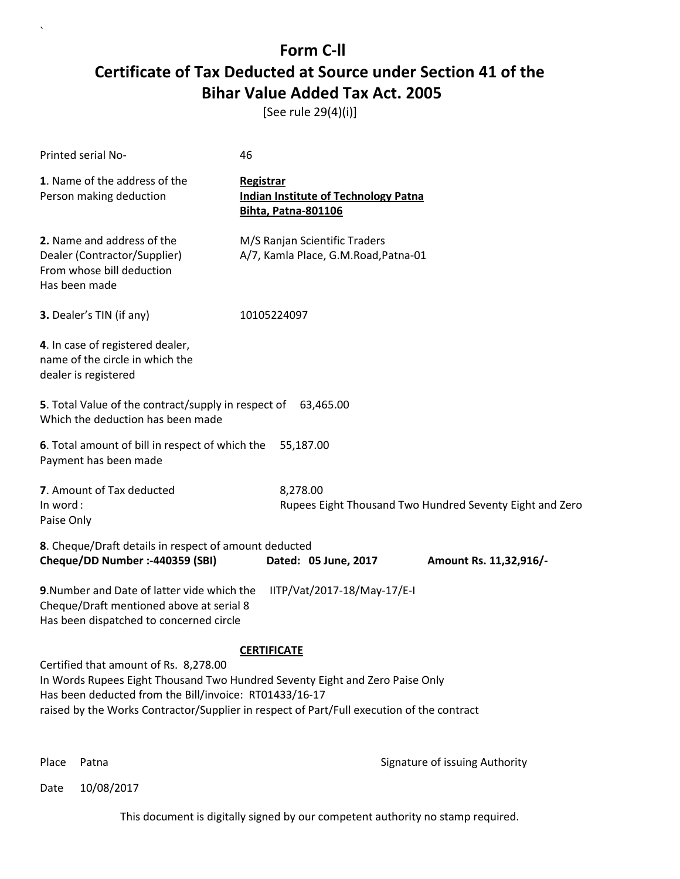# Form C-ll

# Certificate of Tax Deducted at Source under Section 41 of the Bihar Value Added Tax Act. 2005

[See rule 29(4)(i)]

Printed serial No- 46

**1**. Name of the address of the Person making deduction

**Registrar**
**Indian Institute of Technology Patna**
**Bihta, Patna-801106**

**2.** Name and address of the Dealer (Contractor/Supplier) From whose bill deduction Has been made

M/S Ranjan Scientific Traders
A/7, Kamla Place, G.M.Road,Patna-01

**3.** Dealer's TIN (if any) 10105224097

**4**. In case of registered dealer, name of the circle in which the dealer is registered

**5**. Total Value of the contract/supply in respect of Which the deduction has been made 63,465.00

**6**. Total amount of bill in respect of which the Payment has been made 55,187.00

**7**. Amount of Tax deducted 8,278.00
In word : Rupees Eight Thousand Two Hundred Seventy Eight and Zero Paise Only

**8**. Cheque/Draft details in respect of amount deducted
**Cheque/DD Number :-440359 (SBI) Dated: 05 June, 2017 Amount Rs. 11,32,916/-**

**9**.Number and Date of latter vide which the Cheque/Draft mentioned above at serial 8 Has been dispatched to concerned circle IITP/Vat/2017-18/May-17/E-I

**CERTIFICATE**

Certified that amount of Rs. 8,278.00
In Words Rupees Eight Thousand Two Hundred Seventy Eight and Zero Paise Only
Has been deducted from the Bill/invoice: RT01433/16-17
raised by the Works Contractor/Supplier in respect of Part/Full execution of the contract

Place Patna

Signature of issuing Authority

Date 10/08/2017

This document is digitally signed by our competent authority no stamp required.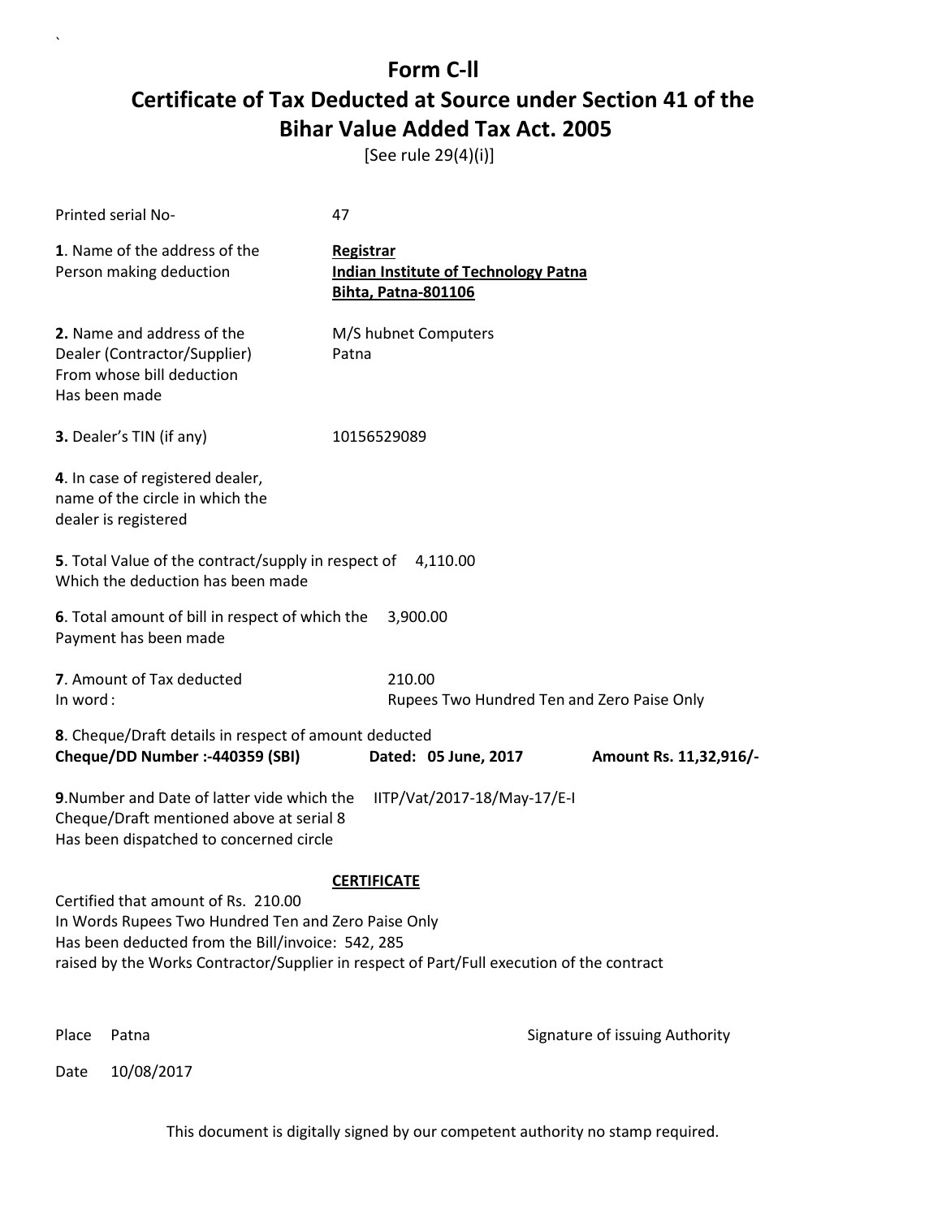# Form C-ll
# Certificate of Tax Deducted at Source under Section 41 of the Bihar Value Added Tax Act. 2005

[See rule 29(4)(i)]

Printed serial No- 47

**1**. Name of the address of the Person making deduction

**Registrar**
**Indian Institute of Technology Patna**
**Bihta, Patna-801106**

**2.** Name and address of the Dealer (Contractor/Supplier) From whose bill deduction Has been made

M/S hubnet Computers
Patna

**3.** Dealer's TIN (if any) 10156529089

**4**. In case of registered dealer, name of the circle in which the dealer is registered

**5**. Total Value of the contract/supply in respect of Which the deduction has been made 4,110.00

**6**. Total amount of bill in respect of which the Payment has been made 3,900.00

**7**. Amount of Tax deducted 210.00
In word : Rupees Two Hundred Ten and Zero Paise Only

**8**. Cheque/Draft details in respect of amount deducted
**Cheque/DD Number :-440359 (SBI)** **Dated: 05 June, 2017** **Amount Rs. 11,32,916/-**

**9**.Number and Date of latter vide which the Cheque/Draft mentioned above at serial 8 Has been dispatched to concerned circle IITP/Vat/2017-18/May-17/E-I

**CERTIFICATE**

Certified that amount of Rs. 210.00
In Words Rupees Two Hundred Ten and Zero Paise Only
Has been deducted from the Bill/invoice: 542, 285
raised by the Works Contractor/Supplier in respect of Part/Full execution of the contract

Place Patna

Signature of issuing Authority

Date 10/08/2017

This document is digitally signed by our competent authority no stamp required.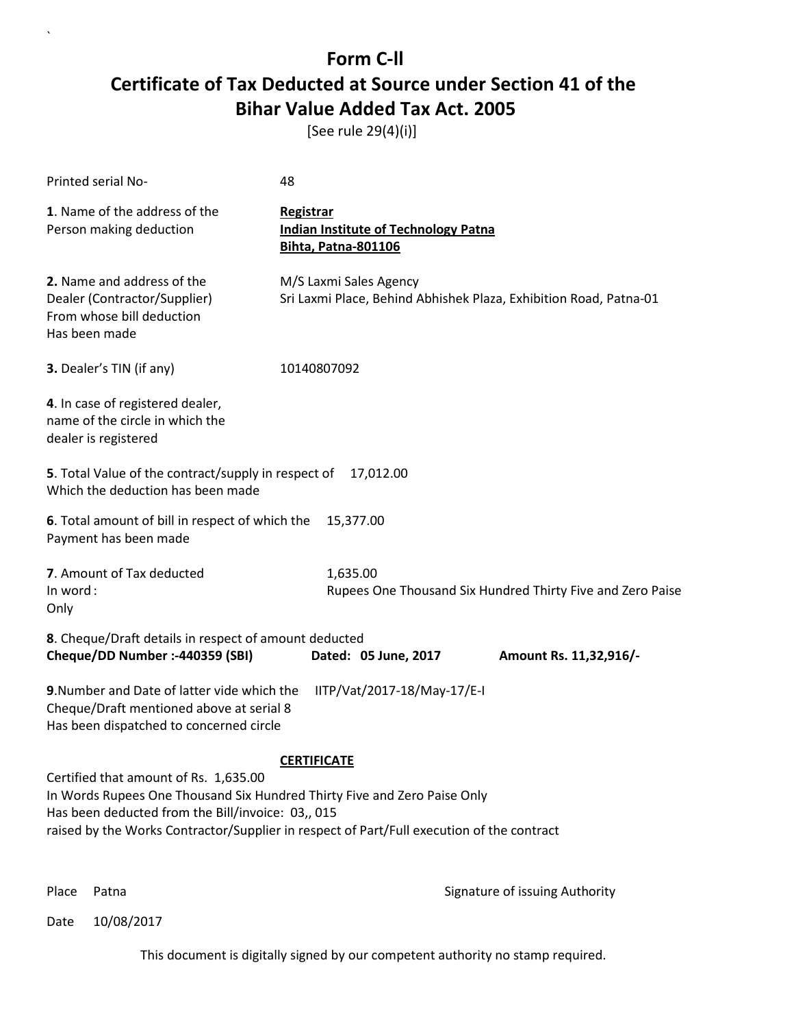# Form C-ll

## Certificate of Tax Deducted at Source under Section 41 of the Bihar Value Added Tax Act. 2005

[See rule 29(4)(i)]

Printed serial No- 48

**1**. Name of the address of the Person making deduction

**Registrar**
**Indian Institute of Technology Patna**
**Bihta, Patna-801106**

**2.** Name and address of the Dealer (Contractor/Supplier) From whose bill deduction Has been made

M/S Laxmi Sales Agency
Sri Laxmi Place, Behind Abhishek Plaza, Exhibition Road, Patna-01

**3.** Dealer's TIN (if any) 10140807092

**4**. In case of registered dealer, name of the circle in which the dealer is registered

**5**. Total Value of the contract/supply in respect of Which the deduction has been made 17,012.00

**6**. Total amount of bill in respect of which the Payment has been made 15,377.00

**7**. Amount of Tax deducted 1,635.00
In word : Rupees One Thousand Six Hundred Thirty Five and Zero Paise Only

**8**. Cheque/Draft details in respect of amount deducted
**Cheque/DD Number :-440359 (SBI)** **Dated: 05 June, 2017** **Amount Rs. 11,32,916/-**

**9**.Number and Date of latter vide which the Cheque/Draft mentioned above at serial 8 Has been dispatched to concerned circle IITP/Vat/2017-18/May-17/E-I

**CERTIFICATE**

Certified that amount of Rs. 1,635.00
In Words Rupees One Thousand Six Hundred Thirty Five and Zero Paise Only
Has been deducted from the Bill/invoice: 03,, 015
raised by the Works Contractor/Supplier in respect of Part/Full execution of the contract

Place Patna

Signature of issuing Authority

Date 10/08/2017

This document is digitally signed by our competent authority no stamp required.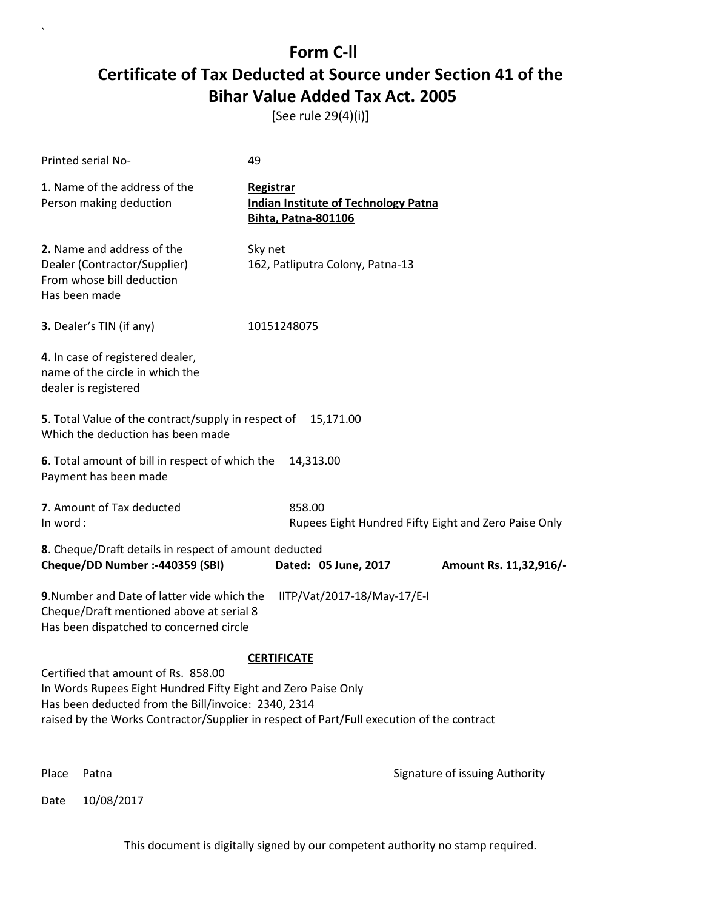# Form C-II

## Certificate of Tax Deducted at Source under Section 41 of the Bihar Value Added Tax Act. 2005

[See rule 29(4)(i)]

Printed serial No- 49

**1**. Name of the address of the Person making deduction

**Registrar**
**Indian Institute of Technology Patna**
**Bihta, Patna-801106**

**2.** Name and address of the Dealer (Contractor/Supplier) From whose bill deduction Has been made

Sky net
162, Patliputra Colony, Patna-13

**3.** Dealer's TIN (if any) 10151248075

**4**. In case of registered dealer, name of the circle in which the dealer is registered

**5**. Total Value of the contract/supply in respect of Which the deduction has been made 15,171.00

**6**. Total amount of bill in respect of which the Payment has been made 14,313.00

**7**. Amount of Tax deducted 858.00
In word : Rupees Eight Hundred Fifty Eight and Zero Paise Only

**8**. Cheque/Draft details in respect of amount deducted
**Cheque/DD Number :-440359 (SBI)** **Dated: 05 June, 2017** **Amount Rs. 11,32,916/-**

**9**.Number and Date of latter vide which the Cheque/Draft mentioned above at serial 8 Has been dispatched to concerned circle IITP/Vat/2017-18/May-17/E-I

**CERTIFICATE**

Certified that amount of Rs. 858.00
In Words Rupees Eight Hundred Fifty Eight and Zero Paise Only
Has been deducted from the Bill/invoice: 2340, 2314
raised by the Works Contractor/Supplier in respect of Part/Full execution of the contract

Place Patna

Signature of issuing Authority

Date 10/08/2017

This document is digitally signed by our competent authority no stamp required.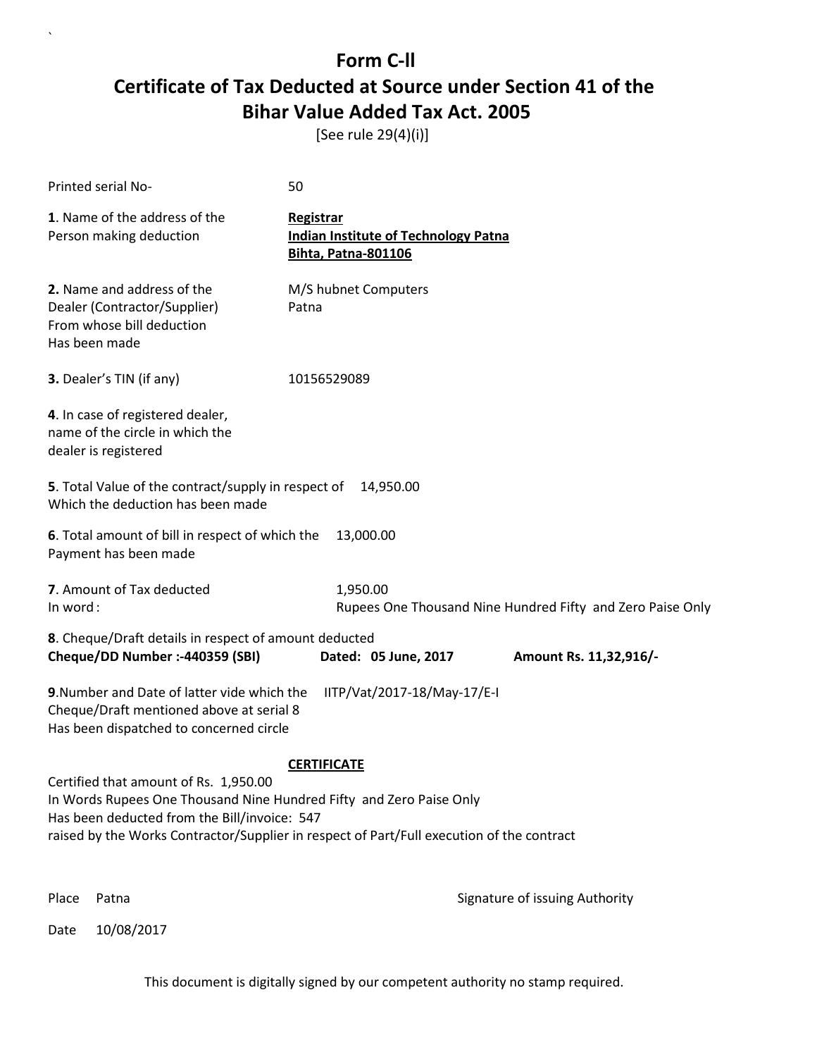# Form C-ll

# Certificate of Tax Deducted at Source under Section 41 of the Bihar Value Added Tax Act. 2005

[See rule 29(4)(i)]

Printed serial No- 50

**1**. Name of the address of the Person making deduction

**Registrar**
**Indian Institute of Technology Patna**
**Bihta, Patna-801106**

**2.** Name and address of the Dealer (Contractor/Supplier) From whose bill deduction Has been made

M/S hubnet Computers
Patna

**3.** Dealer's TIN (if any) 10156529089

**4**. In case of registered dealer, name of the circle in which the dealer is registered

**5**. Total Value of the contract/supply in respect of Which the deduction has been made 14,950.00

**6**. Total amount of bill in respect of which the Payment has been made 13,000.00

**7**. Amount of Tax deducted 1,950.00
In word : Rupees One Thousand Nine Hundred Fifty and Zero Paise Only

**8**. Cheque/Draft details in respect of amount deducted
**Cheque/DD Number :-440359 (SBI)** **Dated: 05 June, 2017** **Amount Rs. 11,32,916/-**

**9**.Number and Date of latter vide which the Cheque/Draft mentioned above at serial 8 Has been dispatched to concerned circle IITP/Vat/2017-18/May-17/E-I

**CERTIFICATE**

Certified that amount of Rs. 1,950.00
In Words Rupees One Thousand Nine Hundred Fifty and Zero Paise Only
Has been deducted from the Bill/invoice: 547
raised by the Works Contractor/Supplier in respect of Part/Full execution of the contract

Place Patna

Signature of issuing Authority

Date 10/08/2017

This document is digitally signed by our competent authority no stamp required.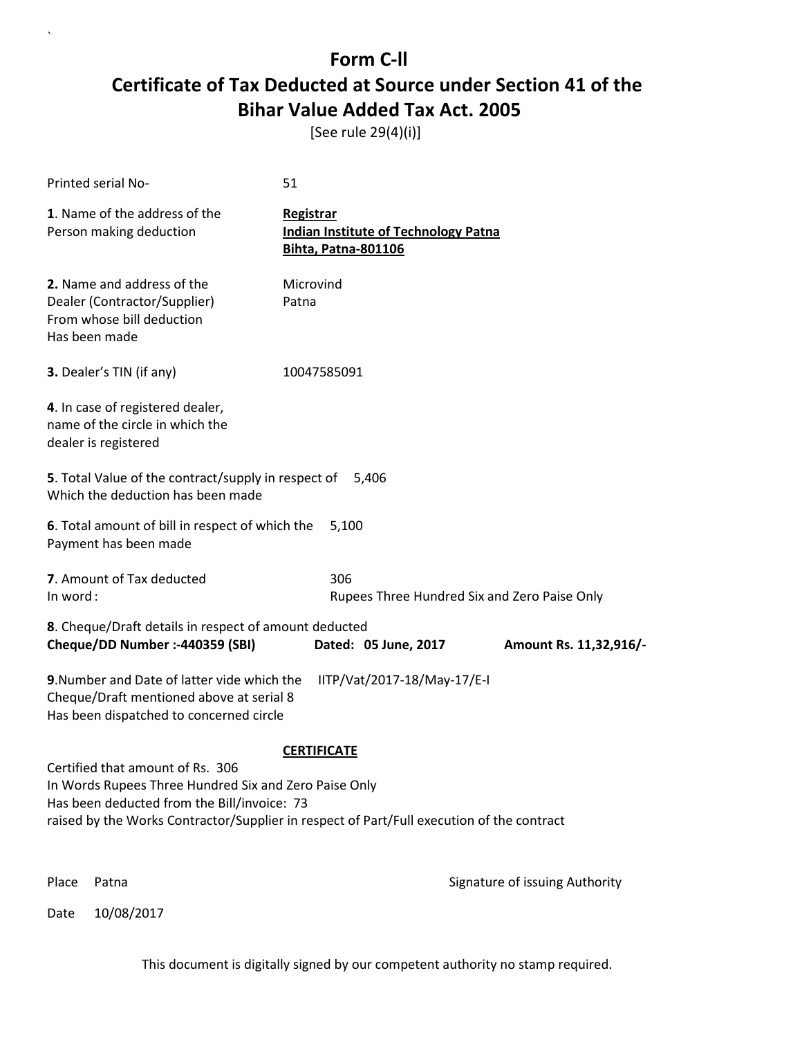# Form C-ll
# Certificate of Tax Deducted at Source under Section 41 of the Bihar Value Added Tax Act. 2005

[See rule 29(4)(i)]

Printed serial No- 51

**1**. Name of the address of the Person making deduction

**Registrar**
**Indian Institute of Technology Patna**
**Bihta, Patna-801106**

**2.** Name and address of the Dealer (Contractor/Supplier) From whose bill deduction Has been made

Microvind
Patna

**3.** Dealer's TIN (if any) 10047585091

**4**. In case of registered dealer, name of the circle in which the dealer is registered

**5**. Total Value of the contract/supply in respect of Which the deduction has been made 5,406

**6**. Total amount of bill in respect of which the Payment has been made 5,100

**7**. Amount of Tax deducted 306
In word : Rupees Three Hundred Six and Zero Paise Only

**8**. Cheque/Draft details in respect of amount deducted
**Cheque/DD Number :-440359 (SBI)** **Dated: 05 June, 2017** **Amount Rs. 11,32,916/-**

**9**.Number and Date of latter vide which the Cheque/Draft mentioned above at serial 8 Has been dispatched to concerned circle IITP/Vat/2017-18/May-17/E-I

**CERTIFICATE**

Certified that amount of Rs. 306
In Words Rupees Three Hundred Six and Zero Paise Only
Has been deducted from the Bill/invoice: 73
raised by the Works Contractor/Supplier in respect of Part/Full execution of the contract

Place Patna

Signature of issuing Authority

Date 10/08/2017

This document is digitally signed by our competent authority no stamp required.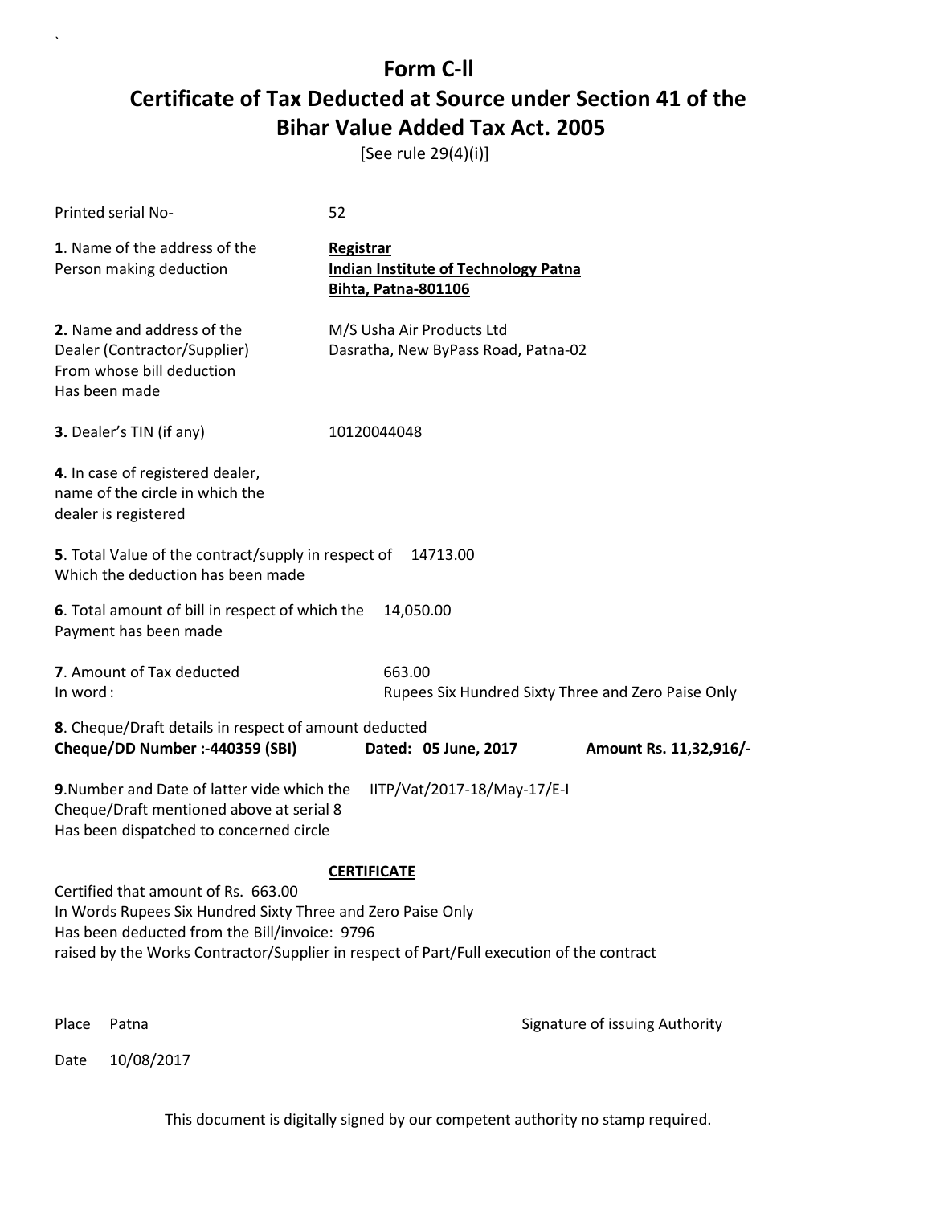# Form C-ll

# Certificate of Tax Deducted at Source under Section 41 of the Bihar Value Added Tax Act. 2005

[See rule 29(4)(i)]

Printed serial No- 52

**1**. Name of the address of the Person making deduction

**Registrar**
**Indian Institute of Technology Patna**
**Bihta, Patna-801106**

**2.** Name and address of the Dealer (Contractor/Supplier) From whose bill deduction Has been made

M/S Usha Air Products Ltd
Dasratha, New ByPass Road, Patna-02

**3.** Dealer's TIN (if any) 10120044048

**4**. In case of registered dealer, name of the circle in which the dealer is registered

**5**. Total Value of the contract/supply in respect of Which the deduction has been made 14713.00

**6**. Total amount of bill in respect of which the Payment has been made 14,050.00

**7**. Amount of Tax deducted 663.00
In word : Rupees Six Hundred Sixty Three and Zero Paise Only

**8**. Cheque/Draft details in respect of amount deducted
**Cheque/DD Number :-440359 (SBI)** **Dated: 05 June, 2017** **Amount Rs. 11,32,916/-**

**9**.Number and Date of latter vide which the Cheque/Draft mentioned above at serial 8 Has been dispatched to concerned circle IITP/Vat/2017-18/May-17/E-I

**CERTIFICATE**

Certified that amount of Rs. 663.00
In Words Rupees Six Hundred Sixty Three and Zero Paise Only
Has been deducted from the Bill/invoice: 9796
raised by the Works Contractor/Supplier in respect of Part/Full execution of the contract

Place Patna

Signature of issuing Authority

Date 10/08/2017

This document is digitally signed by our competent authority no stamp required.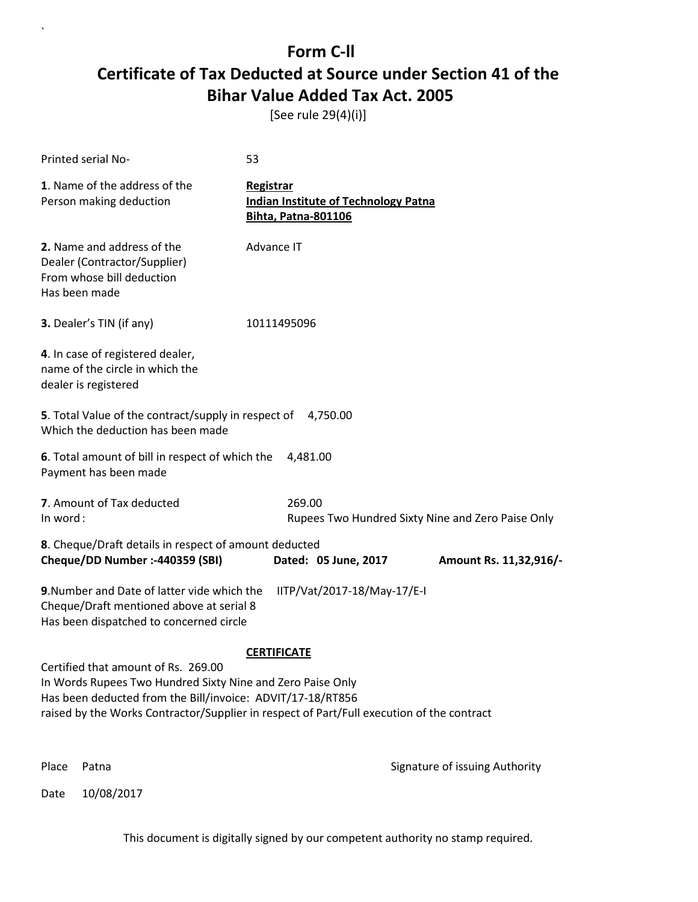# Form C-ll

# Certificate of Tax Deducted at Source under Section 41 of the Bihar Value Added Tax Act. 2005

[See rule 29(4)(i)]

Printed serial No- 53

**1**. Name of the address of the Person making deduction

**Registrar**
**Indian Institute of Technology Patna**
**Bihta, Patna-801106**

**2.** Name and address of the Dealer (Contractor/Supplier) From whose bill deduction Has been made

Advance IT

**3.** Dealer's TIN (if any) 10111495096

**4**. In case of registered dealer, name of the circle in which the dealer is registered

**5**. Total Value of the contract/supply in respect of Which the deduction has been made 4,750.00

**6**. Total amount of bill in respect of which the Payment has been made 4,481.00

**7**. Amount of Tax deducted 269.00
In word : Rupees Two Hundred Sixty Nine and Zero Paise Only

**8**. Cheque/Draft details in respect of amount deducted
**Cheque/DD Number :-440359 (SBI)** **Dated: 05 June, 2017** **Amount Rs. 11,32,916/-**

**9**.Number and Date of latter vide which the Cheque/Draft mentioned above at serial 8 Has been dispatched to concerned circle IITP/Vat/2017-18/May-17/E-I

**CERTIFICATE**

Certified that amount of Rs. 269.00
In Words Rupees Two Hundred Sixty Nine and Zero Paise Only
Has been deducted from the Bill/invoice: ADVIT/17-18/RT856
raised by the Works Contractor/Supplier in respect of Part/Full execution of the contract

Place Patna

Signature of issuing Authority

Date 10/08/2017

This document is digitally signed by our competent authority no stamp required.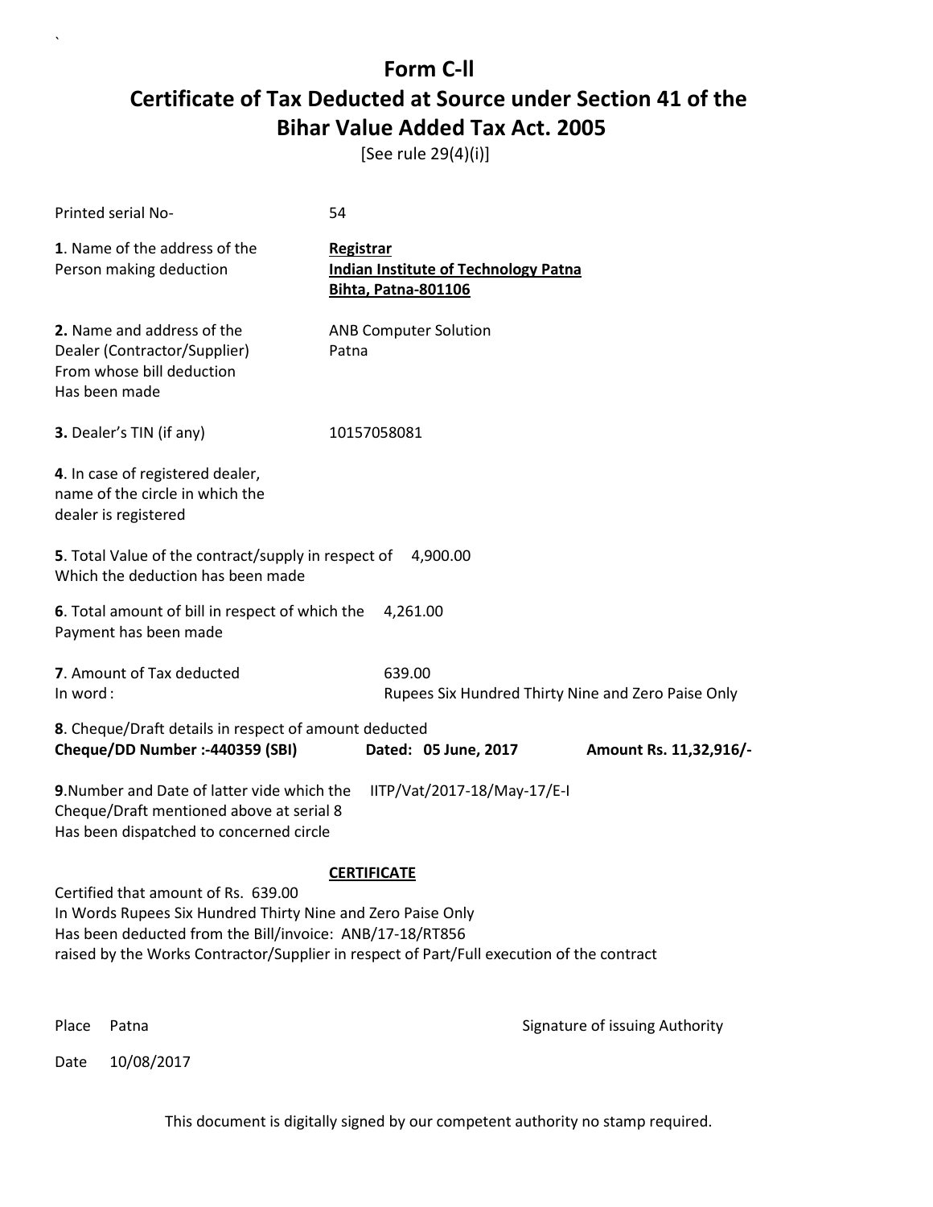# Form C-II

## Certificate of Tax Deducted at Source under Section 41 of the Bihar Value Added Tax Act. 2005

[See rule 29(4)(i)]

Printed serial No- 54

**1**. Name of the address of the Person making deduction

**Registrar**
**Indian Institute of Technology Patna**
**Bihta, Patna-801106**

**2.** Name and address of the Dealer (Contractor/Supplier) From whose bill deduction Has been made

ANB Computer Solution
Patna

**3.** Dealer's TIN (if any) 10157058081

**4**. In case of registered dealer, name of the circle in which the dealer is registered

**5**. Total Value of the contract/supply in respect of Which the deduction has been made 4,900.00

**6**. Total amount of bill in respect of which the Payment has been made 4,261.00

**7**. Amount of Tax deducted 639.00
In word : Rupees Six Hundred Thirty Nine and Zero Paise Only

**8**. Cheque/Draft details in respect of amount deducted
**Cheque/DD Number :-440359 (SBI)** **Dated: 05 June, 2017** **Amount Rs. 11,32,916/-**

**9**.Number and Date of latter vide which the Cheque/Draft mentioned above at serial 8 Has been dispatched to concerned circle IITP/Vat/2017-18/May-17/E-I

**CERTIFICATE**

Certified that amount of Rs. 639.00
In Words Rupees Six Hundred Thirty Nine and Zero Paise Only
Has been deducted from the Bill/invoice: ANB/17-18/RT856
raised by the Works Contractor/Supplier in respect of Part/Full execution of the contract

Place Patna

Signature of issuing Authority

Date 10/08/2017

This document is digitally signed by our competent authority no stamp required.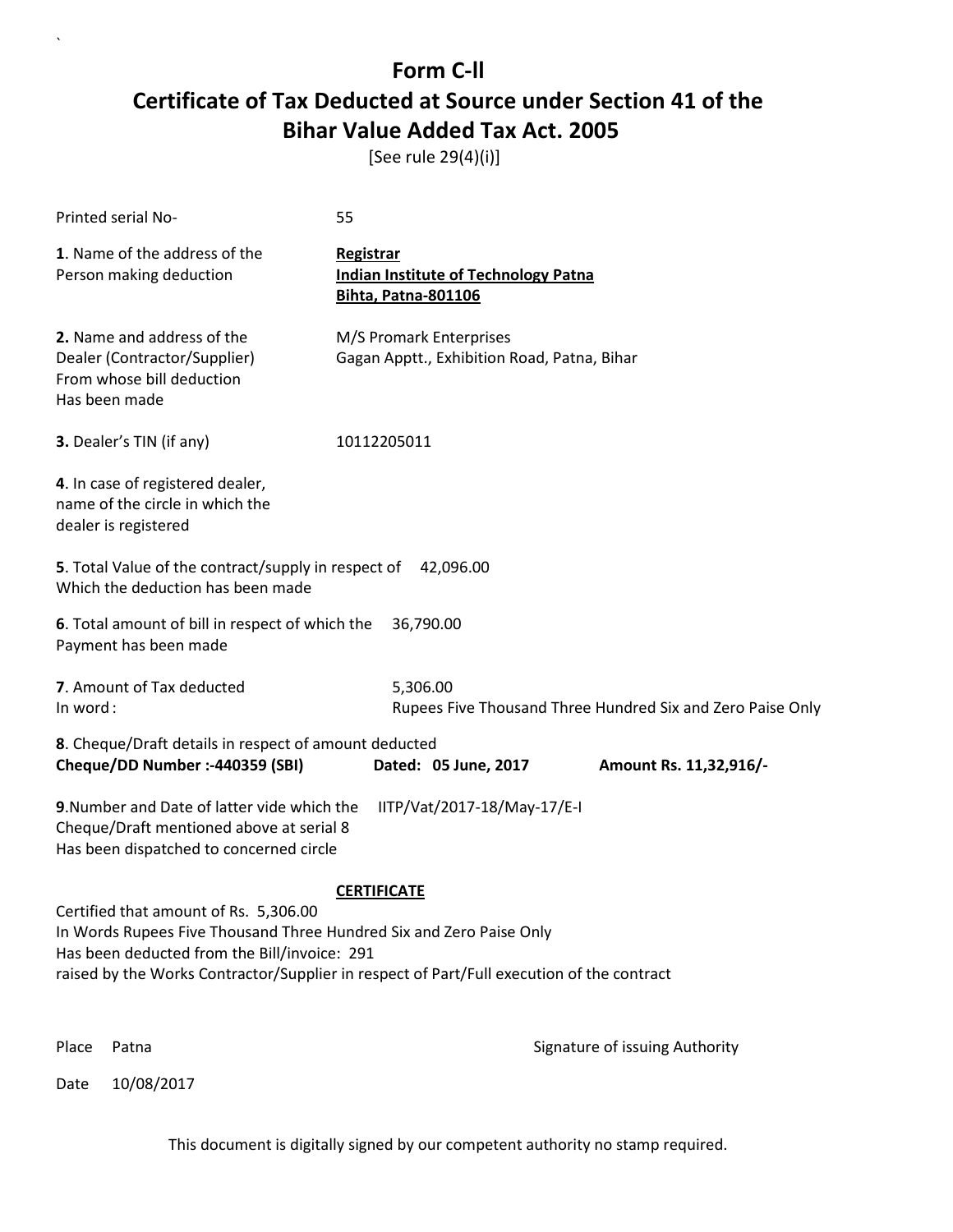# Form C-ll
# Certificate of Tax Deducted at Source under Section 41 of the Bihar Value Added Tax Act. 2005

[See rule 29(4)(i)]

Printed serial No- 55

**1**. Name of the address of the Person making deduction

**Registrar**
**Indian Institute of Technology Patna**
**Bihta, Patna-801106**

**2.** Name and address of the Dealer (Contractor/Supplier) From whose bill deduction Has been made

M/S Promark Enterprises
Gagan Apptt., Exhibition Road, Patna, Bihar

**3.** Dealer's TIN (if any) 10112205011

**4**. In case of registered dealer, name of the circle in which the dealer is registered

**5**. Total Value of the contract/supply in respect of Which the deduction has been made 42,096.00

**6**. Total amount of bill in respect of which the Payment has been made 36,790.00

**7**. Amount of Tax deducted 5,306.00
In word : Rupees Five Thousand Three Hundred Six and Zero Paise Only

**8**. Cheque/Draft details in respect of amount deducted
**Cheque/DD Number :-440359 (SBI)** **Dated: 05 June, 2017** **Amount Rs. 11,32,916/-**

**9**.Number and Date of latter vide which the Cheque/Draft mentioned above at serial 8 Has been dispatched to concerned circle IITP/Vat/2017-18/May-17/E-I

**CERTIFICATE**

Certified that amount of Rs. 5,306.00
In Words Rupees Five Thousand Three Hundred Six and Zero Paise Only
Has been deducted from the Bill/invoice: 291
raised by the Works Contractor/Supplier in respect of Part/Full execution of the contract

Place Patna

Signature of issuing Authority

Date 10/08/2017

This document is digitally signed by our competent authority no stamp required.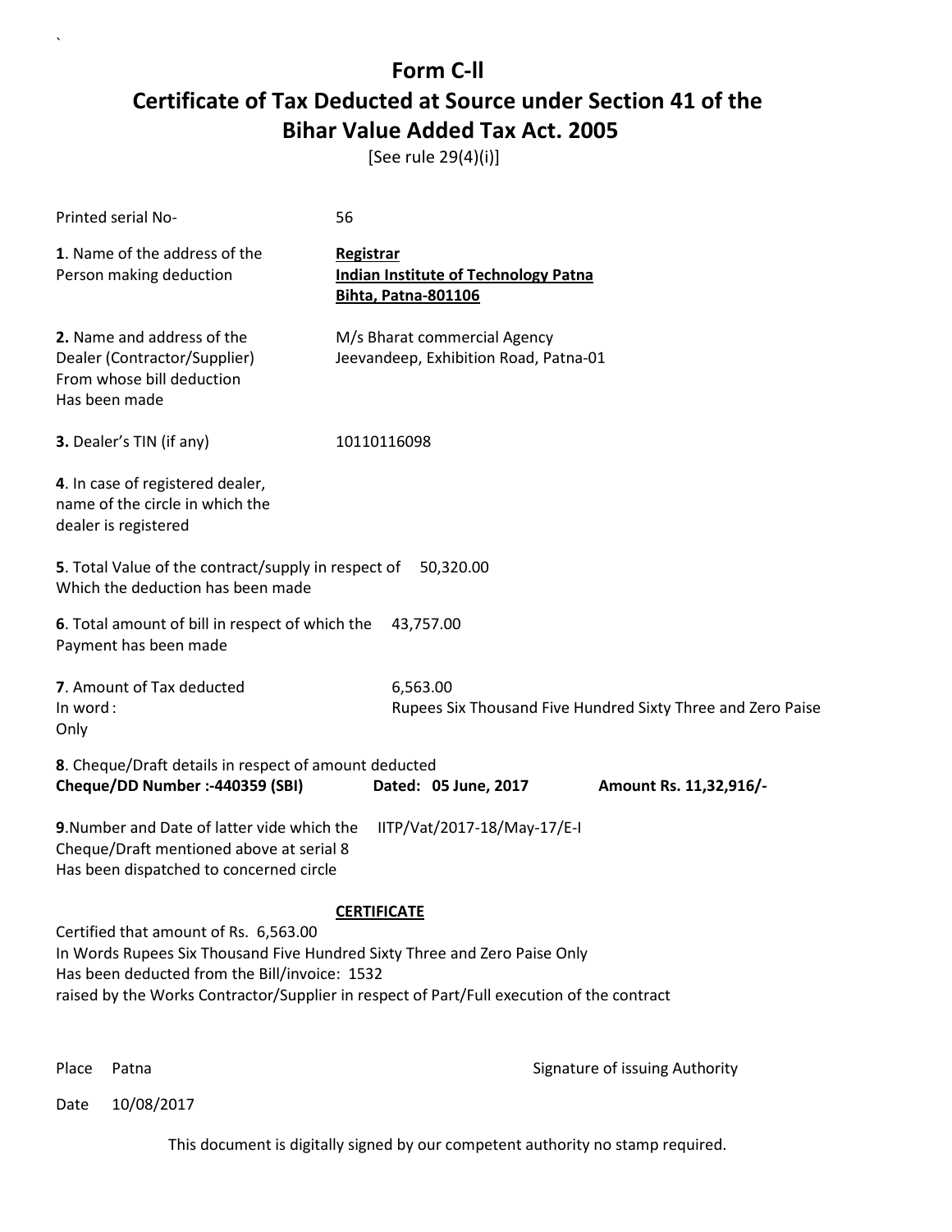# Form C-ll

# Certificate of Tax Deducted at Source under Section 41 of the Bihar Value Added Tax Act. 2005

[See rule 29(4)(i)]

Printed serial No- 56

**1**. Name of the address of the Person making deduction

**Registrar**
**Indian Institute of Technology Patna**
**Bihta, Patna-801106**

**2.** Name and address of the Dealer (Contractor/Supplier) From whose bill deduction Has been made

M/s Bharat commercial Agency
Jeevandeep, Exhibition Road, Patna-01

**3.** Dealer's TIN (if any) 10110116098

**4**. In case of registered dealer, name of the circle in which the dealer is registered

**5**. Total Value of the contract/supply in respect of Which the deduction has been made 50,320.00

**6**. Total amount of bill in respect of which the Payment has been made 43,757.00

**7**. Amount of Tax deducted 6,563.00
In word : Rupees Six Thousand Five Hundred Sixty Three and Zero Paise Only

**8**. Cheque/Draft details in respect of amount deducted
**Cheque/DD Number :-440359 (SBI)** **Dated: 05 June, 2017** **Amount Rs. 11,32,916/-**

**9**.Number and Date of latter vide which the Cheque/Draft mentioned above at serial 8 Has been dispatched to concerned circle IITP/Vat/2017-18/May-17/E-I

**CERTIFICATE**

Certified that amount of Rs. 6,563.00
In Words Rupees Six Thousand Five Hundred Sixty Three and Zero Paise Only
Has been deducted from the Bill/invoice: 1532
raised by the Works Contractor/Supplier in respect of Part/Full execution of the contract

Place Patna

Signature of issuing Authority

Date 10/08/2017

This document is digitally signed by our competent authority no stamp required.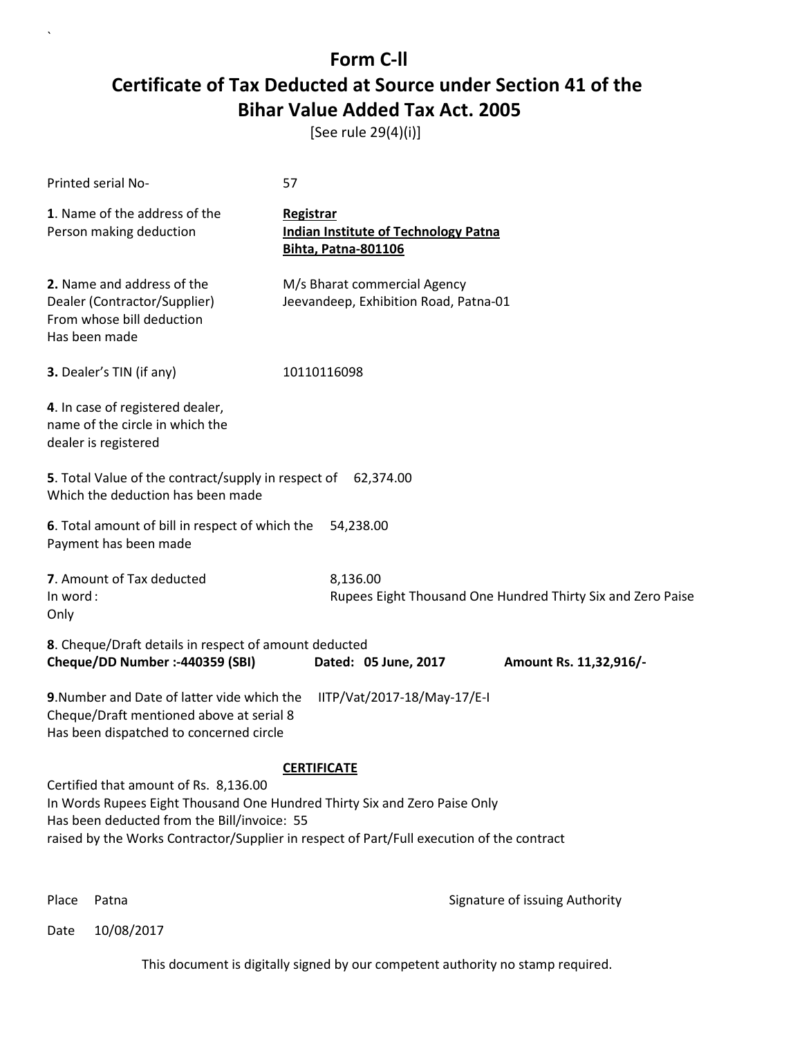# Form C-II

## Certificate of Tax Deducted at Source under Section 41 of the Bihar Value Added Tax Act. 2005

[See rule 29(4)(i)]

Printed serial No- 57

**1**. Name of the address of the Person making deduction

**Registrar**
**Indian Institute of Technology Patna**
**Bihta, Patna-801106**

**2.** Name and address of the Dealer (Contractor/Supplier) From whose bill deduction Has been made

M/s Bharat commercial Agency
Jeevandeep, Exhibition Road, Patna-01

**3.** Dealer's TIN (if any) 10110116098

**4**. In case of registered dealer, name of the circle in which the dealer is registered

**5**. Total Value of the contract/supply in respect of Which the deduction has been made 62,374.00

**6**. Total amount of bill in respect of which the Payment has been made 54,238.00

**7**. Amount of Tax deducted 8,136.00
In word : Rupees Eight Thousand One Hundred Thirty Six and Zero Paise Only

**8**. Cheque/Draft details in respect of amount deducted
**Cheque/DD Number :-440359 (SBI)** **Dated: 05 June, 2017** **Amount Rs. 11,32,916/-**

**9**.Number and Date of latter vide which the Cheque/Draft mentioned above at serial 8 Has been dispatched to concerned circle IITP/Vat/2017-18/May-17/E-I

**CERTIFICATE**

Certified that amount of Rs. 8,136.00
In Words Rupees Eight Thousand One Hundred Thirty Six and Zero Paise Only
Has been deducted from the Bill/invoice: 55
raised by the Works Contractor/Supplier in respect of Part/Full execution of the contract

Place Patna

Signature of issuing Authority

Date 10/08/2017

This document is digitally signed by our competent authority no stamp required.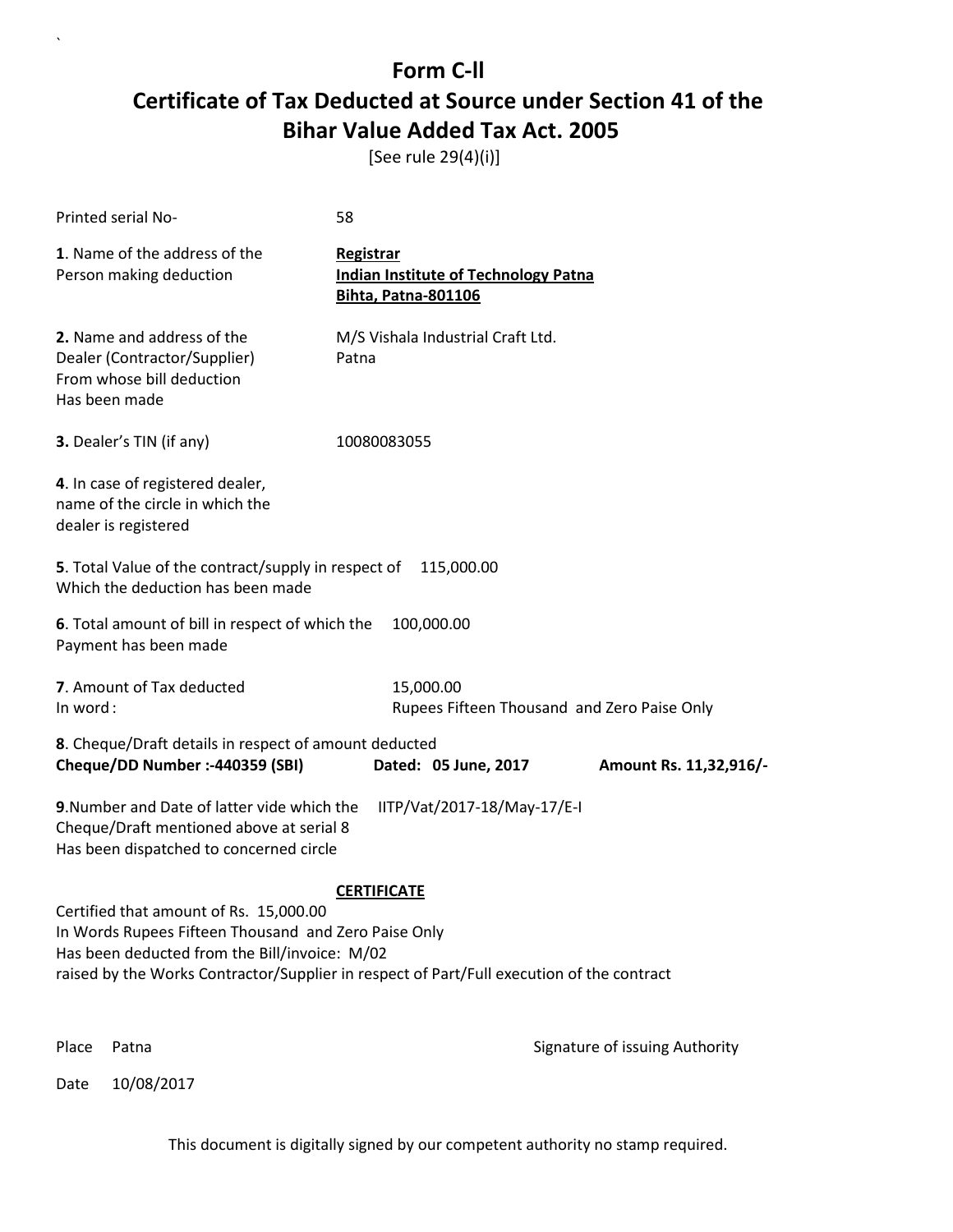# Form C-ll
# Certificate of Tax Deducted at Source under Section 41 of the Bihar Value Added Tax Act. 2005

[See rule 29(4)(i)]

Printed serial No- 58

**1**. Name of the address of the Person making deduction

**Registrar**
**Indian Institute of Technology Patna**
**Bihta, Patna-801106**

**2.** Name and address of the Dealer (Contractor/Supplier) From whose bill deduction Has been made

M/S Vishala Industrial Craft Ltd.
Patna

**3.** Dealer's TIN (if any) 10080083055

**4**. In case of registered dealer, name of the circle in which the dealer is registered

**5**. Total Value of the contract/supply in respect of Which the deduction has been made 115,000.00

**6**. Total amount of bill in respect of which the Payment has been made 100,000.00

**7**. Amount of Tax deducted 15,000.00
In word : Rupees Fifteen Thousand and Zero Paise Only

**8**. Cheque/Draft details in respect of amount deducted
**Cheque/DD Number :-440359 (SBI) Dated: 05 June, 2017 Amount Rs. 11,32,916/-**

**9**.Number and Date of latter vide which the Cheque/Draft mentioned above at serial 8 Has been dispatched to concerned circle IITP/Vat/2017-18/May-17/E-I

**CERTIFICATE**

Certified that amount of Rs. 15,000.00
In Words Rupees Fifteen Thousand and Zero Paise Only
Has been deducted from the Bill/invoice: M/02
raised by the Works Contractor/Supplier in respect of Part/Full execution of the contract

Place Patna

Signature of issuing Authority

Date 10/08/2017

This document is digitally signed by our competent authority no stamp required.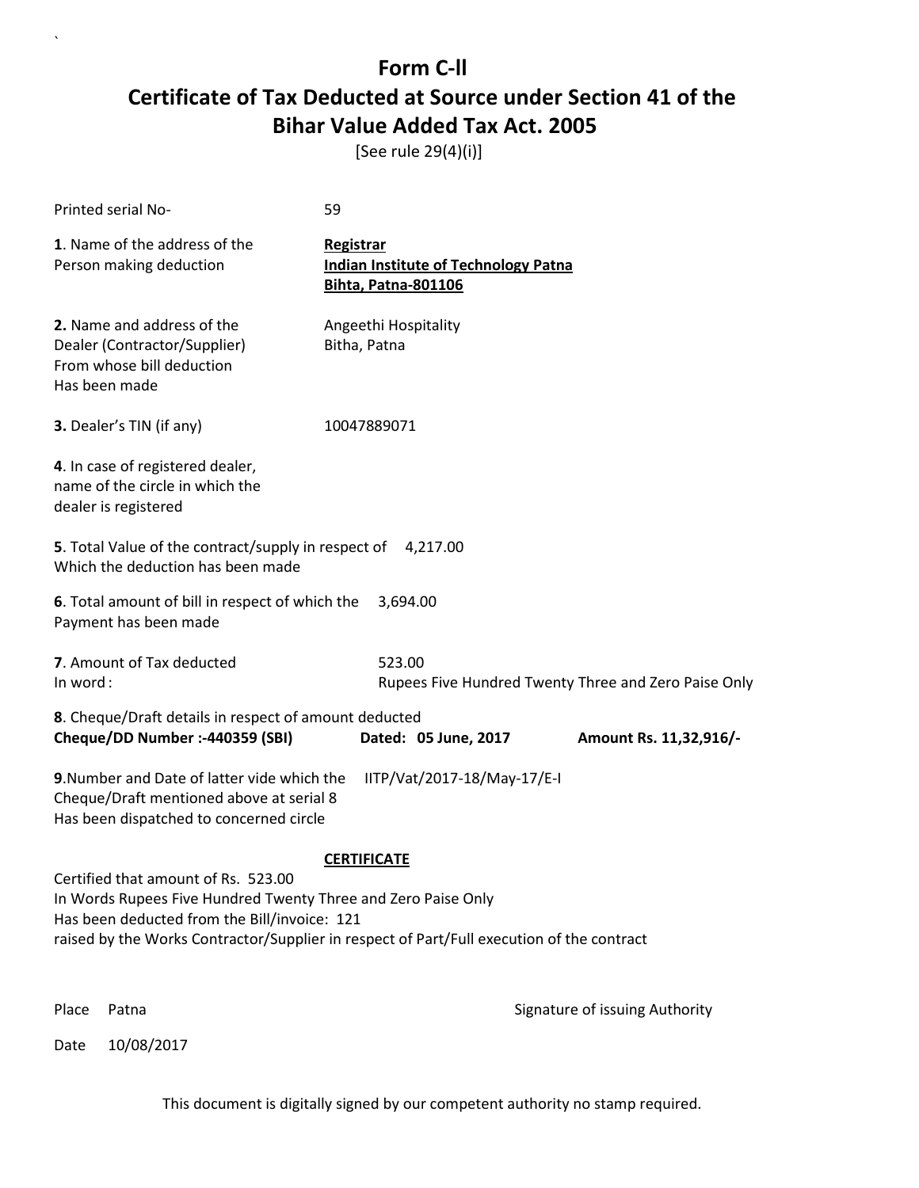# Form C-ll

# Certificate of Tax Deducted at Source under Section 41 of the Bihar Value Added Tax Act. 2005

[See rule 29(4)(i)]

Printed serial No- 59

**1**. Name of the address of the Person making deduction

**Registrar**
**Indian Institute of Technology Patna**
**Bihta, Patna-801106**

**2.** Name and address of the Dealer (Contractor/Supplier) From whose bill deduction Has been made

Angeethi Hospitality
Bitha, Patna

**3.** Dealer's TIN (if any) 10047889071

**4**. In case of registered dealer, name of the circle in which the dealer is registered

**5**. Total Value of the contract/supply in respect of Which the deduction has been made 4,217.00

**6**. Total amount of bill in respect of which the Payment has been made 3,694.00

**7**. Amount of Tax deducted 523.00
In word : Rupees Five Hundred Twenty Three and Zero Paise Only

**8**. Cheque/Draft details in respect of amount deducted
**Cheque/DD Number :-440359 (SBI)** **Dated: 05 June, 2017** **Amount Rs. 11,32,916/-**

**9**.Number and Date of latter vide which the Cheque/Draft mentioned above at serial 8 Has been dispatched to concerned circle IITP/Vat/2017-18/May-17/E-I

**CERTIFICATE**

Certified that amount of Rs. 523.00
In Words Rupees Five Hundred Twenty Three and Zero Paise Only
Has been deducted from the Bill/invoice: 121
raised by the Works Contractor/Supplier in respect of Part/Full execution of the contract

Place Patna

Signature of issuing Authority

Date 10/08/2017

This document is digitally signed by our competent authority no stamp required.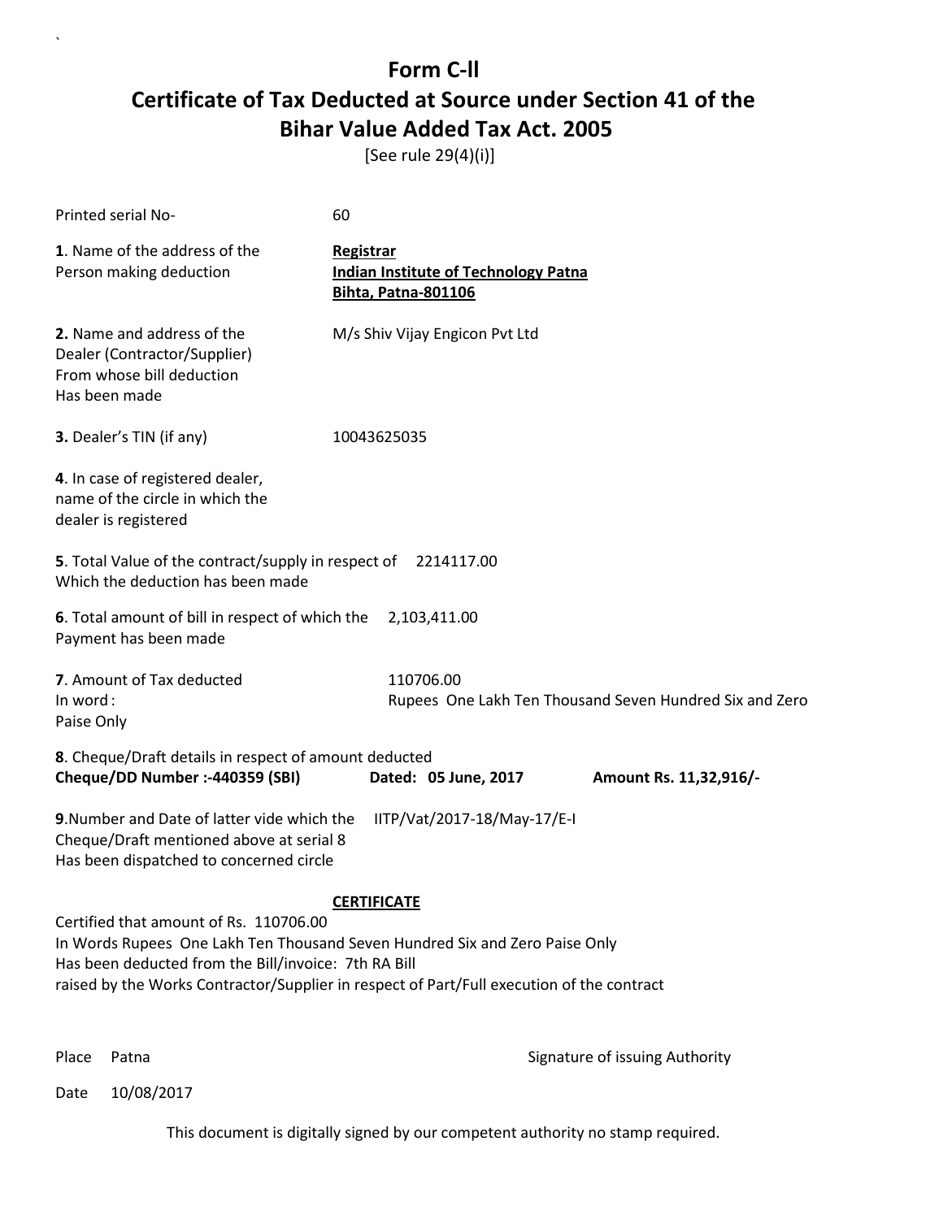# Form C-ll

## Certificate of Tax Deducted at Source under Section 41 of the Bihar Value Added Tax Act. 2005

[See rule 29(4)(i)]

Printed serial No- 60

**1**. Name of the address of the Person making deduction

**Registrar**
**Indian Institute of Technology Patna**
**Bihta, Patna-801106**

**2.** Name and address of the Dealer (Contractor/Supplier) From whose bill deduction Has been made

M/s Shiv Vijay Engicon Pvt Ltd

**3.** Dealer's TIN (if any) 10043625035

**4**. In case of registered dealer, name of the circle in which the dealer is registered

**5**. Total Value of the contract/supply in respect of Which the deduction has been made 2214117.00

**6**. Total amount of bill in respect of which the Payment has been made 2,103,411.00

**7**. Amount of Tax deducted 110706.00
In word : Rupees One Lakh Ten Thousand Seven Hundred Six and Zero Paise Only

**8**. Cheque/Draft details in respect of amount deducted
**Cheque/DD Number :-440359 (SBI)** **Dated: 05 June, 2017** **Amount Rs. 11,32,916/-**

**9**.Number and Date of latter vide which the Cheque/Draft mentioned above at serial 8 Has been dispatched to concerned circle IITP/Vat/2017-18/May-17/E-I

**CERTIFICATE**

Certified that amount of Rs. 110706.00
In Words Rupees One Lakh Ten Thousand Seven Hundred Six and Zero Paise Only
Has been deducted from the Bill/invoice: 7th RA Bill
raised by the Works Contractor/Supplier in respect of Part/Full execution of the contract

Place Patna

Signature of issuing Authority

Date 10/08/2017

This document is digitally signed by our competent authority no stamp required.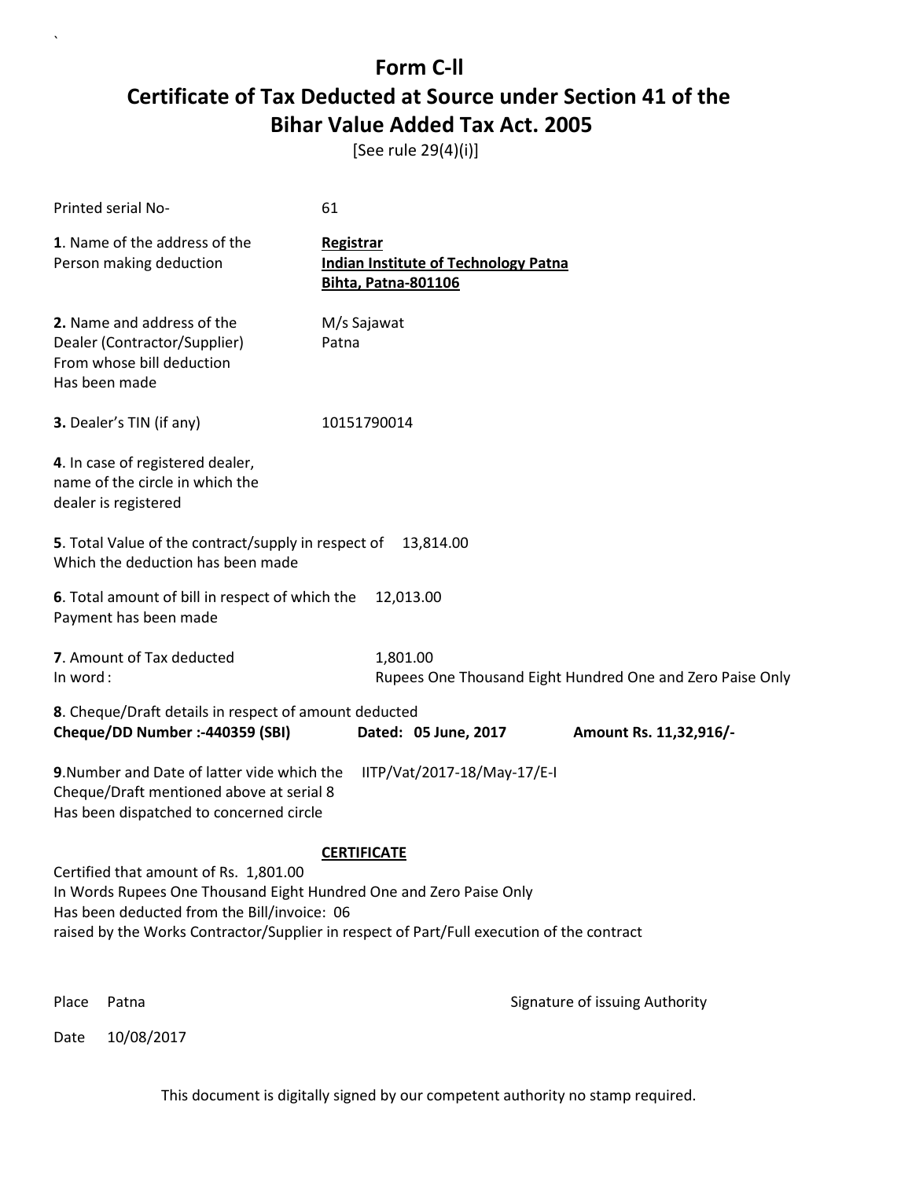# Form C-ll

# Certificate of Tax Deducted at Source under Section 41 of the Bihar Value Added Tax Act. 2005

[See rule 29(4)(i)]

Printed serial No- 61

**1**. Name of the address of the Person making deduction

**Registrar**
**Indian Institute of Technology Patna**
**Bihta, Patna-801106**

**2.** Name and address of the Dealer (Contractor/Supplier) From whose bill deduction Has been made

M/s Sajawat
Patna

**3.** Dealer's TIN (if any) 10151790014

**4**. In case of registered dealer, name of the circle in which the dealer is registered

**5**. Total Value of the contract/supply in respect of Which the deduction has been made 13,814.00

**6**. Total amount of bill in respect of which the Payment has been made 12,013.00

**7**. Amount of Tax deducted 1,801.00
In word : Rupees One Thousand Eight Hundred One and Zero Paise Only

**8**. Cheque/Draft details in respect of amount deducted
**Cheque/DD Number :-440359 (SBI)** **Dated: 05 June, 2017** **Amount Rs. 11,32,916/-**

**9**.Number and Date of latter vide which the Cheque/Draft mentioned above at serial 8 Has been dispatched to concerned circle IITP/Vat/2017-18/May-17/E-I

**CERTIFICATE**

Certified that amount of Rs. 1,801.00
In Words Rupees One Thousand Eight Hundred One and Zero Paise Only
Has been deducted from the Bill/invoice: 06
raised by the Works Contractor/Supplier in respect of Part/Full execution of the contract

Place Patna

Signature of issuing Authority

Date 10/08/2017

This document is digitally signed by our competent authority no stamp required.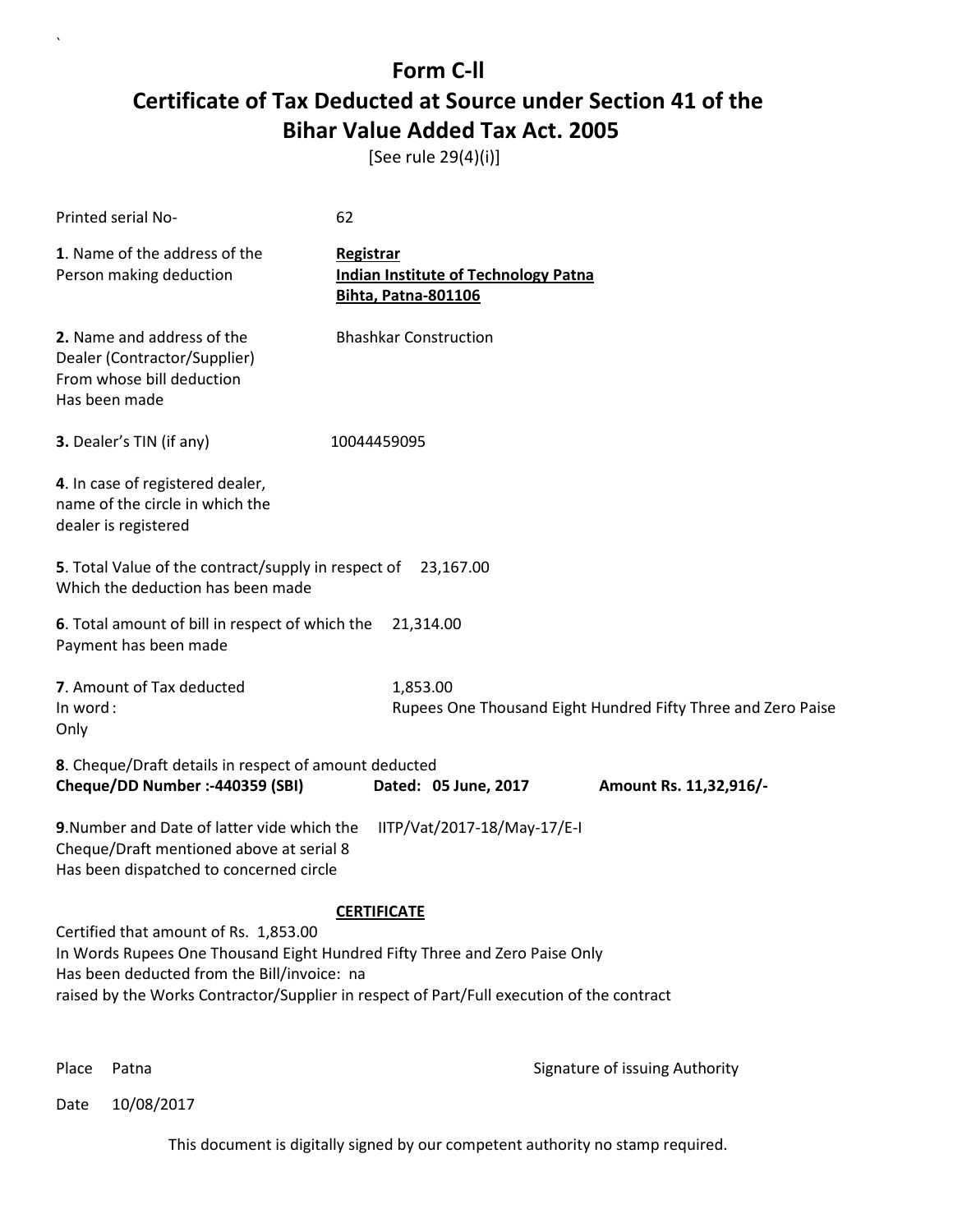# Form C-II
# Certificate of Tax Deducted at Source under Section 41 of the Bihar Value Added Tax Act. 2005

[See rule 29(4)(i)]

Printed serial No- 62

**1**. Name of the address of the Person making deduction

**Registrar**
**Indian Institute of Technology Patna**
**Bihta, Patna-801106**

**2.** Name and address of the Dealer (Contractor/Supplier) From whose bill deduction Has been made

Bhashkar Construction

**3.** Dealer's TIN (if any) 10044459095

**4**. In case of registered dealer, name of the circle in which the dealer is registered

**5**. Total Value of the contract/supply in respect of Which the deduction has been made 23,167.00

**6**. Total amount of bill in respect of which the Payment has been made 21,314.00

**7**. Amount of Tax deducted 1,853.00
In word : Rupees One Thousand Eight Hundred Fifty Three and Zero Paise Only

**8**. Cheque/Draft details in respect of amount deducted
**Cheque/DD Number :-440359 (SBI) Dated: 05 June, 2017 Amount Rs. 11,32,916/-**

**9**.Number and Date of latter vide which the Cheque/Draft mentioned above at serial 8 Has been dispatched to concerned circle IITP/Vat/2017-18/May-17/E-I

**CERTIFICATE**

Certified that amount of Rs. 1,853.00
In Words Rupees One Thousand Eight Hundred Fifty Three and Zero Paise Only
Has been deducted from the Bill/invoice: na
raised by the Works Contractor/Supplier in respect of Part/Full execution of the contract

Place Patna

Signature of issuing Authority

Date 10/08/2017

This document is digitally signed by our competent authority no stamp required.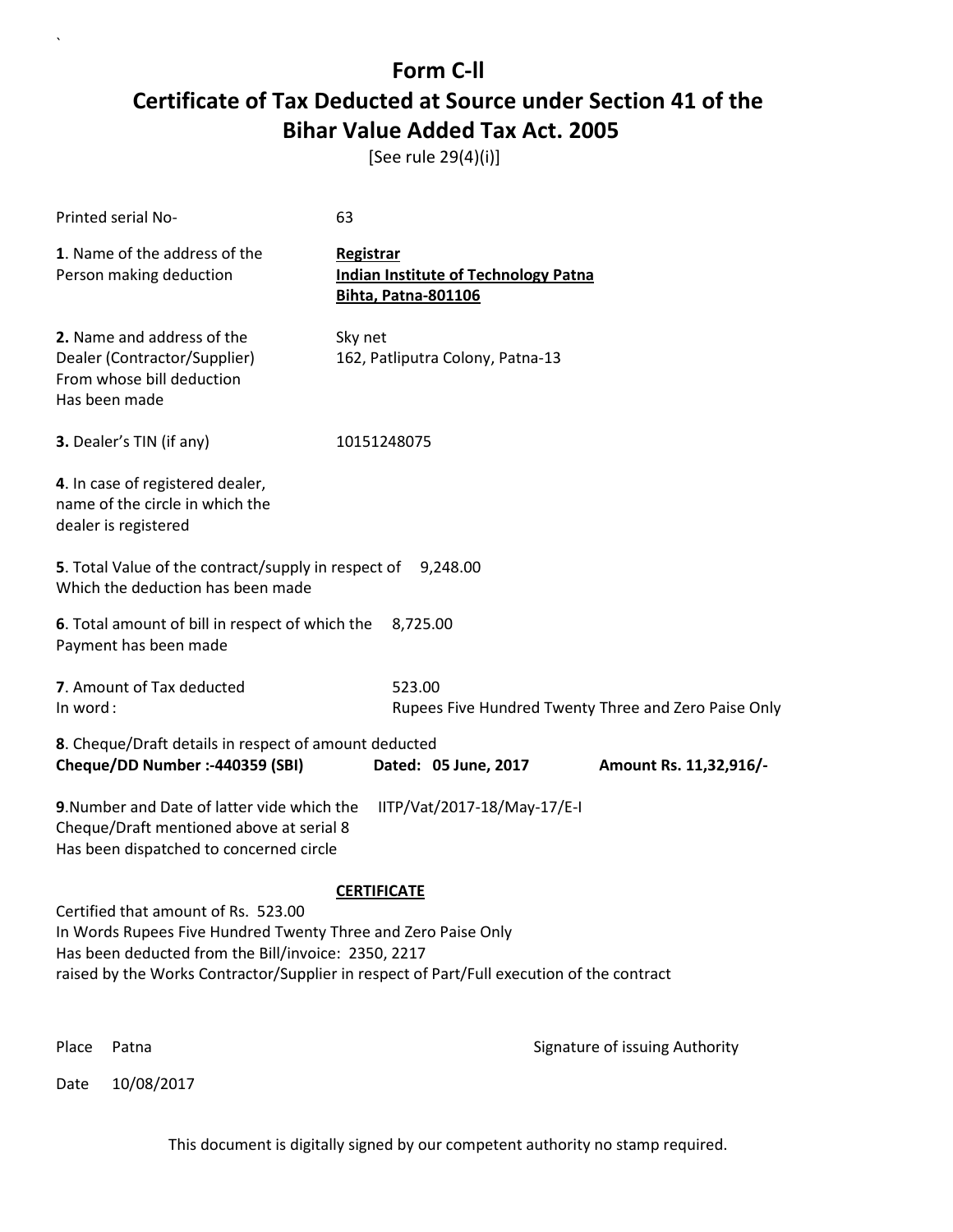# Form C-ll

## Certificate of Tax Deducted at Source under Section 41 of the Bihar Value Added Tax Act. 2005

[See rule 29(4)(i)]

Printed serial No- 63

**1**. Name of the address of the Person making deduction

**Registrar**
**Indian Institute of Technology Patna**
**Bihta, Patna-801106**

**2.** Name and address of the Dealer (Contractor/Supplier) From whose bill deduction Has been made

Sky net
162, Patliputra Colony, Patna-13

**3.** Dealer's TIN (if any) 10151248075

**4**. In case of registered dealer, name of the circle in which the dealer is registered

**5**. Total Value of the contract/supply in respect of Which the deduction has been made 9,248.00

**6**. Total amount of bill in respect of which the Payment has been made 8,725.00

**7**. Amount of Tax deducted 523.00
In word : Rupees Five Hundred Twenty Three and Zero Paise Only

**8**. Cheque/Draft details in respect of amount deducted
**Cheque/DD Number :-440359 (SBI)** **Dated: 05 June, 2017** **Amount Rs. 11,32,916/-**

**9**.Number and Date of latter vide which the Cheque/Draft mentioned above at serial 8 Has been dispatched to concerned circle IITP/Vat/2017-18/May-17/E-I

**CERTIFICATE**

Certified that amount of Rs. 523.00
In Words Rupees Five Hundred Twenty Three and Zero Paise Only
Has been deducted from the Bill/invoice: 2350, 2217
raised by the Works Contractor/Supplier in respect of Part/Full execution of the contract

Place Patna

Signature of issuing Authority

Date 10/08/2017

This document is digitally signed by our competent authority no stamp required.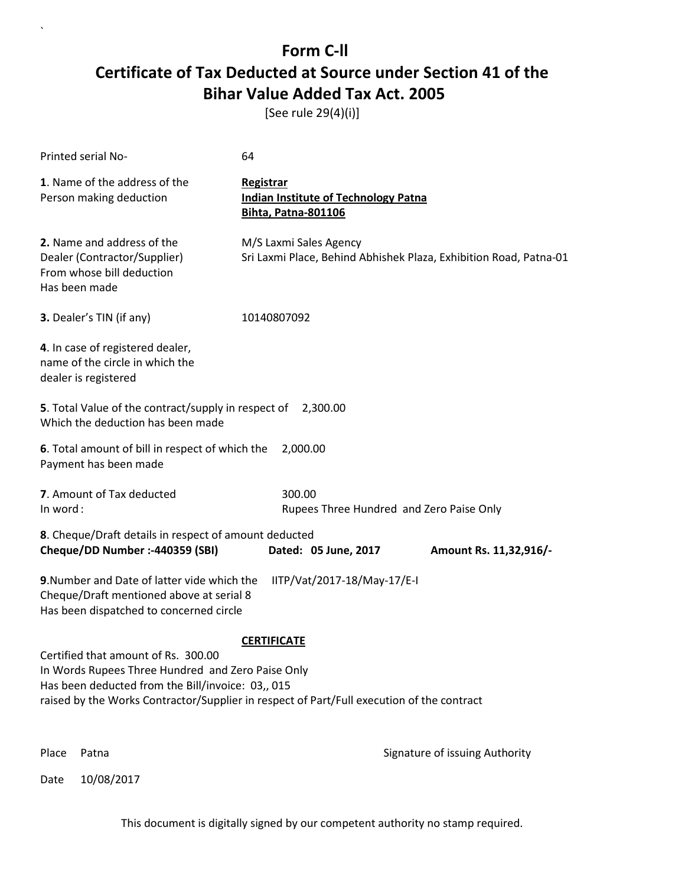# Form C-ll

## Certificate of Tax Deducted at Source under Section 41 of the Bihar Value Added Tax Act. 2005

[See rule 29(4)(i)]

Printed serial No- 64

**1**. Name of the address of the Person making deduction

**Registrar**
**Indian Institute of Technology Patna**
**Bihta, Patna-801106**

**2.** Name and address of the Dealer (Contractor/Supplier) From whose bill deduction Has been made

M/S Laxmi Sales Agency
Sri Laxmi Place, Behind Abhishek Plaza, Exhibition Road, Patna-01

**3.** Dealer's TIN (if any) 10140807092

**4**. In case of registered dealer, name of the circle in which the dealer is registered

**5**. Total Value of the contract/supply in respect of Which the deduction has been made 2,300.00

**6**. Total amount of bill in respect of which the Payment has been made 2,000.00

**7**. Amount of Tax deducted 300.00
In word : Rupees Three Hundred and Zero Paise Only

**8**. Cheque/Draft details in respect of amount deducted
**Cheque/DD Number :-440359 (SBI)** **Dated: 05 June, 2017** **Amount Rs. 11,32,916/-**

**9**.Number and Date of latter vide which the Cheque/Draft mentioned above at serial 8 Has been dispatched to concerned circle IITP/Vat/2017-18/May-17/E-I

**CERTIFICATE**

Certified that amount of Rs. 300.00
In Words Rupees Three Hundred and Zero Paise Only
Has been deducted from the Bill/invoice: 03,, 015
raised by the Works Contractor/Supplier in respect of Part/Full execution of the contract

Place Patna

Signature of issuing Authority

Date 10/08/2017

This document is digitally signed by our competent authority no stamp required.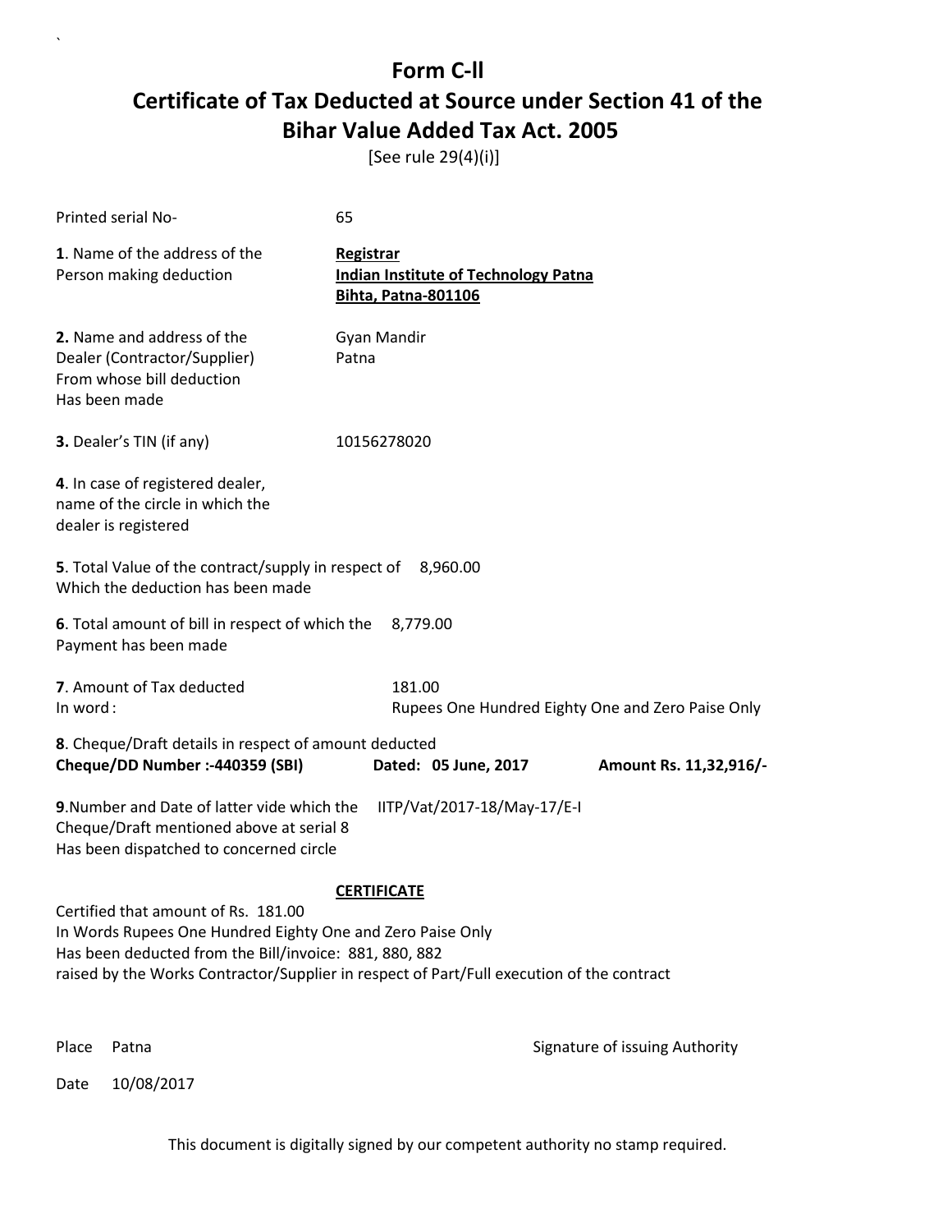# Form C-ll

## Certificate of Tax Deducted at Source under Section 41 of the Bihar Value Added Tax Act. 2005

[See rule 29(4)(i)]

Printed serial No- 65

**1**. Name of the address of the Person making deduction

**Registrar**
**Indian Institute of Technology Patna**
**Bihta, Patna-801106**

**2.** Name and address of the Dealer (Contractor/Supplier) From whose bill deduction Has been made

Gyan Mandir
Patna

**3.** Dealer's TIN (if any) 10156278020

**4**. In case of registered dealer, name of the circle in which the dealer is registered

**5**. Total Value of the contract/supply in respect of Which the deduction has been made 8,960.00

**6**. Total amount of bill in respect of which the Payment has been made 8,779.00

**7**. Amount of Tax deducted 181.00
In word : Rupees One Hundred Eighty One and Zero Paise Only

**8**. Cheque/Draft details in respect of amount deducted
**Cheque/DD Number :-440359 (SBI)** **Dated: 05 June, 2017** **Amount Rs. 11,32,916/-**

**9**.Number and Date of latter vide which the Cheque/Draft mentioned above at serial 8 Has been dispatched to concerned circle IITP/Vat/2017-18/May-17/E-I

**CERTIFICATE**

Certified that amount of Rs. 181.00
In Words Rupees One Hundred Eighty One and Zero Paise Only
Has been deducted from the Bill/invoice: 881, 880, 882
raised by the Works Contractor/Supplier in respect of Part/Full execution of the contract

Place Patna

Signature of issuing Authority

Date 10/08/2017

This document is digitally signed by our competent authority no stamp required.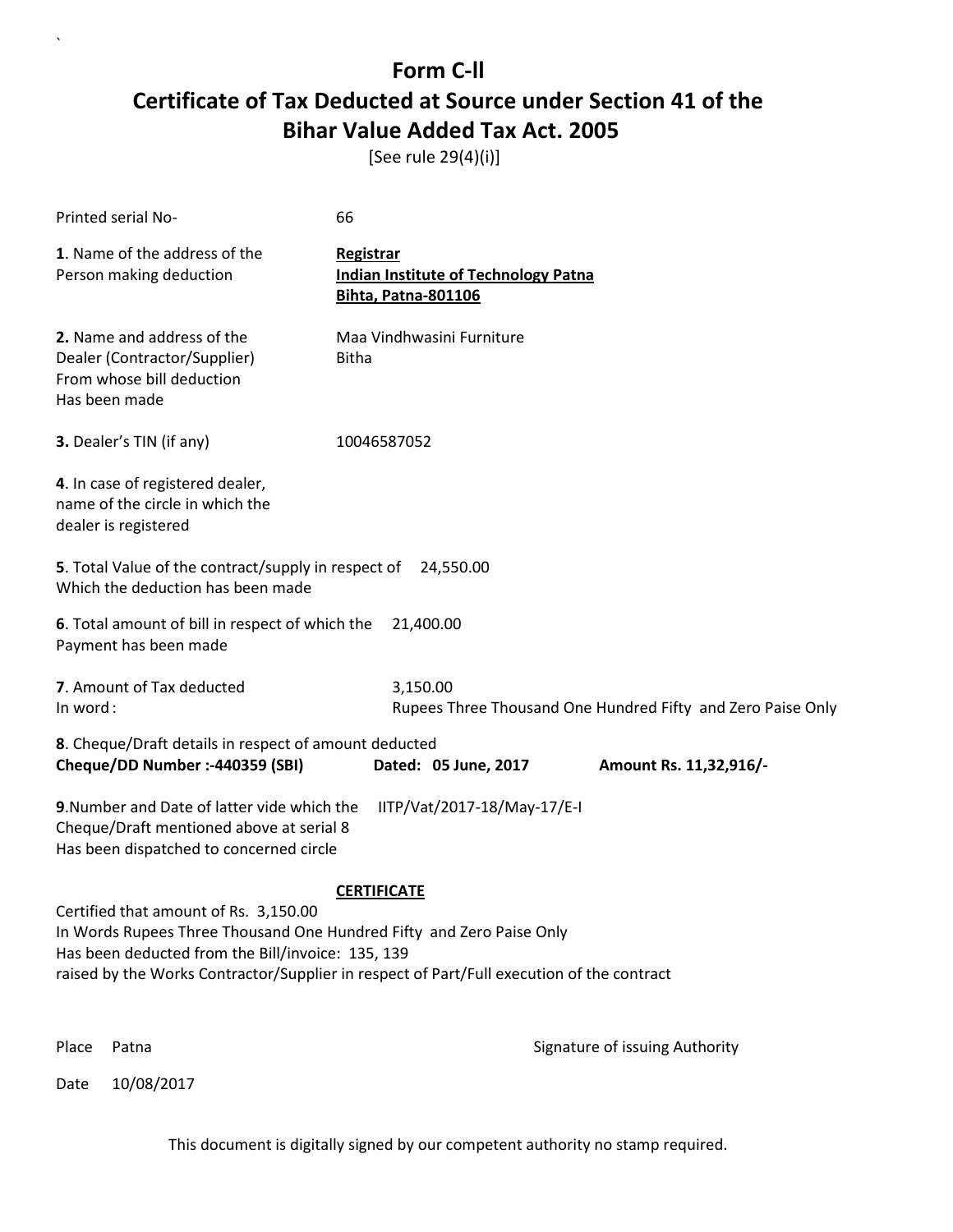# Form C-II

## Certificate of Tax Deducted at Source under Section 41 of the Bihar Value Added Tax Act. 2005

[See rule 29(4)(i)]

Printed serial No- 66

**1**. Name of the address of the Person making deduction

**Registrar**
**Indian Institute of Technology Patna**
**Bihta, Patna-801106**

**2.** Name and address of the Dealer (Contractor/Supplier) From whose bill deduction Has been made

Maa Vindhwasini Furniture
Bitha

**3.** Dealer's TIN (if any) 10046587052

**4**. In case of registered dealer, name of the circle in which the dealer is registered

**5**. Total Value of the contract/supply in respect of Which the deduction has been made 24,550.00

**6**. Total amount of bill in respect of which the Payment has been made 21,400.00

**7**. Amount of Tax deducted 3,150.00
In word : Rupees Three Thousand One Hundred Fifty and Zero Paise Only

**8**. Cheque/Draft details in respect of amount deducted
**Cheque/DD Number :-440359 (SBI)** **Dated: 05 June, 2017** **Amount Rs. 11,32,916/-**

**9**.Number and Date of latter vide which the Cheque/Draft mentioned above at serial 8 Has been dispatched to concerned circle IITP/Vat/2017-18/May-17/E-I

**CERTIFICATE**

Certified that amount of Rs. 3,150.00
In Words Rupees Three Thousand One Hundred Fifty and Zero Paise Only
Has been deducted from the Bill/invoice: 135, 139
raised by the Works Contractor/Supplier in respect of Part/Full execution of the contract

Place Patna

Signature of issuing Authority

Date 10/08/2017

This document is digitally signed by our competent authority no stamp required.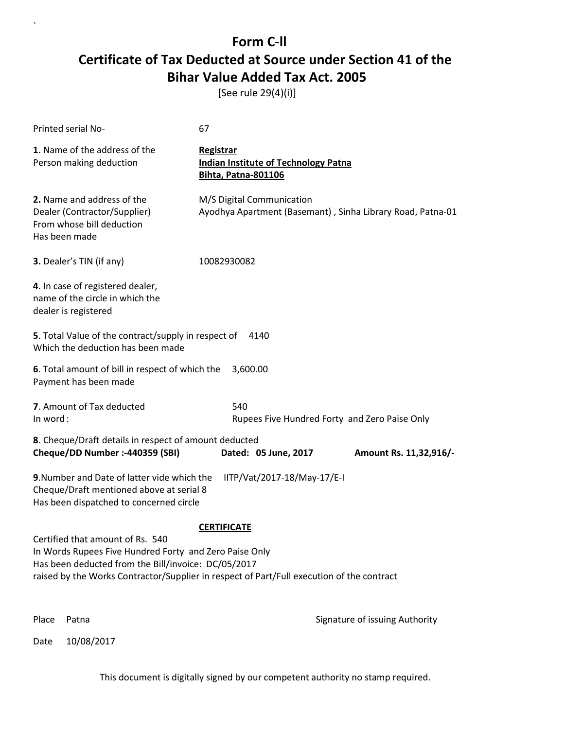# Form C-ll
# Certificate of Tax Deducted at Source under Section 41 of the Bihar Value Added Tax Act. 2005

[See rule 29(4)(i)]

Printed serial No- 67

**1**. Name of the address of the Person making deduction

**Registrar**
**Indian Institute of Technology Patna**
**Bihta, Patna-801106**

**2.** Name and address of the Dealer (Contractor/Supplier) From whose bill deduction Has been made

M/S Digital Communication
Ayodhya Apartment (Basemant) , Sinha Library Road, Patna-01

**3.** Dealer's TIN (if any) 10082930082

**4**. In case of registered dealer, name of the circle in which the dealer is registered

**5**. Total Value of the contract/supply in respect of Which the deduction has been made 4140

**6**. Total amount of bill in respect of which the Payment has been made 3,600.00

**7**. Amount of Tax deducted 540
In word : Rupees Five Hundred Forty and Zero Paise Only

**8**. Cheque/Draft details in respect of amount deducted
**Cheque/DD Number :-440359 (SBI)** **Dated: 05 June, 2017** **Amount Rs. 11,32,916/-**

**9**.Number and Date of latter vide which the Cheque/Draft mentioned above at serial 8 Has been dispatched to concerned circle IITP/Vat/2017-18/May-17/E-I

**CERTIFICATE**

Certified that amount of Rs. 540
In Words Rupees Five Hundred Forty and Zero Paise Only
Has been deducted from the Bill/invoice: DC/05/2017
raised by the Works Contractor/Supplier in respect of Part/Full execution of the contract

Place Patna

Signature of issuing Authority

Date 10/08/2017

This document is digitally signed by our competent authority no stamp required.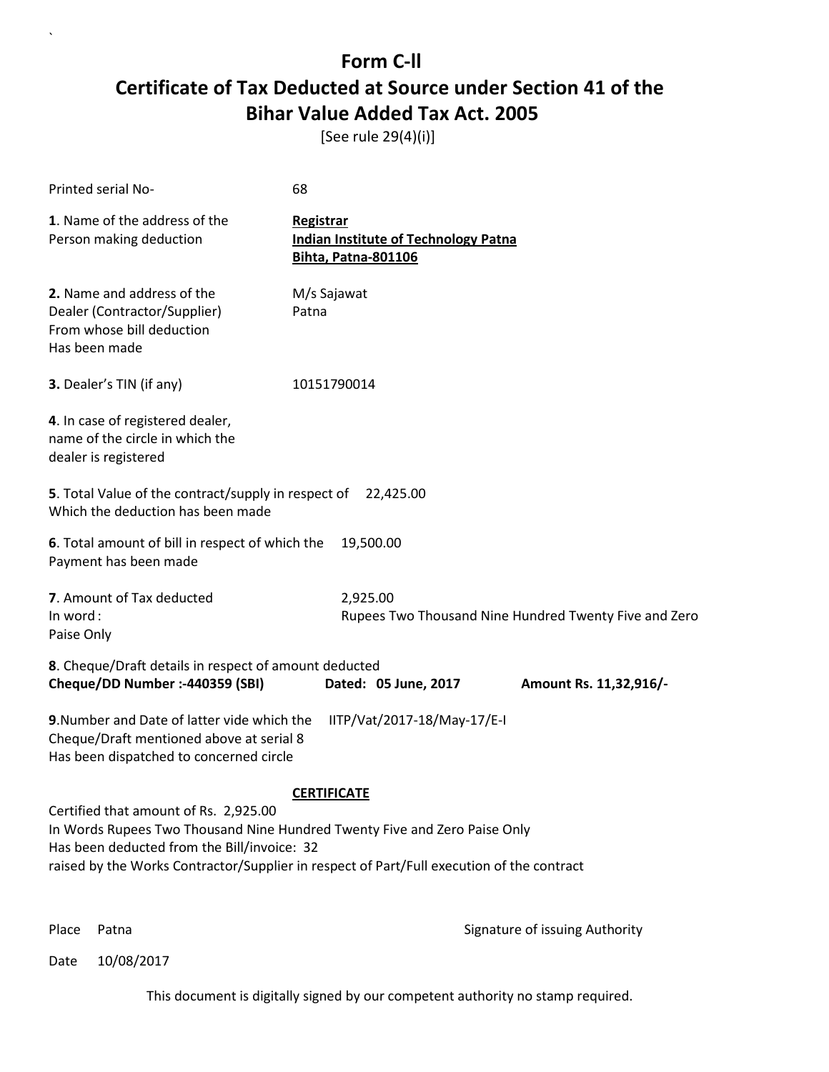# Form C-ll

## Certificate of Tax Deducted at Source under Section 41 of the Bihar Value Added Tax Act. 2005

[See rule 29(4)(i)]

Printed serial No- 68

**1**. Name of the address of the Person making deduction

**Registrar**
**Indian Institute of Technology Patna**
**Bihta, Patna-801106**

**2.** Name and address of the Dealer (Contractor/Supplier) From whose bill deduction Has been made

M/s Sajawat
Patna

**3.** Dealer's TIN (if any) 10151790014

**4**. In case of registered dealer, name of the circle in which the dealer is registered

**5**. Total Value of the contract/supply in respect of Which the deduction has been made 22,425.00

**6**. Total amount of bill in respect of which the Payment has been made 19,500.00

**7**. Amount of Tax deducted 2,925.00
In word : Rupees Two Thousand Nine Hundred Twenty Five and Zero Paise Only

**8**. Cheque/Draft details in respect of amount deducted
**Cheque/DD Number :-440359 (SBI)** **Dated: 05 June, 2017** **Amount Rs. 11,32,916/-**

**9**.Number and Date of latter vide which the Cheque/Draft mentioned above at serial 8 Has been dispatched to concerned circle IITP/Vat/2017-18/May-17/E-I

**CERTIFICATE**

Certified that amount of Rs. 2,925.00
In Words Rupees Two Thousand Nine Hundred Twenty Five and Zero Paise Only
Has been deducted from the Bill/invoice: 32
raised by the Works Contractor/Supplier in respect of Part/Full execution of the contract

Place Patna

Signature of issuing Authority

Date 10/08/2017

This document is digitally signed by our competent authority no stamp required.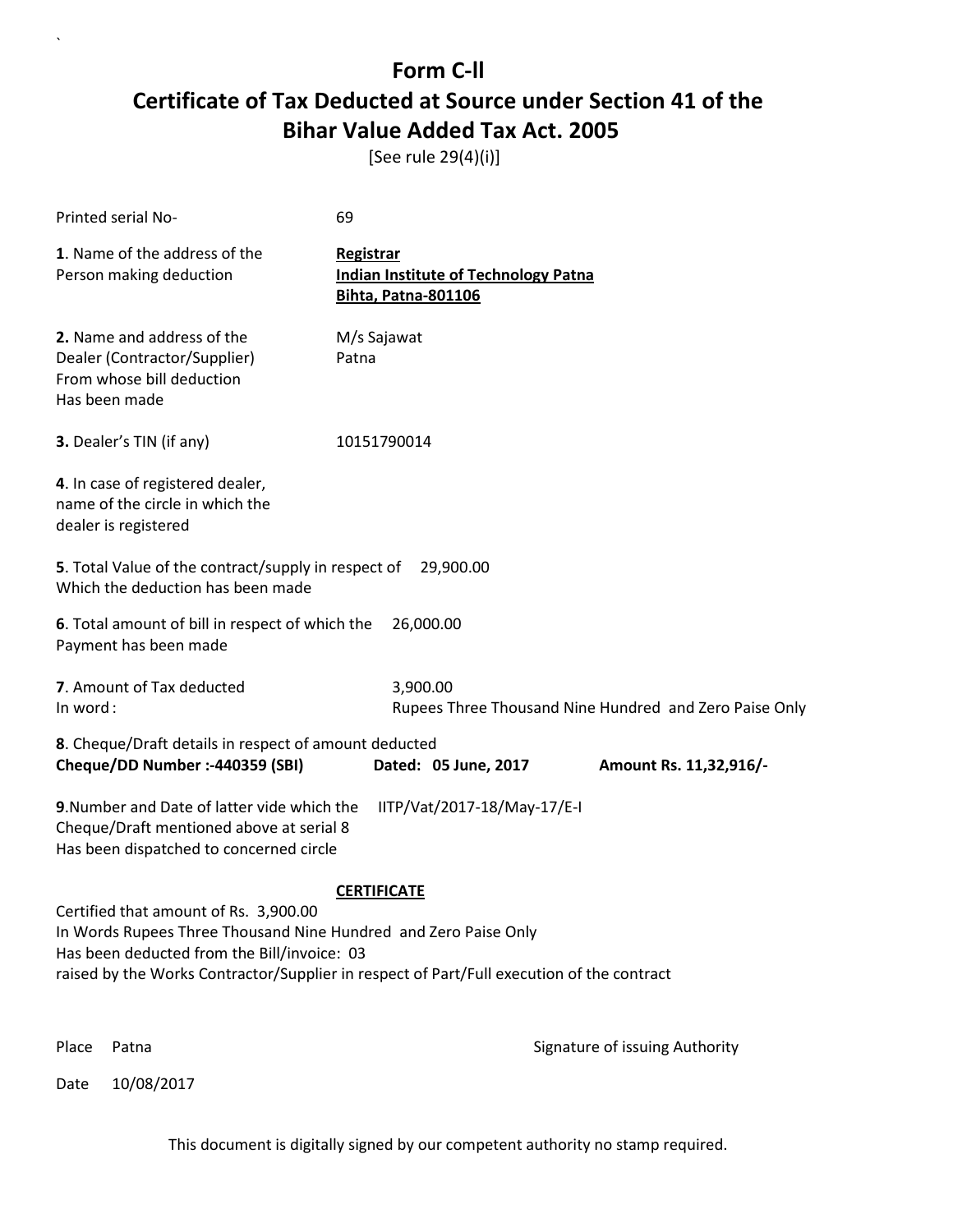# Form C-ll

## Certificate of Tax Deducted at Source under Section 41 of the Bihar Value Added Tax Act. 2005

[See rule 29(4)(i)]

Printed serial No- 69

**1**. Name of the address of the Person making deduction

**Registrar**
**Indian Institute of Technology Patna**
**Bihta, Patna-801106**

**2.** Name and address of the Dealer (Contractor/Supplier) From whose bill deduction Has been made

M/s Sajawat
Patna

**3.** Dealer's TIN (if any) 10151790014

**4**. In case of registered dealer, name of the circle in which the dealer is registered

**5**. Total Value of the contract/supply in respect of Which the deduction has been made 29,900.00

**6**. Total amount of bill in respect of which the Payment has been made 26,000.00

**7**. Amount of Tax deducted 3,900.00
In word : Rupees Three Thousand Nine Hundred and Zero Paise Only

**8**. Cheque/Draft details in respect of amount deducted
**Cheque/DD Number :-440359 (SBI)** **Dated: 05 June, 2017** **Amount Rs. 11,32,916/-**

**9**.Number and Date of latter vide which the Cheque/Draft mentioned above at serial 8 Has been dispatched to concerned circle IITP/Vat/2017-18/May-17/E-I

**CERTIFICATE**

Certified that amount of Rs. 3,900.00
In Words Rupees Three Thousand Nine Hundred and Zero Paise Only
Has been deducted from the Bill/invoice: 03
raised by the Works Contractor/Supplier in respect of Part/Full execution of the contract

Place Patna

Signature of issuing Authority

Date 10/08/2017

This document is digitally signed by our competent authority no stamp required.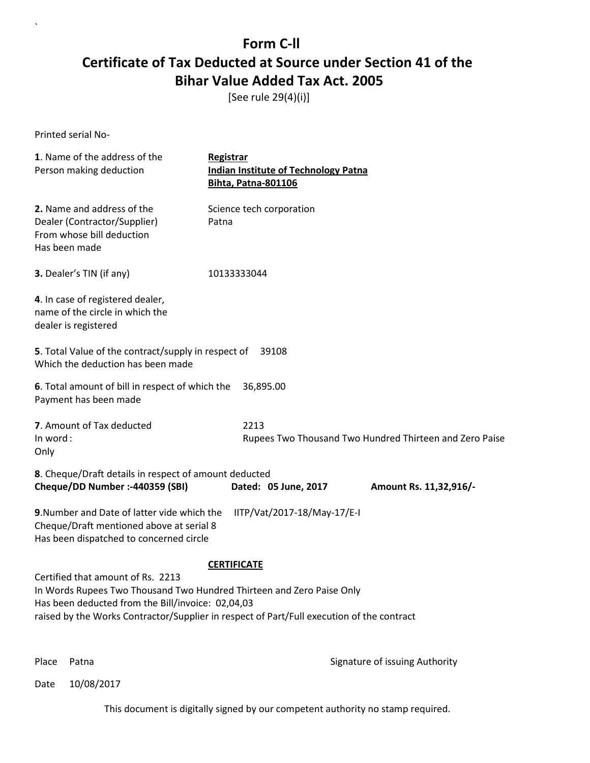# Form C-ll

## Certificate of Tax Deducted at Source under Section 41 of the Bihar Value Added Tax Act. 2005

[See rule 29(4)(i)]

Printed serial No-

**1**. Name of the address of the Person making deduction — **Registrar**
**Indian Institute of Technology Patna**
**Bihta, Patna-801106**

**2.** Name and address of the Dealer (Contractor/Supplier) From whose bill deduction Has been made — Science tech corporation
Patna

**3.** Dealer's TIN (if any) — 10133333044

**4**. In case of registered dealer, name of the circle in which the dealer is registered

**5**. Total Value of the contract/supply in respect of Which the deduction has been made — 39108

**6**. Total amount of bill in respect of which the Payment has been made — 36,895.00

**7**. Amount of Tax deducted — 2213
In word : Rupees Two Thousand Two Hundred Thirteen and Zero Paise Only

**8**. Cheque/Draft details in respect of amount deducted
**Cheque/DD Number :-440359 (SBI)** **Dated: 05 June, 2017** **Amount Rs. 11,32,916/-**

**9**.Number and Date of latter vide which the Cheque/Draft mentioned above at serial 8 Has been dispatched to concerned circle — IITP/Vat/2017-18/May-17/E-I

**CERTIFICATE**

Certified that amount of Rs. 2213
In Words Rupees Two Thousand Two Hundred Thirteen and Zero Paise Only
Has been deducted from the Bill/invoice: 02,04,03
raised by the Works Contractor/Supplier in respect of Part/Full execution of the contract

Place Patna

Signature of issuing Authority

Date 10/08/2017

This document is digitally signed by our competent authority no stamp required.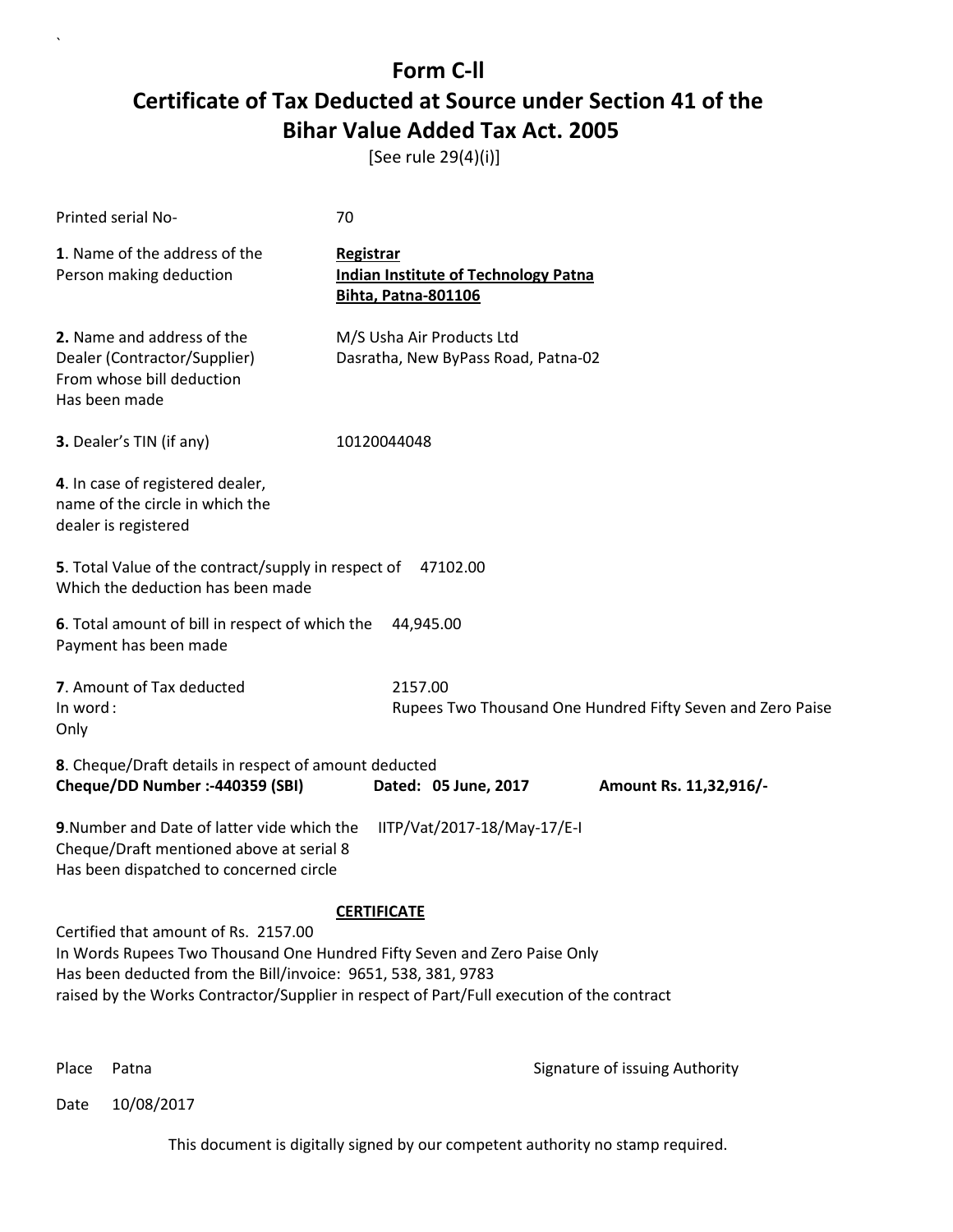`

# Form C-ll
# Certificate of Tax Deducted at Source under Section 41 of the Bihar Value Added Tax Act. 2005

[See rule 29(4)(i)]

Printed serial No- 70

**1**. Name of the address of the Person making deduction

**Registrar**
**Indian Institute of Technology Patna**
**Bihta, Patna-801106**

**2.** Name and address of the Dealer (Contractor/Supplier) From whose bill deduction Has been made

M/S Usha Air Products Ltd
Dasratha, New ByPass Road, Patna-02

**3.** Dealer's TIN (if any) 10120044048

**4**. In case of registered dealer, name of the circle in which the dealer is registered

**5**. Total Value of the contract/supply in respect of Which the deduction has been made 47102.00

**6**. Total amount of bill in respect of which the Payment has been made 44,945.00

**7**. Amount of Tax deducted 2157.00
In word : Rupees Two Thousand One Hundred Fifty Seven and Zero Paise Only

**8**. Cheque/Draft details in respect of amount deducted
**Cheque/DD Number :-440359 (SBI)** **Dated: 05 June, 2017** **Amount Rs. 11,32,916/-**

**9**.Number and Date of latter vide which the Cheque/Draft mentioned above at serial 8 Has been dispatched to concerned circle IITP/Vat/2017-18/May-17/E-I

**CERTIFICATE**

Certified that amount of Rs. 2157.00
In Words Rupees Two Thousand One Hundred Fifty Seven and Zero Paise Only
Has been deducted from the Bill/invoice: 9651, 538, 381, 9783
raised by the Works Contractor/Supplier in respect of Part/Full execution of the contract

Place Patna Signature of issuing Authority

Date 10/08/2017

This document is digitally signed by our competent authority no stamp required.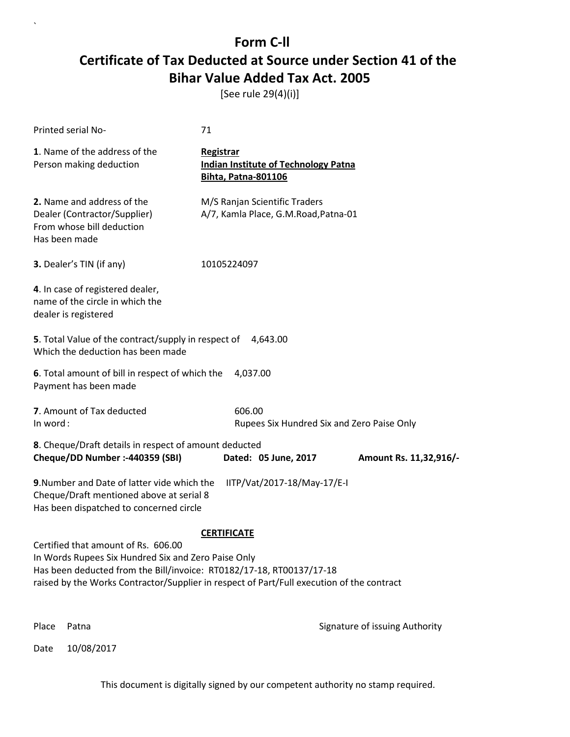# Form C-ll

# Certificate of Tax Deducted at Source under Section 41 of the Bihar Value Added Tax Act. 2005

[See rule 29(4)(i)]

Printed serial No- 71

**1**. Name of the address of the Person making deduction

**Registrar**
**Indian Institute of Technology Patna**
**Bihta, Patna-801106**

**2.** Name and address of the Dealer (Contractor/Supplier) From whose bill deduction Has been made

M/S Ranjan Scientific Traders
A/7, Kamla Place, G.M.Road,Patna-01

**3.** Dealer's TIN (if any) 10105224097

**4**. In case of registered dealer, name of the circle in which the dealer is registered

**5**. Total Value of the contract/supply in respect of Which the deduction has been made 4,643.00

**6**. Total amount of bill in respect of which the Payment has been made 4,037.00

**7**. Amount of Tax deducted 606.00
In word : Rupees Six Hundred Six and Zero Paise Only

**8**. Cheque/Draft details in respect of amount deducted
**Cheque/DD Number :-440359 (SBI)** **Dated: 05 June, 2017** **Amount Rs. 11,32,916/-**

**9**.Number and Date of latter vide which the Cheque/Draft mentioned above at serial 8 Has been dispatched to concerned circle IITP/Vat/2017-18/May-17/E-I

**CERTIFICATE**

Certified that amount of Rs. 606.00
In Words Rupees Six Hundred Six and Zero Paise Only
Has been deducted from the Bill/invoice: RT0182/17-18, RT00137/17-18
raised by the Works Contractor/Supplier in respect of Part/Full execution of the contract

Place Patna

Signature of issuing Authority

Date 10/08/2017

This document is digitally signed by our competent authority no stamp required.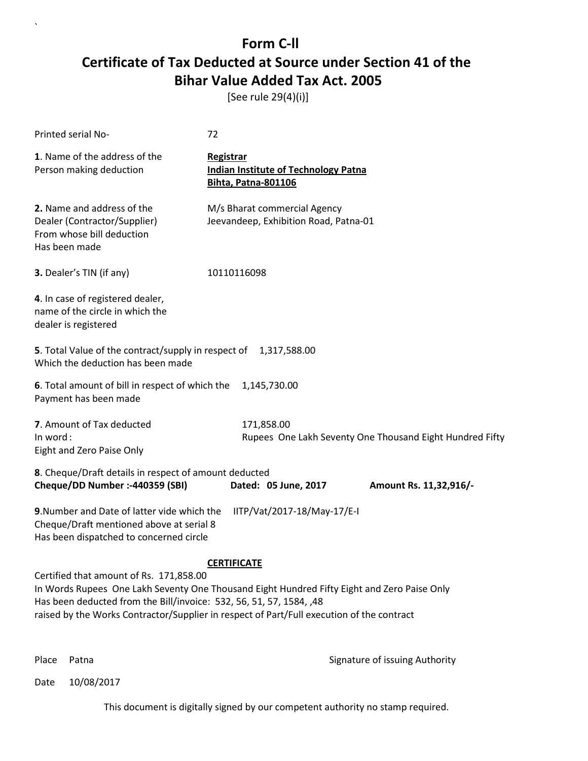# Form C-ll

# Certificate of Tax Deducted at Source under Section 41 of the Bihar Value Added Tax Act. 2005

[See rule 29(4)(i)]

Printed serial No- 72

**1**. Name of the address of the Person making deduction

**Registrar**
**Indian Institute of Technology Patna**
**Bihta, Patna-801106**

**2.** Name and address of the Dealer (Contractor/Supplier) From whose bill deduction Has been made

M/s Bharat commercial Agency
Jeevandeep, Exhibition Road, Patna-01

**3.** Dealer's TIN (if any) 10110116098

**4**. In case of registered dealer, name of the circle in which the dealer is registered

**5**. Total Value of the contract/supply in respect of Which the deduction has been made 1,317,588.00

**6**. Total amount of bill in respect of which the Payment has been made 1,145,730.00

**7**. Amount of Tax deducted 171,858.00
In word : Rupees One Lakh Seventy One Thousand Eight Hundred Fifty Eight and Zero Paise Only

**8**. Cheque/Draft details in respect of amount deducted
**Cheque/DD Number :-440359 (SBI)** **Dated: 05 June, 2017** **Amount Rs. 11,32,916/-**

**9**.Number and Date of latter vide which the Cheque/Draft mentioned above at serial 8 Has been dispatched to concerned circle IITP/Vat/2017-18/May-17/E-I

**CERTIFICATE**

Certified that amount of Rs. 171,858.00
In Words Rupees One Lakh Seventy One Thousand Eight Hundred Fifty Eight and Zero Paise Only
Has been deducted from the Bill/invoice: 532, 56, 51, 57, 1584, ,48
raised by the Works Contractor/Supplier in respect of Part/Full execution of the contract

Place Patna

Signature of issuing Authority

Date 10/08/2017

This document is digitally signed by our competent authority no stamp required.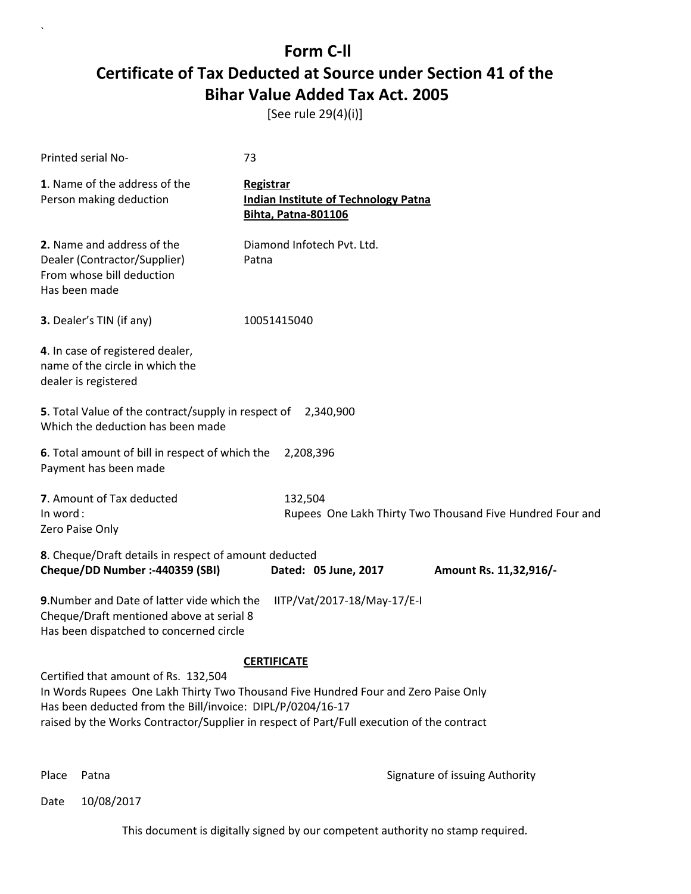# Form C-ll

# Certificate of Tax Deducted at Source under Section 41 of the Bihar Value Added Tax Act. 2005

[See rule 29(4)(i)]

Printed serial No- 73

**1**. Name of the address of the Person making deduction

**Registrar**
**Indian Institute of Technology Patna**
**Bihta, Patna-801106**

**2.** Name and address of the Dealer (Contractor/Supplier) From whose bill deduction Has been made

Diamond Infotech Pvt. Ltd.
Patna

**3.** Dealer's TIN (if any) 10051415040

**4**. In case of registered dealer, name of the circle in which the dealer is registered

**5**. Total Value of the contract/supply in respect of Which the deduction has been made 2,340,900

**6**. Total amount of bill in respect of which the Payment has been made 2,208,396

**7**. Amount of Tax deducted 132,504
In word : Rupees One Lakh Thirty Two Thousand Five Hundred Four and Zero Paise Only

**8**. Cheque/Draft details in respect of amount deducted
**Cheque/DD Number :-440359 (SBI)** **Dated: 05 June, 2017** **Amount Rs. 11,32,916/-**

**9**.Number and Date of latter vide which the Cheque/Draft mentioned above at serial 8 Has been dispatched to concerned circle IITP/Vat/2017-18/May-17/E-I

**CERTIFICATE**

Certified that amount of Rs. 132,504
In Words Rupees One Lakh Thirty Two Thousand Five Hundred Four and Zero Paise Only
Has been deducted from the Bill/invoice: DIPL/P/0204/16-17
raised by the Works Contractor/Supplier in respect of Part/Full execution of the contract

Place Patna

Signature of issuing Authority

Date 10/08/2017

This document is digitally signed by our competent authority no stamp required.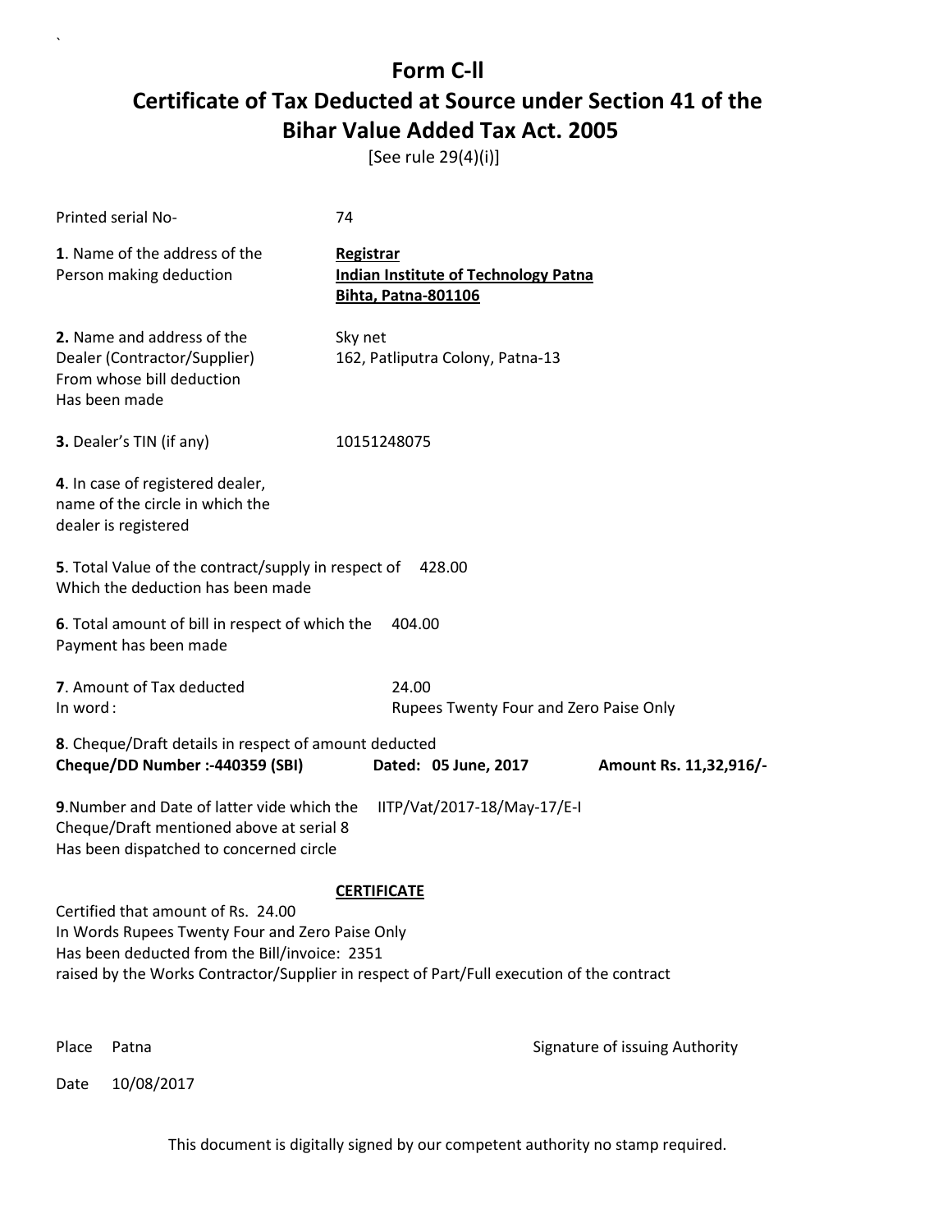# Form C-ll

# Certificate of Tax Deducted at Source under Section 41 of the Bihar Value Added Tax Act. 2005

[See rule 29(4)(i)]

Printed serial No- 74

**1**. Name of the address of the Person making deduction

**Registrar**
**Indian Institute of Technology Patna**
**Bihta, Patna-801106**

**2.** Name and address of the Dealer (Contractor/Supplier) From whose bill deduction Has been made

Sky net
162, Patliputra Colony, Patna-13

**3.** Dealer's TIN (if any) 10151248075

**4**. In case of registered dealer, name of the circle in which the dealer is registered

**5**. Total Value of the contract/supply in respect of Which the deduction has been made 428.00

**6**. Total amount of bill in respect of which the Payment has been made 404.00

**7**. Amount of Tax deducted 24.00
In word : Rupees Twenty Four and Zero Paise Only

**8**. Cheque/Draft details in respect of amount deducted
**Cheque/DD Number :-440359 (SBI)** **Dated: 05 June, 2017** **Amount Rs. 11,32,916/-**

**9**.Number and Date of latter vide which the Cheque/Draft mentioned above at serial 8 Has been dispatched to concerned circle IITP/Vat/2017-18/May-17/E-I

**CERTIFICATE**

Certified that amount of Rs. 24.00
In Words Rupees Twenty Four and Zero Paise Only
Has been deducted from the Bill/invoice: 2351
raised by the Works Contractor/Supplier in respect of Part/Full execution of the contract

Place Patna

Signature of issuing Authority

Date 10/08/2017

This document is digitally signed by our competent authority no stamp required.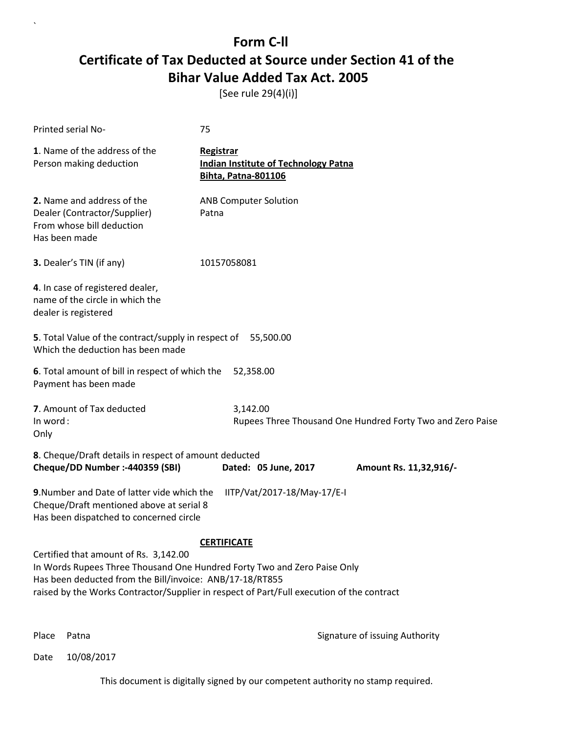# Form C-II

## Certificate of Tax Deducted at Source under Section 41 of the Bihar Value Added Tax Act. 2005

[See rule 29(4)(i)]

Printed serial No- 75

**1**. Name of the address of the Person making deduction

**Registrar**
**Indian Institute of Technology Patna**
**Bihta, Patna-801106**

**2.** Name and address of the Dealer (Contractor/Supplier) From whose bill deduction Has been made

ANB Computer Solution
Patna

**3.** Dealer's TIN (if any) 10157058081

**4**. In case of registered dealer, name of the circle in which the dealer is registered

**5**. Total Value of the contract/supply in respect of Which the deduction has been made 55,500.00

**6**. Total amount of bill in respect of which the Payment has been made 52,358.00

**7**. Amount of Tax deducted 3,142.00
In word : Rupees Three Thousand One Hundred Forty Two and Zero Paise Only

**8**. Cheque/Draft details in respect of amount deducted
**Cheque/DD Number :-440359 (SBI)** **Dated: 05 June, 2017** **Amount Rs. 11,32,916/-**

**9**.Number and Date of latter vide which the Cheque/Draft mentioned above at serial 8 Has been dispatched to concerned circle IITP/Vat/2017-18/May-17/E-I

**CERTIFICATE**

Certified that amount of Rs. 3,142.00
In Words Rupees Three Thousand One Hundred Forty Two and Zero Paise Only
Has been deducted from the Bill/invoice: ANB/17-18/RT855
raised by the Works Contractor/Supplier in respect of Part/Full execution of the contract

Place Patna

Signature of issuing Authority

Date 10/08/2017

This document is digitally signed by our competent authority no stamp required.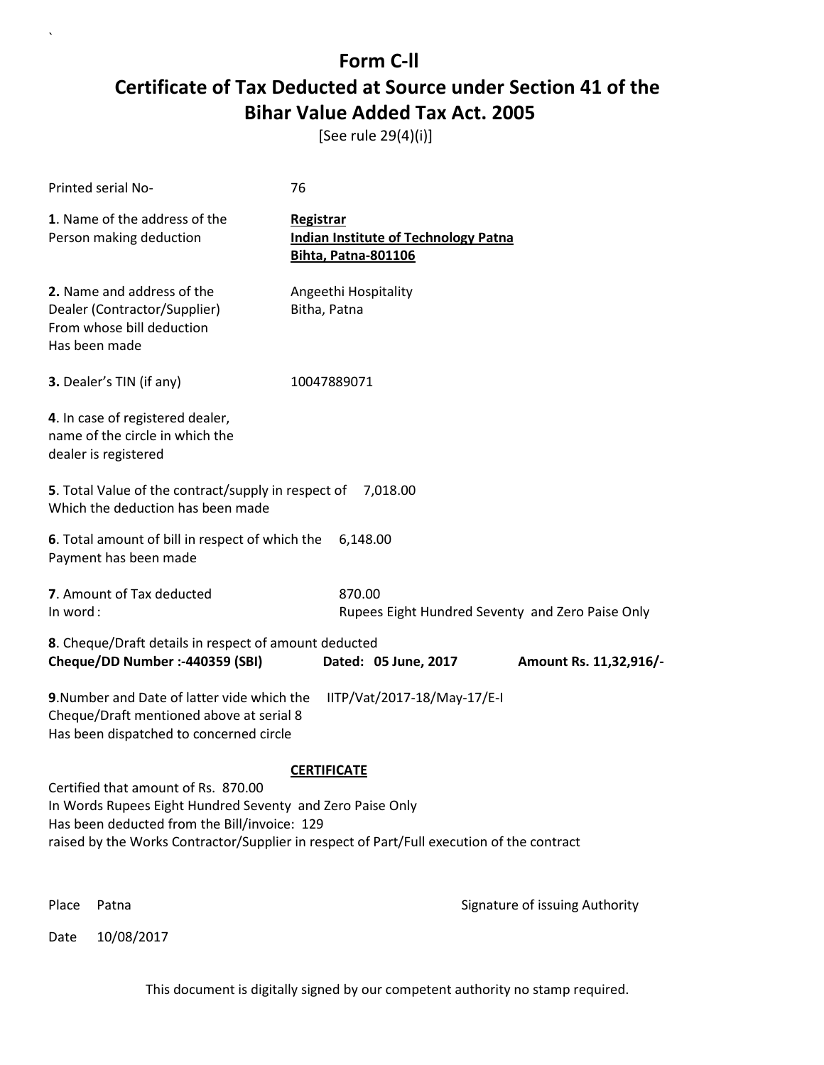# Form C-ll

# Certificate of Tax Deducted at Source under Section 41 of the Bihar Value Added Tax Act. 2005

[See rule 29(4)(i)]

Printed serial No- 76

**1**. Name of the address of the Person making deduction

**Registrar**
**Indian Institute of Technology Patna**
**Bihta, Patna-801106**

**2.** Name and address of the Dealer (Contractor/Supplier) From whose bill deduction Has been made

Angeethi Hospitality
Bitha, Patna

**3.** Dealer's TIN (if any) 10047889071

**4**. In case of registered dealer, name of the circle in which the dealer is registered

**5**. Total Value of the contract/supply in respect of Which the deduction has been made 7,018.00

**6**. Total amount of bill in respect of which the Payment has been made 6,148.00

**7**. Amount of Tax deducted 870.00
In word : Rupees Eight Hundred Seventy and Zero Paise Only

**8**. Cheque/Draft details in respect of amount deducted
**Cheque/DD Number :-440359 (SBI)** **Dated: 05 June, 2017** **Amount Rs. 11,32,916/-**

**9**.Number and Date of latter vide which the Cheque/Draft mentioned above at serial 8 Has been dispatched to concerned circle IITP/Vat/2017-18/May-17/E-I

**CERTIFICATE**

Certified that amount of Rs. 870.00
In Words Rupees Eight Hundred Seventy and Zero Paise Only
Has been deducted from the Bill/invoice: 129
raised by the Works Contractor/Supplier in respect of Part/Full execution of the contract

Place Patna

Signature of issuing Authority

Date 10/08/2017

This document is digitally signed by our competent authority no stamp required.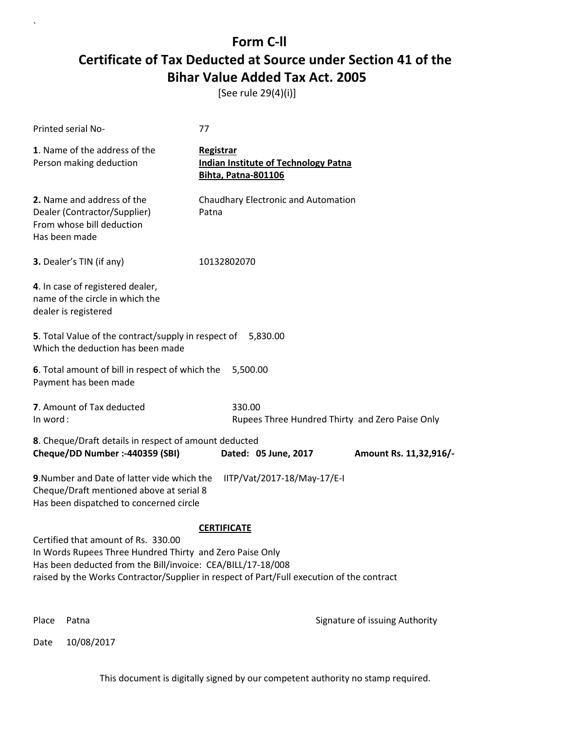# Form C-ll

## Certificate of Tax Deducted at Source under Section 41 of the Bihar Value Added Tax Act. 2005

[See rule 29(4)(i)]

Printed serial No- 77

**1**. Name of the address of the Person making deduction

**Registrar**
**Indian Institute of Technology Patna**
**Bihta, Patna-801106**

**2.** Name and address of the Dealer (Contractor/Supplier) From whose bill deduction Has been made

Chaudhary Electronic and Automation
Patna

**3.** Dealer's TIN (if any) 10132802070

**4**. In case of registered dealer, name of the circle in which the dealer is registered

**5**. Total Value of the contract/supply in respect of Which the deduction has been made 5,830.00

**6**. Total amount of bill in respect of which the Payment has been made 5,500.00

**7**. Amount of Tax deducted 330.00
In word : Rupees Three Hundred Thirty and Zero Paise Only

**8**. Cheque/Draft details in respect of amount deducted
**Cheque/DD Number :-440359 (SBI)** **Dated: 05 June, 2017** **Amount Rs. 11,32,916/-**

**9**.Number and Date of latter vide which the Cheque/Draft mentioned above at serial 8 Has been dispatched to concerned circle IITP/Vat/2017-18/May-17/E-I

**CERTIFICATE**

Certified that amount of Rs. 330.00
In Words Rupees Three Hundred Thirty and Zero Paise Only
Has been deducted from the Bill/invoice: CEA/BILL/17-18/008
raised by the Works Contractor/Supplier in respect of Part/Full execution of the contract

Place Patna

Signature of issuing Authority

Date 10/08/2017

This document is digitally signed by our competent authority no stamp required.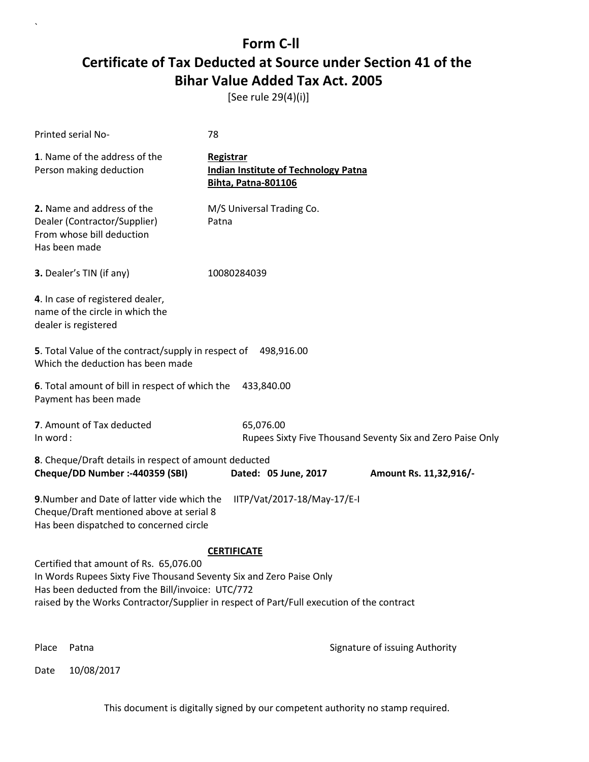# Form C-ll

# Certificate of Tax Deducted at Source under Section 41 of the Bihar Value Added Tax Act. 2005

[See rule 29(4)(i)]

Printed serial No- 78

**1**. Name of the address of the Person making deduction

**Registrar**
**Indian Institute of Technology Patna**
**Bihta, Patna-801106**

**2.** Name and address of the Dealer (Contractor/Supplier) From whose bill deduction Has been made

M/S Universal Trading Co.
Patna

**3.** Dealer's TIN (if any) 10080284039

**4**. In case of registered dealer, name of the circle in which the dealer is registered

**5**. Total Value of the contract/supply in respect of Which the deduction has been made 498,916.00

**6**. Total amount of bill in respect of which the Payment has been made 433,840.00

**7**. Amount of Tax deducted 65,076.00
In word : Rupees Sixty Five Thousand Seventy Six and Zero Paise Only

**8**. Cheque/Draft details in respect of amount deducted
**Cheque/DD Number :-440359 (SBI)** **Dated: 05 June, 2017** **Amount Rs. 11,32,916/-**

**9**.Number and Date of latter vide which the Cheque/Draft mentioned above at serial 8 Has been dispatched to concerned circle IITP/Vat/2017-18/May-17/E-I

## CERTIFICATE

Certified that amount of Rs. 65,076.00
In Words Rupees Sixty Five Thousand Seventy Six and Zero Paise Only
Has been deducted from the Bill/invoice: UTC/772
raised by the Works Contractor/Supplier in respect of Part/Full execution of the contract

Place Patna

Signature of issuing Authority

Date 10/08/2017

This document is digitally signed by our competent authority no stamp required.